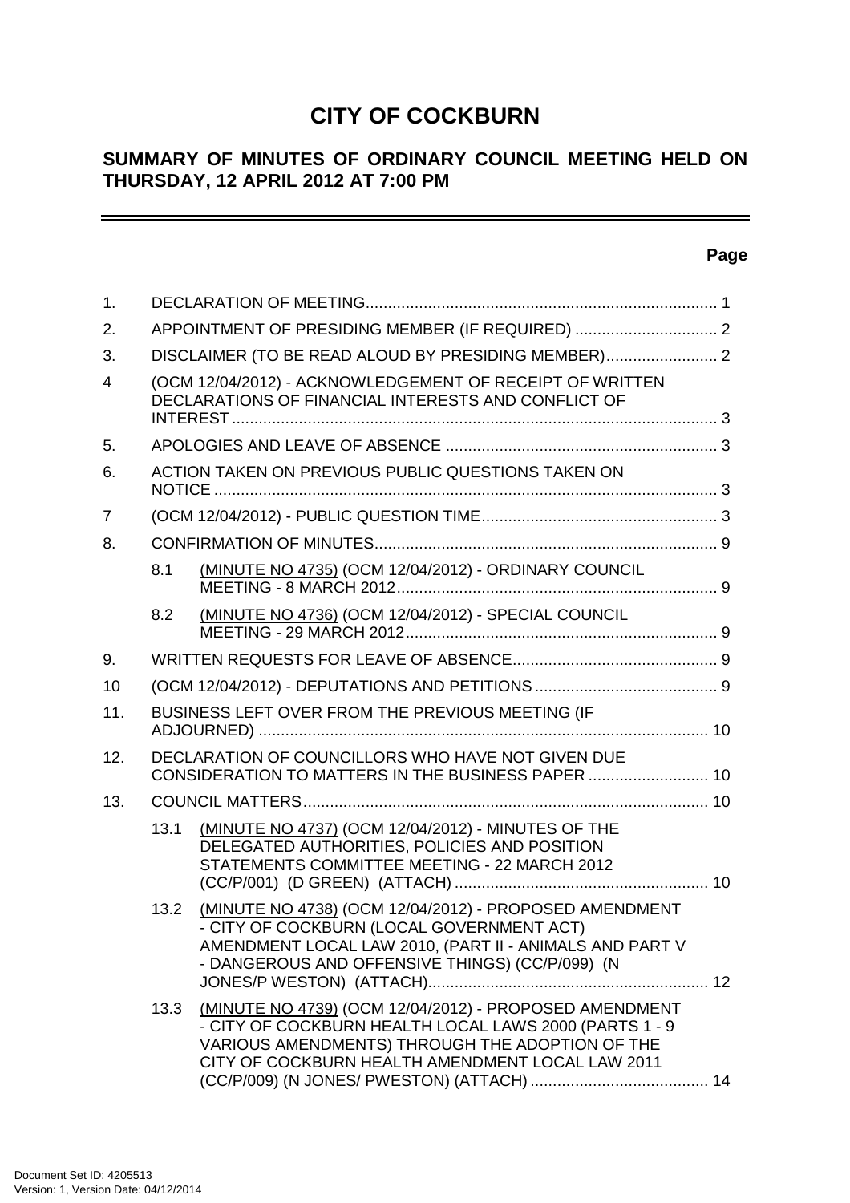# CITY OF COCKBURN

## SUMMARY OF MINUTES OF ORDINARY COUNCIL MEETING HELD ON THURSDAY, 12 APRIL 2012 AT 7:00 PM

**Page**

| | | | |
|---|---|---|---|
| 1. | DECLARATION OF MEETING | | 1 |
| 2. | APPOINTMENT OF PRESIDING MEMBER (IF REQUIRED) | | 2 |
| 3. | DISCLAIMER (TO BE READ ALOUD BY PRESIDING MEMBER) | | 2 |
| 4 | (OCM 12/04/2012) - ACKNOWLEDGEMENT OF RECEIPT OF WRITTEN DECLARATIONS OF FINANCIAL INTERESTS AND CONFLICT OF INTEREST | | 3 |
| 5. | APOLOGIES AND LEAVE OF ABSENCE | | 3 |
| 6. | ACTION TAKEN ON PREVIOUS PUBLIC QUESTIONS TAKEN ON NOTICE | | 3 |
| 7 | (OCM 12/04/2012) - PUBLIC QUESTION TIME | | 3 |
| 8. | CONFIRMATION OF MINUTES | | 9 |
| | 8.1 | (MINUTE NO 4735) (OCM 12/04/2012) - ORDINARY COUNCIL MEETING - 8 MARCH 2012 | 9 |
| | 8.2 | (MINUTE NO 4736) (OCM 12/04/2012) - SPECIAL COUNCIL MEETING - 29 MARCH 2012 | 9 |
| 9. | WRITTEN REQUESTS FOR LEAVE OF ABSENCE | | 9 |
| 10 | (OCM 12/04/2012) - DEPUTATIONS AND PETITIONS | | 9 |
| 11. | BUSINESS LEFT OVER FROM THE PREVIOUS MEETING (IF ADJOURNED) | | 10 |
| 12. | DECLARATION OF COUNCILLORS WHO HAVE NOT GIVEN DUE CONSIDERATION TO MATTERS IN THE BUSINESS PAPER | | 10 |
| 13. | COUNCIL MATTERS | | 10 |
| | 13.1 | (MINUTE NO 4737) (OCM 12/04/2012) - MINUTES OF THE DELEGATED AUTHORITIES, POLICIES AND POSITION STATEMENTS COMMITTEE MEETING - 22 MARCH 2012 (CC/P/001) (D GREEN) (ATTACH) | 10 |
| | 13.2 | (MINUTE NO 4738) (OCM 12/04/2012) - PROPOSED AMENDMENT - CITY OF COCKBURN (LOCAL GOVERNMENT ACT) AMENDMENT LOCAL LAW 2010, (PART II - ANIMALS AND PART V - DANGEROUS AND OFFENSIVE THINGS) (CC/P/099) (N JONES/P WESTON) (ATTACH) | 12 |
| | 13.3 | (MINUTE NO 4739) (OCM 12/04/2012) - PROPOSED AMENDMENT - CITY OF COCKBURN HEALTH LOCAL LAWS 2000 (PARTS 1 - 9 VARIOUS AMENDMENTS) THROUGH THE ADOPTION OF THE CITY OF COCKBURN HEALTH AMENDMENT LOCAL LAW 2011 (CC/P/009) (N JONES/ PWESTON) (ATTACH) | 14 |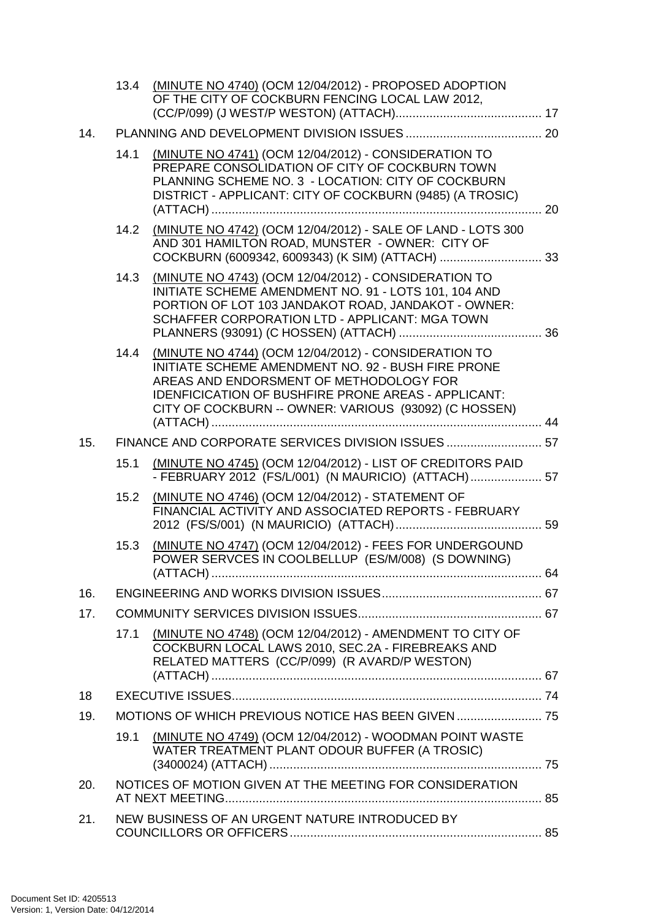13.4 (MINUTE NO 4740) (OCM 12/04/2012) - PROPOSED ADOPTION OF THE CITY OF COCKBURN FENCING LOCAL LAW 2012, (CC/P/099) (J WEST/P WESTON) (ATTACH)........................................... 17

14. PLANNING AND DEVELOPMENT DIVISION ISSUES........................................ 20

14.1 (MINUTE NO 4741) (OCM 12/04/2012) - CONSIDERATION TO PREPARE CONSOLIDATION OF CITY OF COCKBURN TOWN PLANNING SCHEME NO. 3 - LOCATION: CITY OF COCKBURN DISTRICT - APPLICANT: CITY OF COCKBURN (9485) (A TROSIC) (ATTACH)................................................................................................ 20

14.2 (MINUTE NO 4742) (OCM 12/04/2012) - SALE OF LAND - LOTS 300 AND 301 HAMILTON ROAD, MUNSTER - OWNER: CITY OF COCKBURN (6009342, 6009343) (K SIM) (ATTACH) .............................. 33

14.3 (MINUTE NO 4743) (OCM 12/04/2012) - CONSIDERATION TO INITIATE SCHEME AMENDMENT NO. 91 - LOTS 101, 104 AND PORTION OF LOT 103 JANDAKOT ROAD, JANDAKOT - OWNER: SCHAFFER CORPORATION LTD - APPLICANT: MGA TOWN PLANNERS (93091) (C HOSSEN) (ATTACH) .......................................... 36

14.4 (MINUTE NO 4744) (OCM 12/04/2012) - CONSIDERATION TO INITIATE SCHEME AMENDMENT NO. 92 - BUSH FIRE PRONE AREAS AND ENDORSMENT OF METHODOLOGY FOR IDENFICICATION OF BUSHFIRE PRONE AREAS - APPLICANT: CITY OF COCKBURN -- OWNER: VARIOUS (93092) (C HOSSEN) (ATTACH)................................................................................................ 44

15. FINANCE AND CORPORATE SERVICES DIVISION ISSUES ............................ 57

15.1 (MINUTE NO 4745) (OCM 12/04/2012) - LIST OF CREDITORS PAID - FEBRUARY 2012 (FS/L/001) (N MAURICIO) (ATTACH)..................... 57

15.2 (MINUTE NO 4746) (OCM 12/04/2012) - STATEMENT OF FINANCIAL ACTIVITY AND ASSOCIATED REPORTS - FEBRUARY 2012 (FS/S/001) (N MAURICIO) (ATTACH)........................................... 59

15.3 (MINUTE NO 4747) (OCM 12/04/2012) - FEES FOR UNDERGOUND POWER SERVCES IN COOLBELLUP (ES/M/008) (S DOWNING) (ATTACH)................................................................................................ 64

16. ENGINEERING AND WORKS DIVISION ISSUES............................................... 67

17. COMMUNITY SERVICES DIVISION ISSUES...................................................... 67

17.1 (MINUTE NO 4748) (OCM 12/04/2012) - AMENDMENT TO CITY OF COCKBURN LOCAL LAWS 2010, SEC.2A - FIREBREAKS AND RELATED MATTERS (CC/P/099) (R AVARD/P WESTON) (ATTACH)................................................................................................ 67

18 EXECUTIVE ISSUES.......................................................................................... 74

19. MOTIONS OF WHICH PREVIOUS NOTICE HAS BEEN GIVEN......................... 75

19.1 (MINUTE NO 4749) (OCM 12/04/2012) - WOODMAN POINT WASTE WATER TREATMENT PLANT ODOUR BUFFER (A TROSIC) (3400024) (ATTACH)................................................................................ 75

20. NOTICES OF MOTION GIVEN AT THE MEETING FOR CONSIDERATION AT NEXT MEETING............................................................................................ 85

21. NEW BUSINESS OF AN URGENT NATURE INTRODUCED BY COUNCILLORS OR OFFICERS......................................................................... 85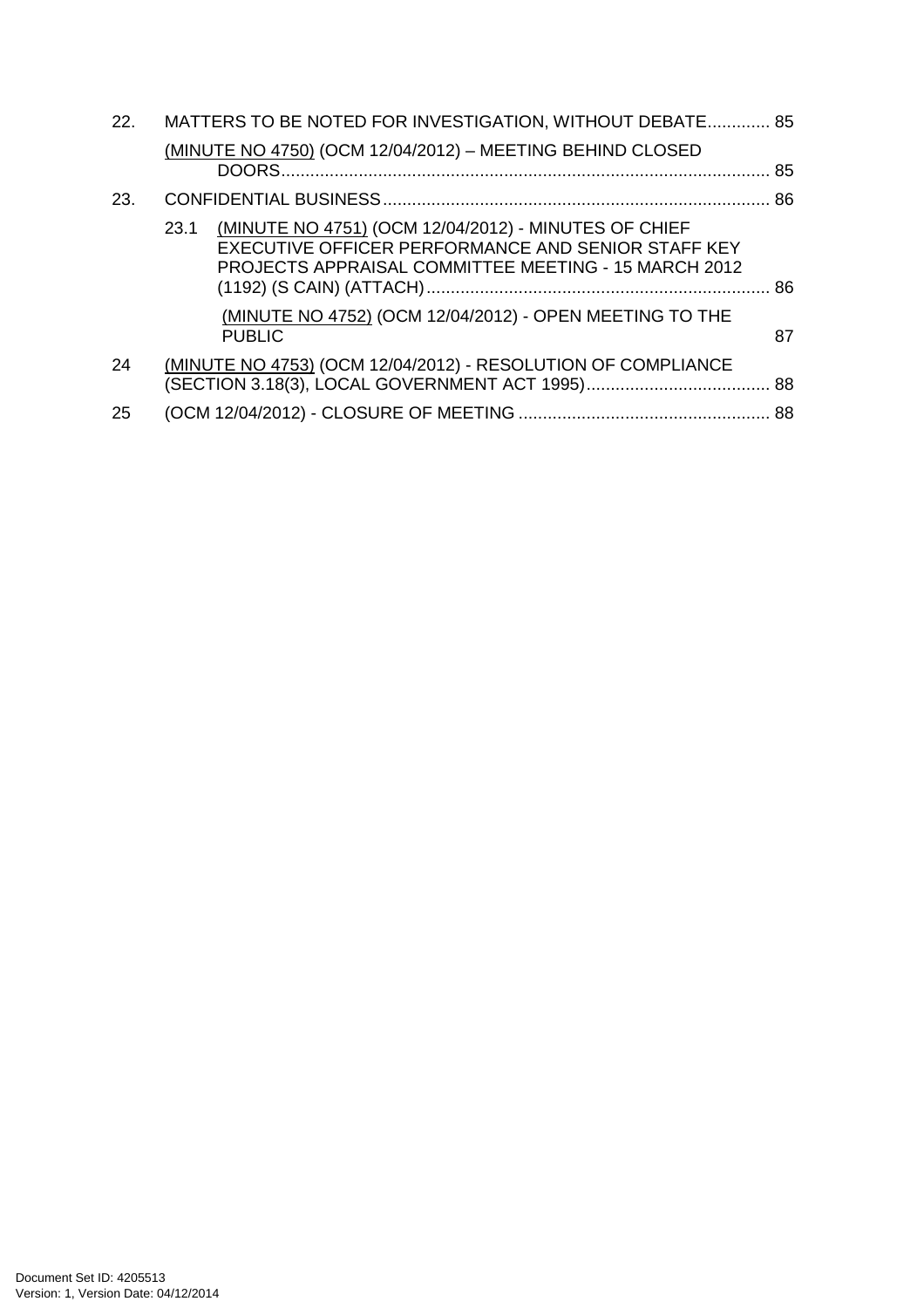22. MATTERS TO BE NOTED FOR INVESTIGATION, WITHOUT DEBATE............. 85

(MINUTE NO 4750) (OCM 12/04/2012) – MEETING BEHIND CLOSED DOORS.................................................................................................... 85

23. CONFIDENTIAL BUSINESS............................................................................... 86

23.1 (MINUTE NO 4751) (OCM 12/04/2012) - MINUTES OF CHIEF EXECUTIVE OFFICER PERFORMANCE AND SENIOR STAFF KEY PROJECTS APPRAISAL COMMITTEE MEETING - 15 MARCH 2012 (1192) (S CAIN) (ATTACH)...................................................................... 86

(MINUTE NO 4752) (OCM 12/04/2012) - OPEN MEETING TO THE PUBLIC 87

24 (MINUTE NO 4753) (OCM 12/04/2012) - RESOLUTION OF COMPLIANCE (SECTION 3.18(3), LOCAL GOVERNMENT ACT 1995)...................................... 88

25 (OCM 12/04/2012) - CLOSURE OF MEETING ................................................... 88

Document Set ID: 4205513
Version: 1, Version Date: 04/12/2014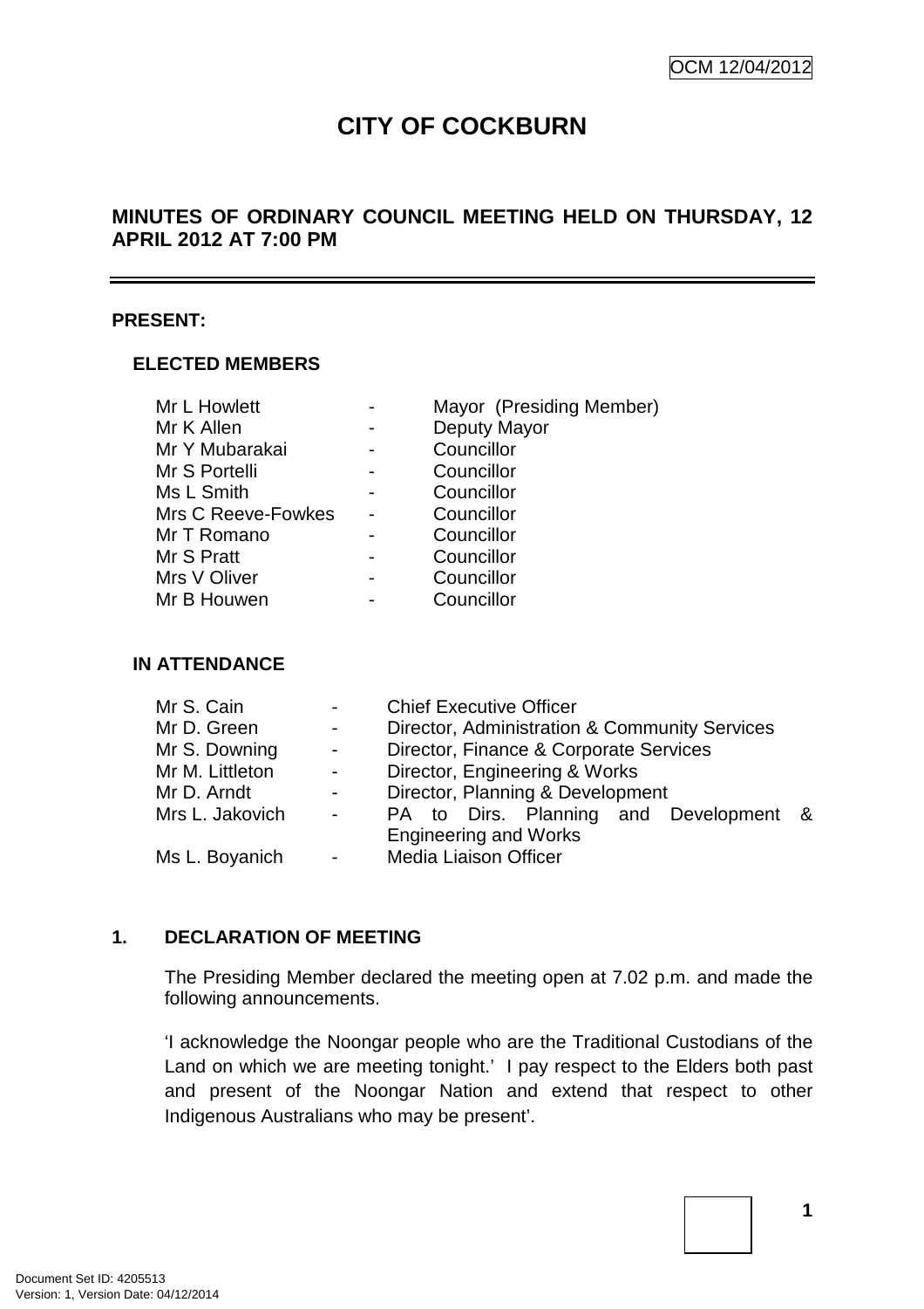OCM 12/04/2012

# CITY OF COCKBURN

## MINUTES OF ORDINARY COUNCIL MEETING HELD ON THURSDAY, 12 APRIL 2012 AT 7:00 PM

**PRESENT:**

### ELECTED MEMBERS

| | | |
|---|---|---|
| Mr L Howlett | - | Mayor (Presiding Member) |
| Mr K Allen | - | Deputy Mayor |
| Mr Y Mubarakai | - | Councillor |
| Mr S Portelli | - | Councillor |
| Ms L Smith | - | Councillor |
| Mrs C Reeve-Fowkes | - | Councillor |
| Mr T Romano | - | Councillor |
| Mr S Pratt | - | Councillor |
| Mrs V Oliver | - | Councillor |
| Mr B Houwen | - | Councillor |

### IN ATTENDANCE

| | | |
|---|---|---|
| Mr S. Cain | - | Chief Executive Officer |
| Mr D. Green | - | Director, Administration & Community Services |
| Mr S. Downing | - | Director, Finance & Corporate Services |
| Mr M. Littleton | - | Director, Engineering & Works |
| Mr D. Arndt | - | Director, Planning & Development |
| Mrs L. Jakovich | - | PA to Dirs. Planning and Development & Engineering and Works |
| Ms L. Boyanich | - | Media Liaison Officer |

## 1. DECLARATION OF MEETING

The Presiding Member declared the meeting open at 7.02 p.m. and made the following announcements.

'I acknowledge the Noongar people who are the Traditional Custodians of the Land on which we are meeting tonight.' I pay respect to the Elders both past and present of the Noongar Nation and extend that respect to other Indigenous Australians who may be present'.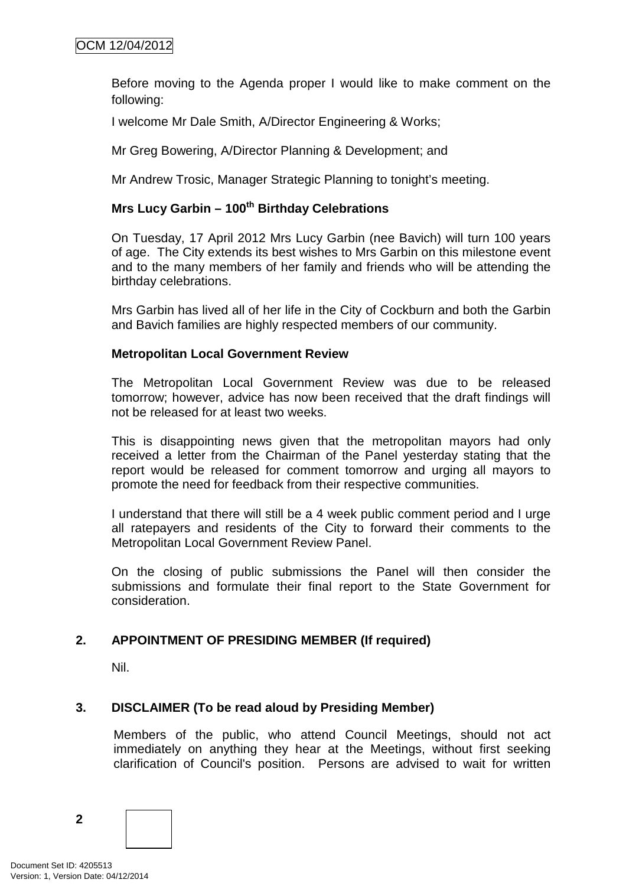Before moving to the Agenda proper I would like to make comment on the following:

I welcome Mr Dale Smith, A/Director Engineering & Works;

Mr Greg Bowering, A/Director Planning & Development; and

Mr Andrew Trosic, Manager Strategic Planning to tonight's meeting.

**Mrs Lucy Garbin – 100th Birthday Celebrations**

On Tuesday, 17 April 2012 Mrs Lucy Garbin (nee Bavich) will turn 100 years of age. The City extends its best wishes to Mrs Garbin on this milestone event and to the many members of her family and friends who will be attending the birthday celebrations.

Mrs Garbin has lived all of her life in the City of Cockburn and both the Garbin and Bavich families are highly respected members of our community.

**Metropolitan Local Government Review**

The Metropolitan Local Government Review was due to be released tomorrow; however, advice has now been received that the draft findings will not be released for at least two weeks.

This is disappointing news given that the metropolitan mayors had only received a letter from the Chairman of the Panel yesterday stating that the report would be released for comment tomorrow and urging all mayors to promote the need for feedback from their respective communities.

I understand that there will still be a 4 week public comment period and I urge all ratepayers and residents of the City to forward their comments to the Metropolitan Local Government Review Panel.

On the closing of public submissions the Panel will then consider the submissions and formulate their final report to the State Government for consideration.

## 2. APPOINTMENT OF PRESIDING MEMBER (If required)

Nil.

## 3. DISCLAIMER (To be read aloud by Presiding Member)

Members of the public, who attend Council Meetings, should not act immediately on anything they hear at the Meetings, without first seeking clarification of Council's position. Persons are advised to wait for written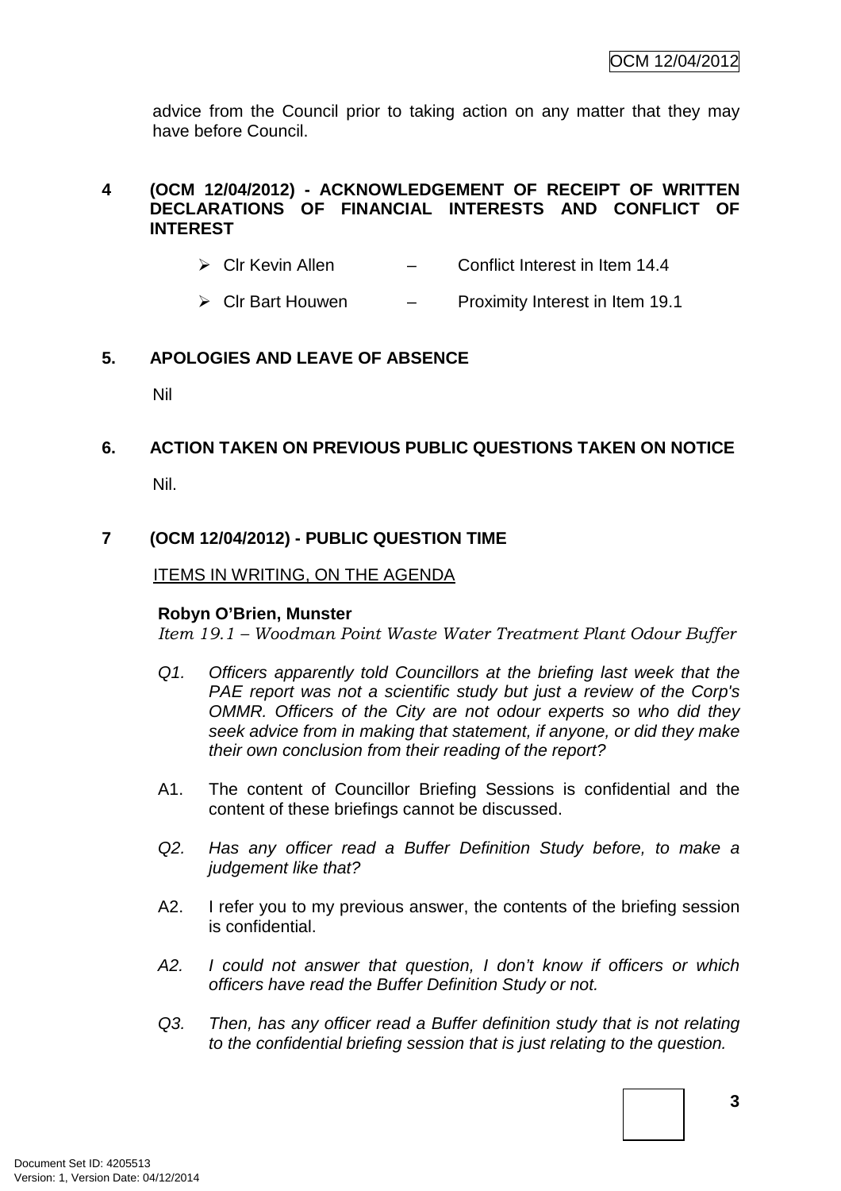advice from the Council prior to taking action on any matter that they may have before Council.

## 4 (OCM 12/04/2012) - ACKNOWLEDGEMENT OF RECEIPT OF WRITTEN DECLARATIONS OF FINANCIAL INTERESTS AND CONFLICT OF INTEREST

- Clr Kevin Allen – Conflict Interest in Item 14.4
- Clr Bart Houwen – Proximity Interest in Item 19.1

## 5. APOLOGIES AND LEAVE OF ABSENCE

Nil

## 6. ACTION TAKEN ON PREVIOUS PUBLIC QUESTIONS TAKEN ON NOTICE

Nil.

## 7 (OCM 12/04/2012) - PUBLIC QUESTION TIME

ITEMS IN WRITING, ON THE AGENDA

**Robyn O'Brien, Munster**
*Item 19.1 – Woodman Point Waste Water Treatment Plant Odour Buffer*

*Q1. Officers apparently told Councillors at the briefing last week that the PAE report was not a scientific study but just a review of the Corp's OMMR. Officers of the City are not odour experts so who did they seek advice from in making that statement, if anyone, or did they make their own conclusion from their reading of the report?*

A1. The content of Councillor Briefing Sessions is confidential and the content of these briefings cannot be discussed.

*Q2. Has any officer read a Buffer Definition Study before, to make a judgement like that?*

A2. I refer you to my previous answer, the contents of the briefing session is confidential.

*A2. I could not answer that question, I don't know if officers or which officers have read the Buffer Definition Study or not.*

*Q3. Then, has any officer read a Buffer definition study that is not relating to the confidential briefing session that is just relating to the question.*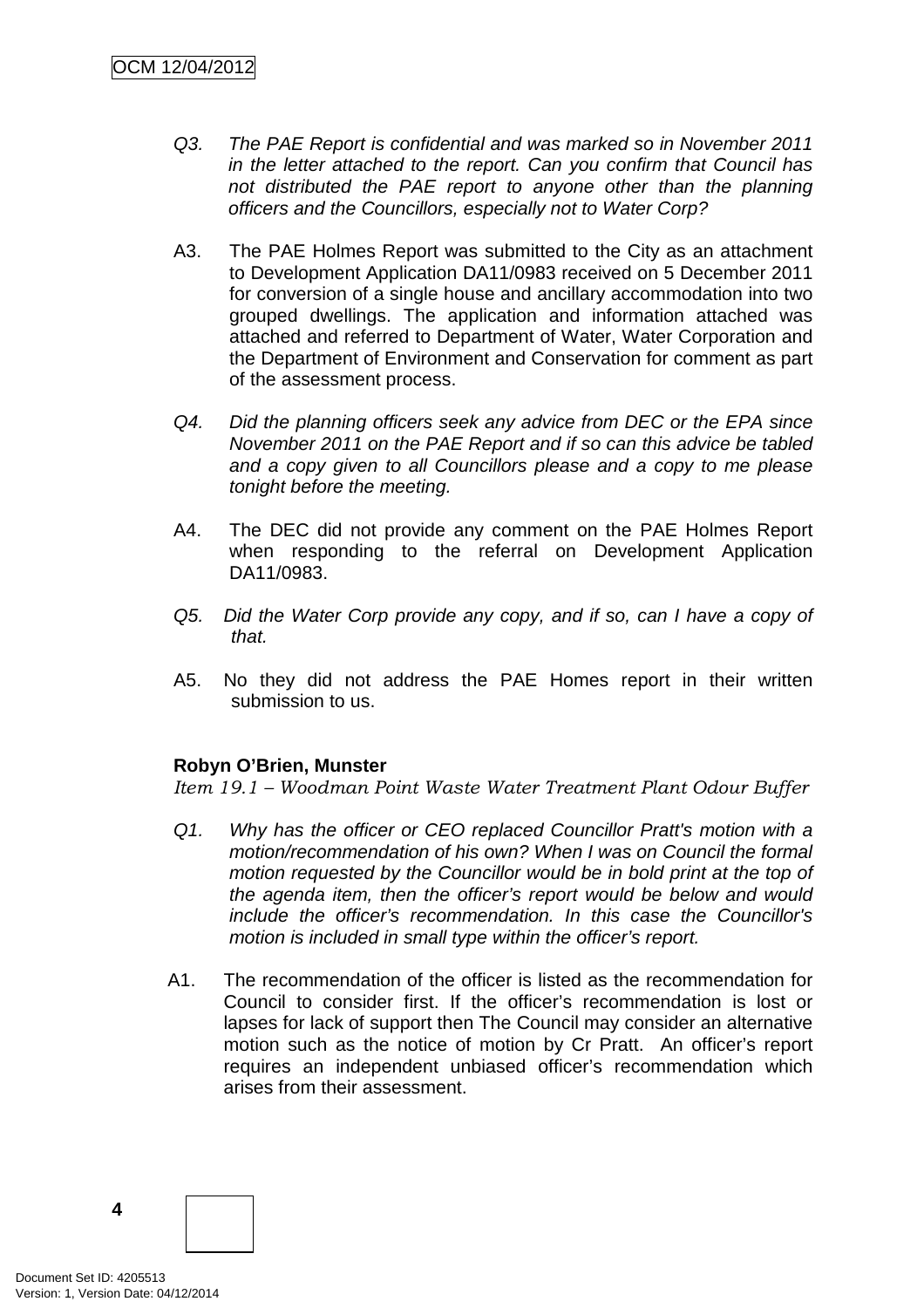*Q3. The PAE Report is confidential and was marked so in November 2011 in the letter attached to the report. Can you confirm that Council has not distributed the PAE report to anyone other than the planning officers and the Councillors, especially not to Water Corp?*

A3. The PAE Holmes Report was submitted to the City as an attachment to Development Application DA11/0983 received on 5 December 2011 for conversion of a single house and ancillary accommodation into two grouped dwellings. The application and information attached was attached and referred to Department of Water, Water Corporation and the Department of Environment and Conservation for comment as part of the assessment process.

*Q4. Did the planning officers seek any advice from DEC or the EPA since November 2011 on the PAE Report and if so can this advice be tabled and a copy given to all Councillors please and a copy to me please tonight before the meeting.*

A4. The DEC did not provide any comment on the PAE Holmes Report when responding to the referral on Development Application DA11/0983.

*Q5. Did the Water Corp provide any copy, and if so, can I have a copy of that.*

A5. No they did not address the PAE Homes report in their written submission to us.

**Robyn O'Brien, Munster**

*Item 19.1 – Woodman Point Waste Water Treatment Plant Odour Buffer*

*Q1. Why has the officer or CEO replaced Councillor Pratt's motion with a motion/recommendation of his own? When I was on Council the formal motion requested by the Councillor would be in bold print at the top of the agenda item, then the officer's report would be below and would include the officer's recommendation. In this case the Councillor's motion is included in small type within the officer's report.*

A1. The recommendation of the officer is listed as the recommendation for Council to consider first. If the officer's recommendation is lost or lapses for lack of support then The Council may consider an alternative motion such as the notice of motion by Cr Pratt. An officer's report requires an independent unbiased officer's recommendation which arises from their assessment.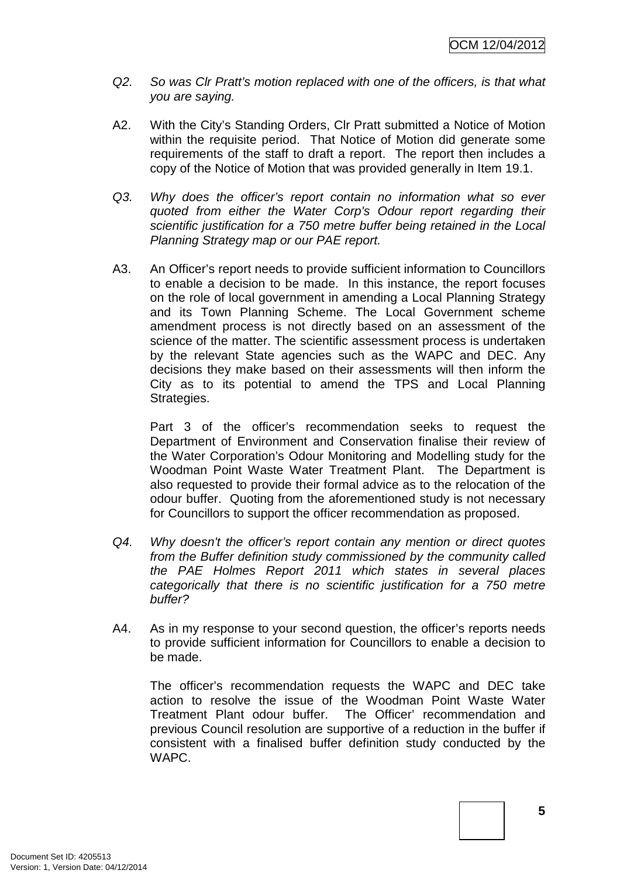*Q2. So was Clr Pratt's motion replaced with one of the officers, is that what you are saying.*

A2. With the City's Standing Orders, Clr Pratt submitted a Notice of Motion within the requisite period. That Notice of Motion did generate some requirements of the staff to draft a report. The report then includes a copy of the Notice of Motion that was provided generally in Item 19.1.

*Q3. Why does the officer's report contain no information what so ever quoted from either the Water Corp's Odour report regarding their scientific justification for a 750 metre buffer being retained in the Local Planning Strategy map or our PAE report.*

A3. An Officer's report needs to provide sufficient information to Councillors to enable a decision to be made. In this instance, the report focuses on the role of local government in amending a Local Planning Strategy and its Town Planning Scheme. The Local Government scheme amendment process is not directly based on an assessment of the science of the matter. The scientific assessment process is undertaken by the relevant State agencies such as the WAPC and DEC. Any decisions they make based on their assessments will then inform the City as to its potential to amend the TPS and Local Planning Strategies.

Part 3 of the officer's recommendation seeks to request the Department of Environment and Conservation finalise their review of the Water Corporation's Odour Monitoring and Modelling study for the Woodman Point Waste Water Treatment Plant. The Department is also requested to provide their formal advice as to the relocation of the odour buffer. Quoting from the aforementioned study is not necessary for Councillors to support the officer recommendation as proposed.

*Q4. Why doesn't the officer's report contain any mention or direct quotes from the Buffer definition study commissioned by the community called the PAE Holmes Report 2011 which states in several places categorically that there is no scientific justification for a 750 metre buffer?*

A4. As in my response to your second question, the officer's reports needs to provide sufficient information for Councillors to enable a decision to be made.

The officer's recommendation requests the WAPC and DEC take action to resolve the issue of the Woodman Point Waste Water Treatment Plant odour buffer. The Officer' recommendation and previous Council resolution are supportive of a reduction in the buffer if consistent with a finalised buffer definition study conducted by the WAPC.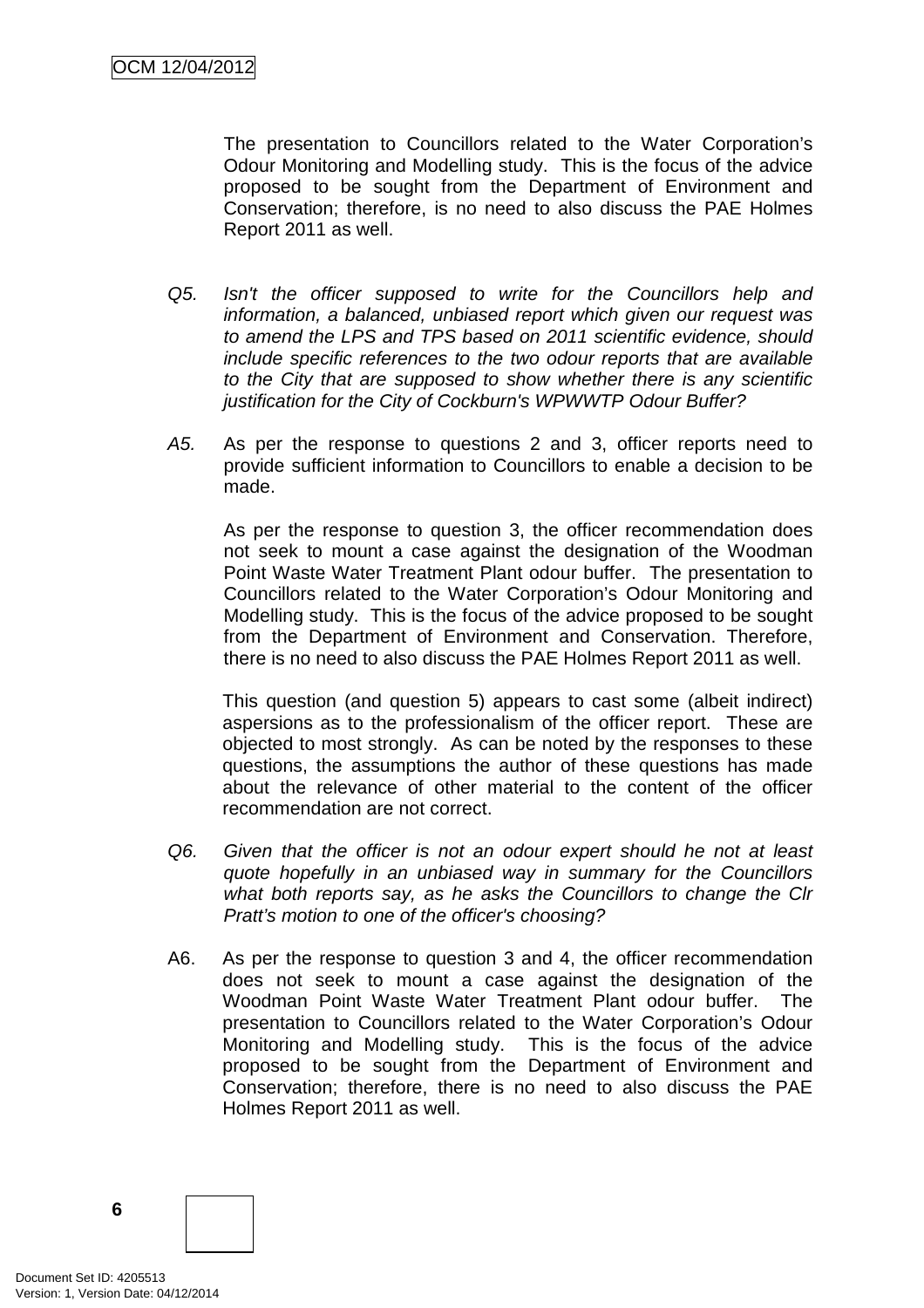The presentation to Councillors related to the Water Corporation's Odour Monitoring and Modelling study. This is the focus of the advice proposed to be sought from the Department of Environment and Conservation; therefore, is no need to also discuss the PAE Holmes Report 2011 as well.

*Q5. Isn't the officer supposed to write for the Councillors help and information, a balanced, unbiased report which given our request was to amend the LPS and TPS based on 2011 scientific evidence, should include specific references to the two odour reports that are available to the City that are supposed to show whether there is any scientific justification for the City of Cockburn's WPWWTP Odour Buffer?*

*A5.* As per the response to questions 2 and 3, officer reports need to provide sufficient information to Councillors to enable a decision to be made.

As per the response to question 3, the officer recommendation does not seek to mount a case against the designation of the Woodman Point Waste Water Treatment Plant odour buffer. The presentation to Councillors related to the Water Corporation's Odour Monitoring and Modelling study. This is the focus of the advice proposed to be sought from the Department of Environment and Conservation. Therefore, there is no need to also discuss the PAE Holmes Report 2011 as well.

This question (and question 5) appears to cast some (albeit indirect) aspersions as to the professionalism of the officer report. These are objected to most strongly. As can be noted by the responses to these questions, the assumptions the author of these questions has made about the relevance of other material to the content of the officer recommendation are not correct.

*Q6. Given that the officer is not an odour expert should he not at least quote hopefully in an unbiased way in summary for the Councillors what both reports say, as he asks the Councillors to change the Clr Pratt's motion to one of the officer's choosing?*

A6. As per the response to question 3 and 4, the officer recommendation does not seek to mount a case against the designation of the Woodman Point Waste Water Treatment Plant odour buffer. The presentation to Councillors related to the Water Corporation's Odour Monitoring and Modelling study. This is the focus of the advice proposed to be sought from the Department of Environment and Conservation; therefore, there is no need to also discuss the PAE Holmes Report 2011 as well.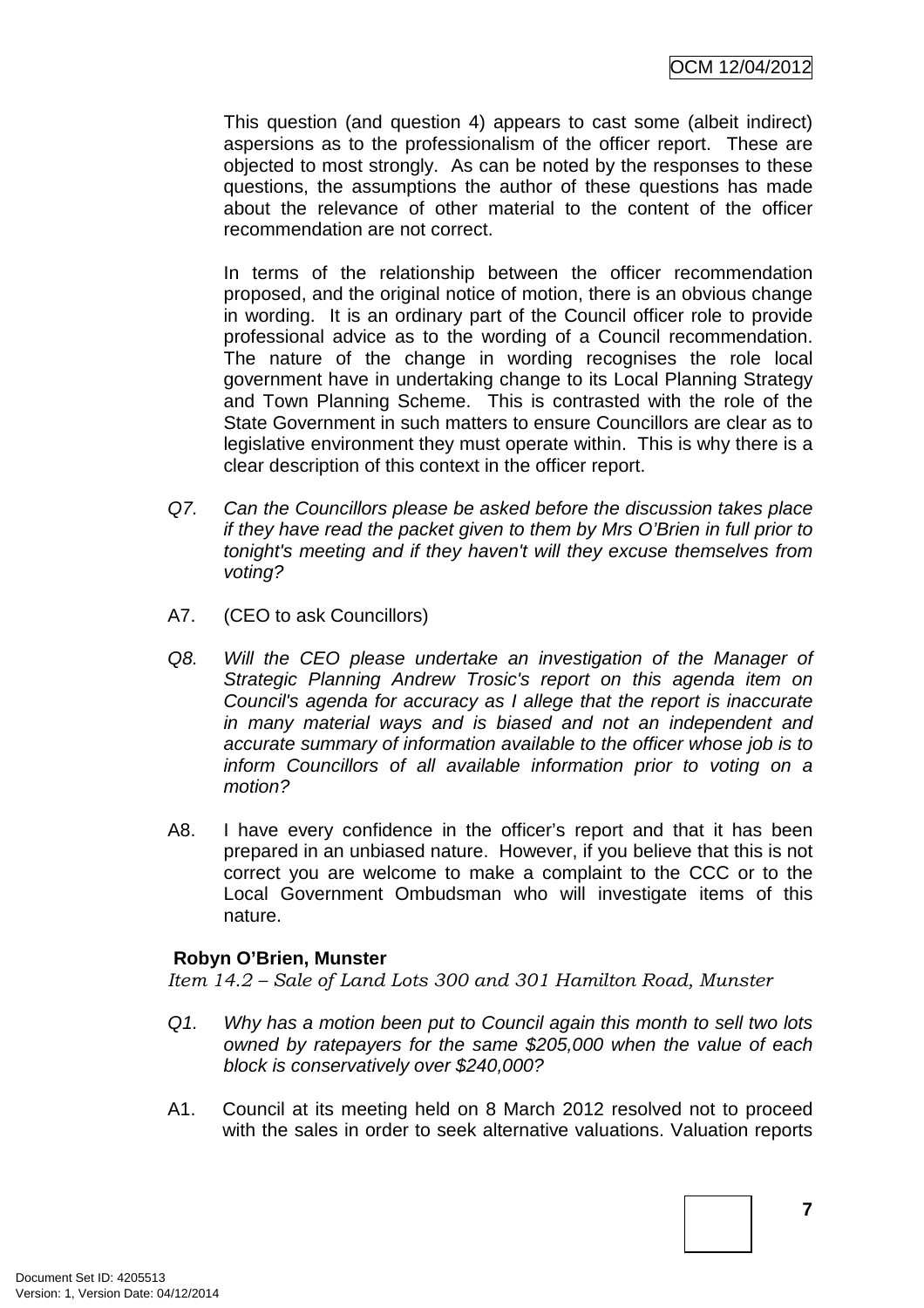This question (and question 4) appears to cast some (albeit indirect) aspersions as to the professionalism of the officer report. These are objected to most strongly. As can be noted by the responses to these questions, the assumptions the author of these questions has made about the relevance of other material to the content of the officer recommendation are not correct.

In terms of the relationship between the officer recommendation proposed, and the original notice of motion, there is an obvious change in wording. It is an ordinary part of the Council officer role to provide professional advice as to the wording of a Council recommendation. The nature of the change in wording recognises the role local government have in undertaking change to its Local Planning Strategy and Town Planning Scheme. This is contrasted with the role of the State Government in such matters to ensure Councillors are clear as to legislative environment they must operate within. This is why there is a clear description of this context in the officer report.

*Q7. Can the Councillors please be asked before the discussion takes place if they have read the packet given to them by Mrs O'Brien in full prior to tonight's meeting and if they haven't will they excuse themselves from voting?*

A7. (CEO to ask Councillors)

*Q8. Will the CEO please undertake an investigation of the Manager of Strategic Planning Andrew Trosic's report on this agenda item on Council's agenda for accuracy as I allege that the report is inaccurate in many material ways and is biased and not an independent and accurate summary of information available to the officer whose job is to inform Councillors of all available information prior to voting on a motion?*

A8. I have every confidence in the officer's report and that it has been prepared in an unbiased nature. However, if you believe that this is not correct you are welcome to make a complaint to the CCC or to the Local Government Ombudsman who will investigate items of this nature.

**Robyn O'Brien, Munster**

*Item 14.2 – Sale of Land Lots 300 and 301 Hamilton Road, Munster*

*Q1. Why has a motion been put to Council again this month to sell two lots owned by ratepayers for the same $205,000 when the value of each block is conservatively over $240,000?*

A1. Council at its meeting held on 8 March 2012 resolved not to proceed with the sales in order to seek alternative valuations. Valuation reports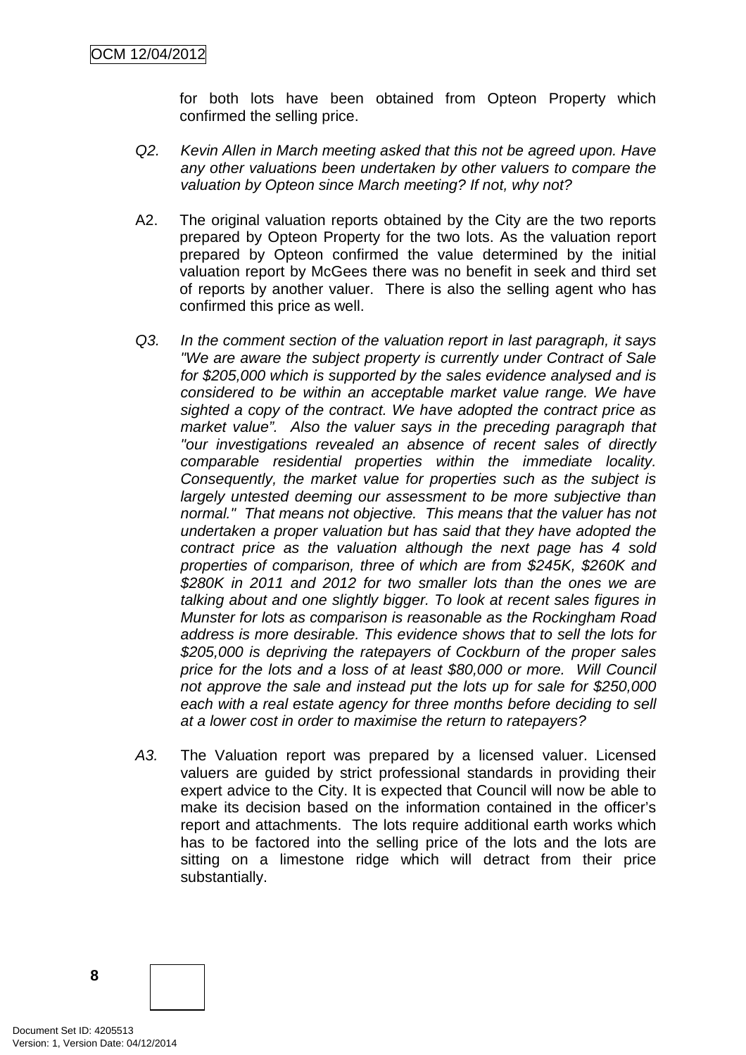for both lots have been obtained from Opteon Property which confirmed the selling price.

*Q2. Kevin Allen in March meeting asked that this not be agreed upon. Have any other valuations been undertaken by other valuers to compare the valuation by Opteon since March meeting? If not, why not?*

A2. The original valuation reports obtained by the City are the two reports prepared by Opteon Property for the two lots. As the valuation report prepared by Opteon confirmed the value determined by the initial valuation report by McGees there was no benefit in seek and third set of reports by another valuer. There is also the selling agent who has confirmed this price as well.

*Q3. In the comment section of the valuation report in last paragraph, it says "We are aware the subject property is currently under Contract of Sale for $205,000 which is supported by the sales evidence analysed and is considered to be within an acceptable market value range. We have sighted a copy of the contract. We have adopted the contract price as market value". Also the valuer says in the preceding paragraph that "our investigations revealed an absence of recent sales of directly comparable residential properties within the immediate locality. Consequently, the market value for properties such as the subject is largely untested deeming our assessment to be more subjective than normal." That means not objective. This means that the valuer has not undertaken a proper valuation but has said that they have adopted the contract price as the valuation although the next page has 4 sold properties of comparison, three of which are from $245K, $260K and $280K in 2011 and 2012 for two smaller lots than the ones we are talking about and one slightly bigger. To look at recent sales figures in Munster for lots as comparison is reasonable as the Rockingham Road address is more desirable. This evidence shows that to sell the lots for $205,000 is depriving the ratepayers of Cockburn of the proper sales price for the lots and a loss of at least $80,000 or more. Will Council not approve the sale and instead put the lots up for sale for $250,000 each with a real estate agency for three months before deciding to sell at a lower cost in order to maximise the return to ratepayers?*

*A3.* The Valuation report was prepared by a licensed valuer. Licensed valuers are guided by strict professional standards in providing their expert advice to the City. It is expected that Council will now be able to make its decision based on the information contained in the officer's report and attachments. The lots require additional earth works which has to be factored into the selling price of the lots and the lots are sitting on a limestone ridge which will detract from their price substantially.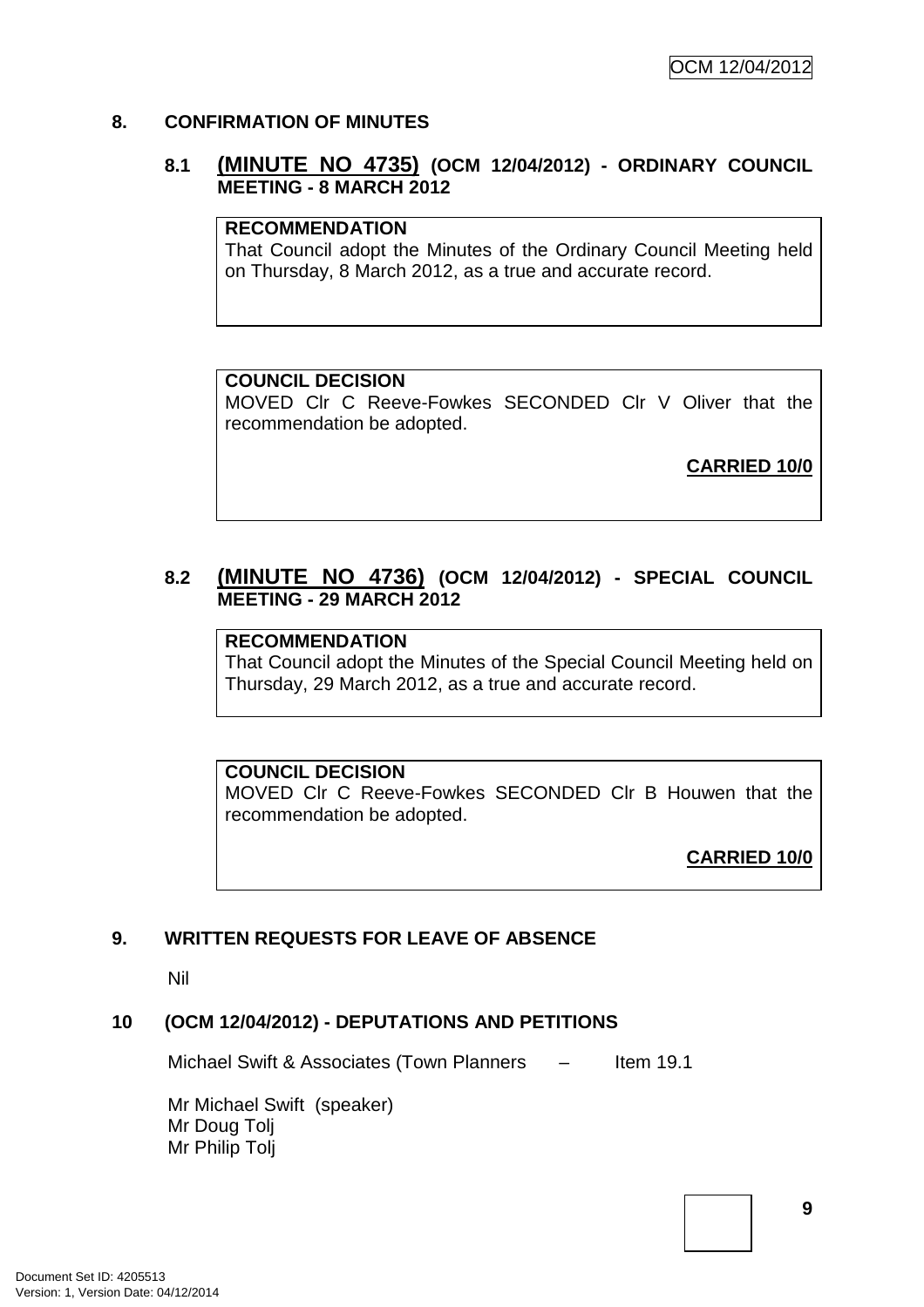## 8. CONFIRMATION OF MINUTES

### 8.1 (MINUTE NO 4735) (OCM 12/04/2012) - ORDINARY COUNCIL MEETING - 8 MARCH 2012

**RECOMMENDATION**
That Council adopt the Minutes of the Ordinary Council Meeting held on Thursday, 8 March 2012, as a true and accurate record.

**COUNCIL DECISION**
MOVED Clr C Reeve-Fowkes SECONDED Clr V Oliver that the recommendation be adopted.

**CARRIED 10/0**

### 8.2 (MINUTE NO 4736) (OCM 12/04/2012) - SPECIAL COUNCIL MEETING - 29 MARCH 2012

**RECOMMENDATION**
That Council adopt the Minutes of the Special Council Meeting held on Thursday, 29 March 2012, as a true and accurate record.

**COUNCIL DECISION**
MOVED Clr C Reeve-Fowkes SECONDED Clr B Houwen that the recommendation be adopted.

**CARRIED 10/0**

## 9. WRITTEN REQUESTS FOR LEAVE OF ABSENCE

Nil

## 10 (OCM 12/04/2012) - DEPUTATIONS AND PETITIONS

Michael Swift & Associates (Town Planners – Item 19.1

Mr Michael Swift (speaker)
Mr Doug Tolj
Mr Philip Tolj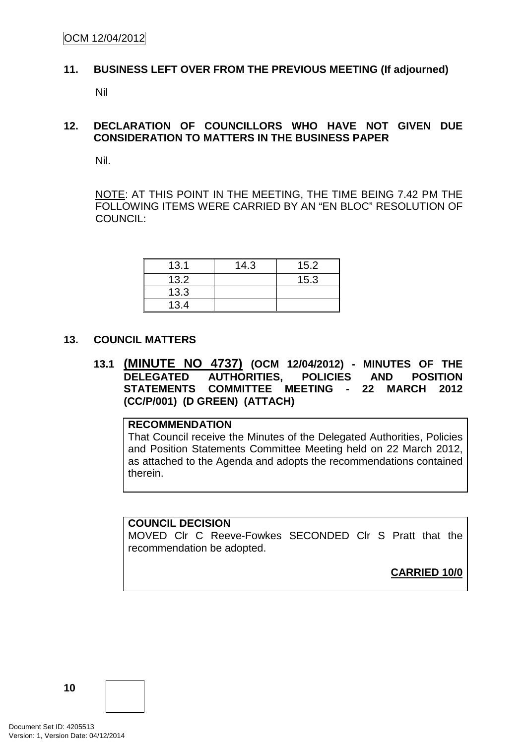## 11. BUSINESS LEFT OVER FROM THE PREVIOUS MEETING (If adjourned)

Nil

## 12. DECLARATION OF COUNCILLORS WHO HAVE NOT GIVEN DUE CONSIDERATION TO MATTERS IN THE BUSINESS PAPER

Nil.

NOTE: AT THIS POINT IN THE MEETING, THE TIME BEING 7.42 PM THE FOLLOWING ITEMS WERE CARRIED BY AN "EN BLOC" RESOLUTION OF COUNCIL:

| | | |
|---|---|---|
| 13.1 | 14.3 | 15.2 |
| 13.2 | | 15.3 |
| 13.3 | | |
| 13.4 | | |

## 13. COUNCIL MATTERS

### 13.1 (MINUTE NO 4737) (OCM 12/04/2012) - MINUTES OF THE DELEGATED AUTHORITIES, POLICIES AND POSITION STATEMENTS COMMITTEE MEETING - 22 MARCH 2012 (CC/P/001) (D GREEN) (ATTACH)

**RECOMMENDATION**

That Council receive the Minutes of the Delegated Authorities, Policies and Position Statements Committee Meeting held on 22 March 2012, as attached to the Agenda and adopts the recommendations contained therein.

**COUNCIL DECISION**

MOVED Clr C Reeve-Fowkes SECONDED Clr S Pratt that the recommendation be adopted.

**CARRIED 10/0**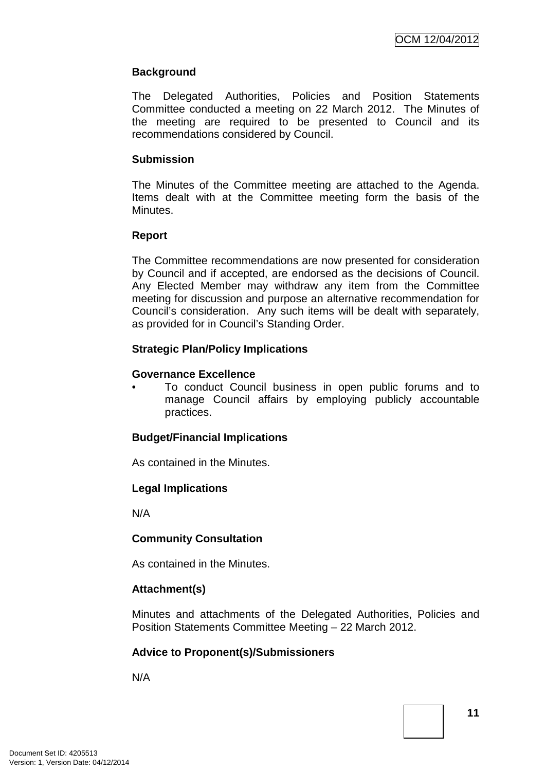**Background**

The Delegated Authorities, Policies and Position Statements Committee conducted a meeting on 22 March 2012. The Minutes of the meeting are required to be presented to Council and its recommendations considered by Council.

**Submission**

The Minutes of the Committee meeting are attached to the Agenda. Items dealt with at the Committee meeting form the basis of the Minutes.

**Report**

The Committee recommendations are now presented for consideration by Council and if accepted, are endorsed as the decisions of Council. Any Elected Member may withdraw any item from the Committee meeting for discussion and purpose an alternative recommendation for Council's consideration. Any such items will be dealt with separately, as provided for in Council's Standing Order.

**Strategic Plan/Policy Implications**

**Governance Excellence**

- To conduct Council business in open public forums and to manage Council affairs by employing publicly accountable practices.

**Budget/Financial Implications**

As contained in the Minutes.

**Legal Implications**

N/A

**Community Consultation**

As contained in the Minutes.

**Attachment(s)**

Minutes and attachments of the Delegated Authorities, Policies and Position Statements Committee Meeting – 22 March 2012.

**Advice to Proponent(s)/Submissioners**

N/A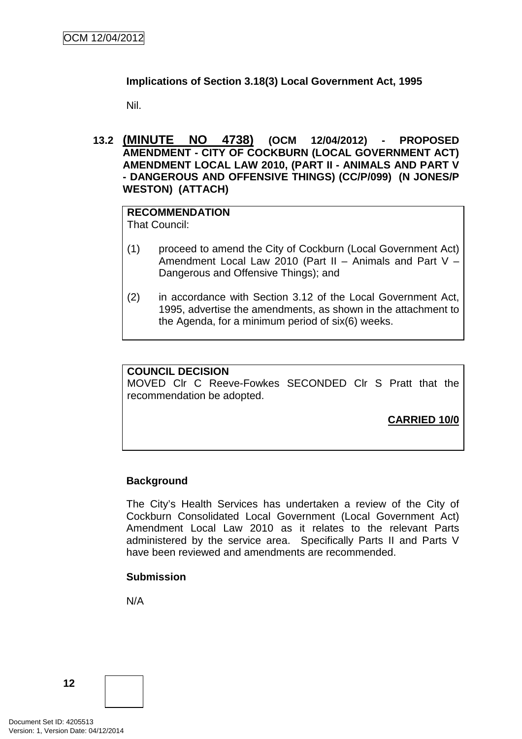**Implications of Section 3.18(3) Local Government Act, 1995**

Nil.

### 13.2 (MINUTE NO 4738) (OCM 12/04/2012) - PROPOSED AMENDMENT - CITY OF COCKBURN (LOCAL GOVERNMENT ACT) AMENDMENT LOCAL LAW 2010, (PART II - ANIMALS AND PART V - DANGEROUS AND OFFENSIVE THINGS) (CC/P/099) (N JONES/P WESTON) (ATTACH)

**RECOMMENDATION**
That Council:

(1) proceed to amend the City of Cockburn (Local Government Act) Amendment Local Law 2010 (Part II – Animals and Part V – Dangerous and Offensive Things); and

(2) in accordance with Section 3.12 of the Local Government Act, 1995, advertise the amendments, as shown in the attachment to the Agenda, for a minimum period of six(6) weeks.

**COUNCIL DECISION**
MOVED Clr C Reeve-Fowkes SECONDED Clr S Pratt that the recommendation be adopted.

**CARRIED 10/0**

**Background**

The City's Health Services has undertaken a review of the City of Cockburn Consolidated Local Government (Local Government Act) Amendment Local Law 2010 as it relates to the relevant Parts administered by the service area. Specifically Parts II and Parts V have been reviewed and amendments are recommended.

**Submission**

N/A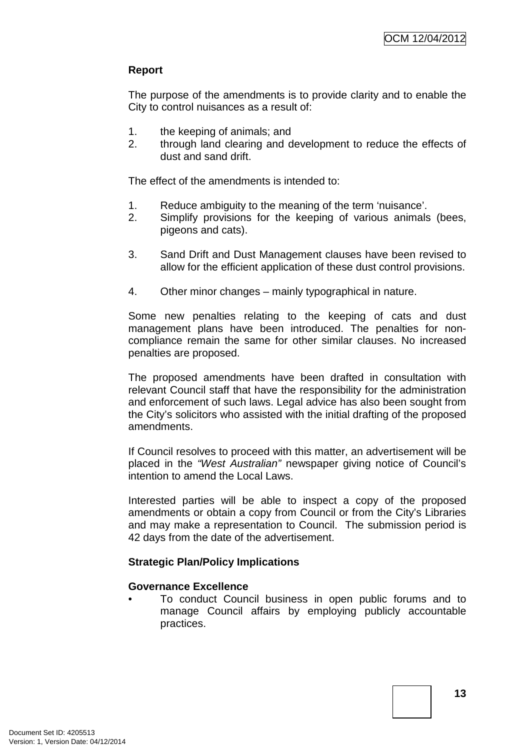**Report**

The purpose of the amendments is to provide clarity and to enable the City to control nuisances as a result of:

1. the keeping of animals; and
2. through land clearing and development to reduce the effects of dust and sand drift.

The effect of the amendments is intended to:

1. Reduce ambiguity to the meaning of the term 'nuisance'.
2. Simplify provisions for the keeping of various animals (bees, pigeons and cats).
3. Sand Drift and Dust Management clauses have been revised to allow for the efficient application of these dust control provisions.
4. Other minor changes – mainly typographical in nature.

Some new penalties relating to the keeping of cats and dust management plans have been introduced. The penalties for non-compliance remain the same for other similar clauses. No increased penalties are proposed.

The proposed amendments have been drafted in consultation with relevant Council staff that have the responsibility for the administration and enforcement of such laws. Legal advice has also been sought from the City's solicitors who assisted with the initial drafting of the proposed amendments.

If Council resolves to proceed with this matter, an advertisement will be placed in the *"West Australian"* newspaper giving notice of Council's intention to amend the Local Laws.

Interested parties will be able to inspect a copy of the proposed amendments or obtain a copy from Council or from the City's Libraries and may make a representation to Council. The submission period is 42 days from the date of the advertisement.

**Strategic Plan/Policy Implications**

**Governance Excellence**

- To conduct Council business in open public forums and to manage Council affairs by employing publicly accountable practices.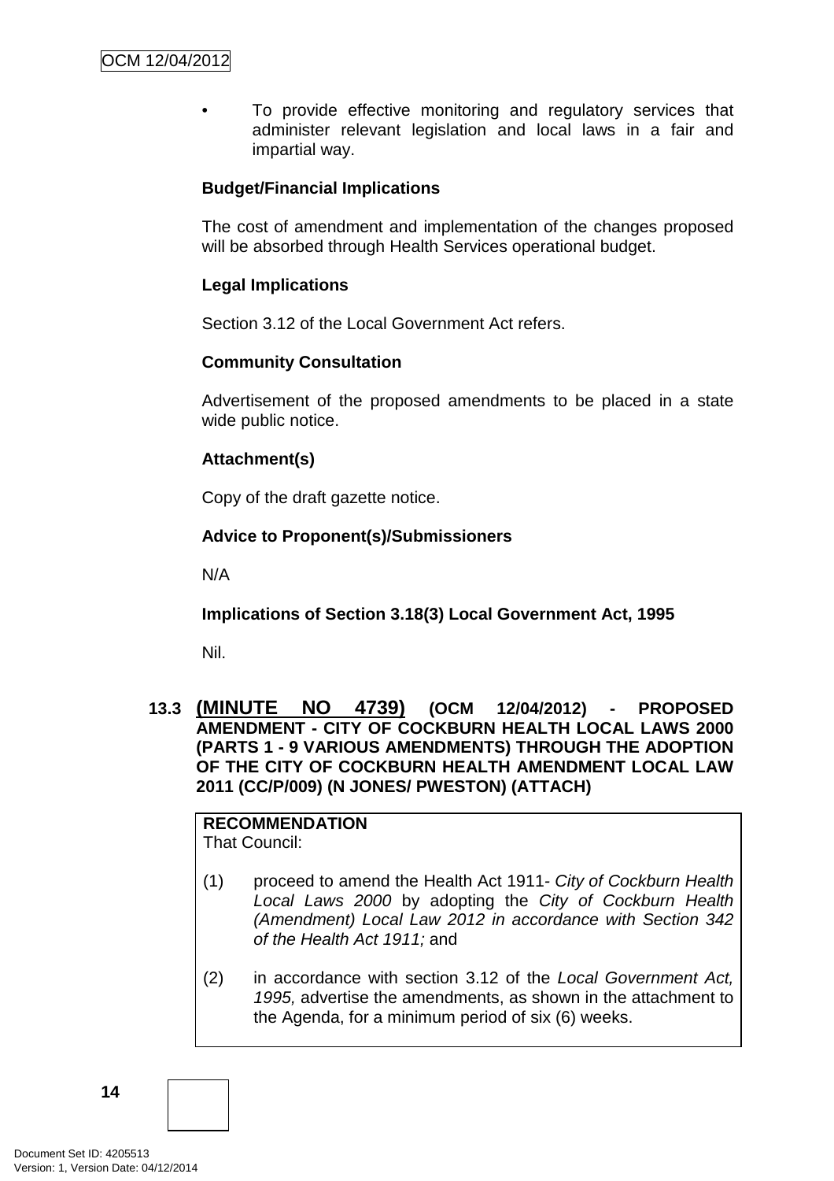- To provide effective monitoring and regulatory services that administer relevant legislation and local laws in a fair and impartial way.

**Budget/Financial Implications**

The cost of amendment and implementation of the changes proposed will be absorbed through Health Services operational budget.

**Legal Implications**

Section 3.12 of the Local Government Act refers.

**Community Consultation**

Advertisement of the proposed amendments to be placed in a state wide public notice.

**Attachment(s)**

Copy of the draft gazette notice.

**Advice to Proponent(s)/Submissioners**

N/A

**Implications of Section 3.18(3) Local Government Act, 1995**

Nil.

### 13.3 <u>(MINUTE NO 4739)</u> (OCM 12/04/2012) - PROPOSED AMENDMENT - CITY OF COCKBURN HEALTH LOCAL LAWS 2000 (PARTS 1 - 9 VARIOUS AMENDMENTS) THROUGH THE ADOPTION OF THE CITY OF COCKBURN HEALTH AMENDMENT LOCAL LAW 2011 (CC/P/009) (N JONES/ PWESTON) (ATTACH)

**RECOMMENDATION**
That Council:

(1) proceed to amend the Health Act 1911- *City of Cockburn Health Local Laws 2000* by adopting the *City of Cockburn Health (Amendment) Local Law 2012 in accordance with Section 342 of the Health Act 1911;* and

(2) in accordance with section 3.12 of the *Local Government Act, 1995,* advertise the amendments, as shown in the attachment to the Agenda, for a minimum period of six (6) weeks.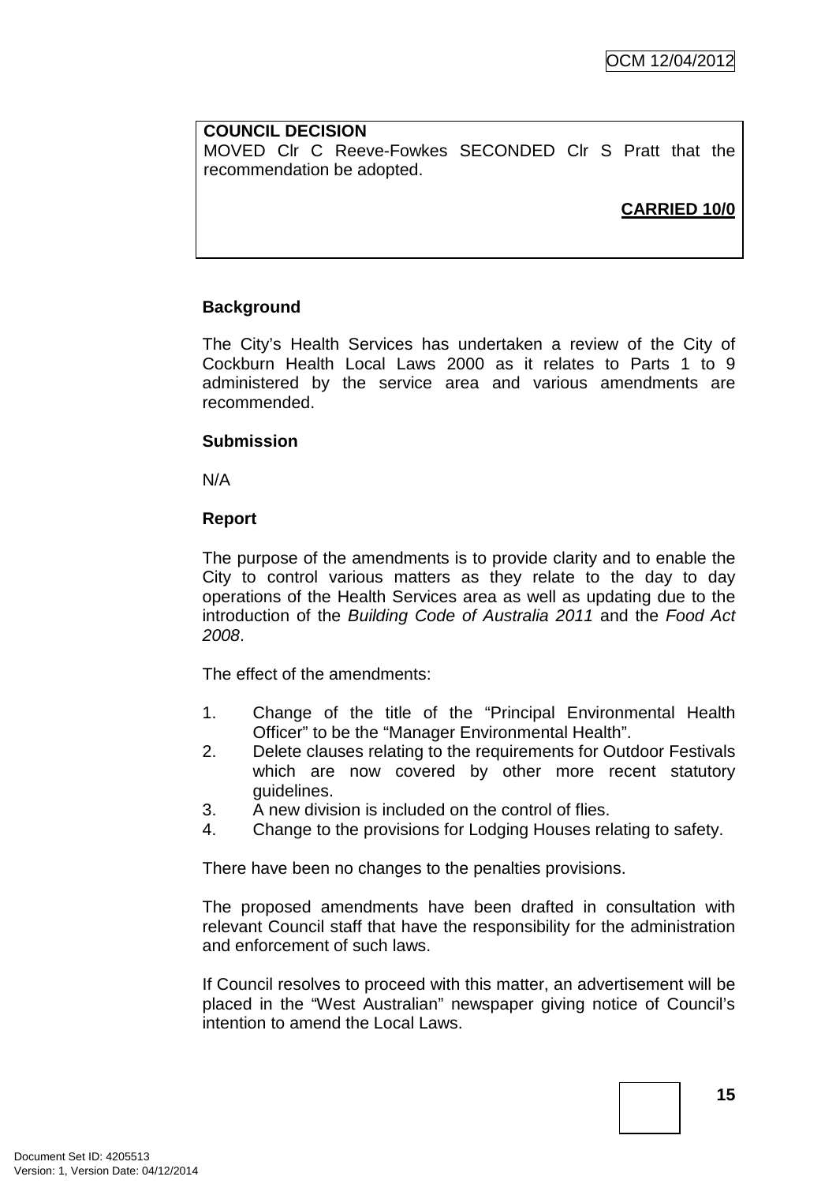**COUNCIL DECISION**

MOVED Clr C Reeve-Fowkes SECONDED Clr S Pratt that the recommendation be adopted.

**CARRIED 10/0**

**Background**

The City's Health Services has undertaken a review of the City of Cockburn Health Local Laws 2000 as it relates to Parts 1 to 9 administered by the service area and various amendments are recommended.

**Submission**

N/A

**Report**

The purpose of the amendments is to provide clarity and to enable the City to control various matters as they relate to the day to day operations of the Health Services area as well as updating due to the introduction of the *Building Code of Australia 2011* and the *Food Act 2008*.

The effect of the amendments:

1. Change of the title of the "Principal Environmental Health Officer" to be the "Manager Environmental Health".
2. Delete clauses relating to the requirements for Outdoor Festivals which are now covered by other more recent statutory guidelines.
3. A new division is included on the control of flies.
4. Change to the provisions for Lodging Houses relating to safety.

There have been no changes to the penalties provisions.

The proposed amendments have been drafted in consultation with relevant Council staff that have the responsibility for the administration and enforcement of such laws.

If Council resolves to proceed with this matter, an advertisement will be placed in the "West Australian" newspaper giving notice of Council's intention to amend the Local Laws.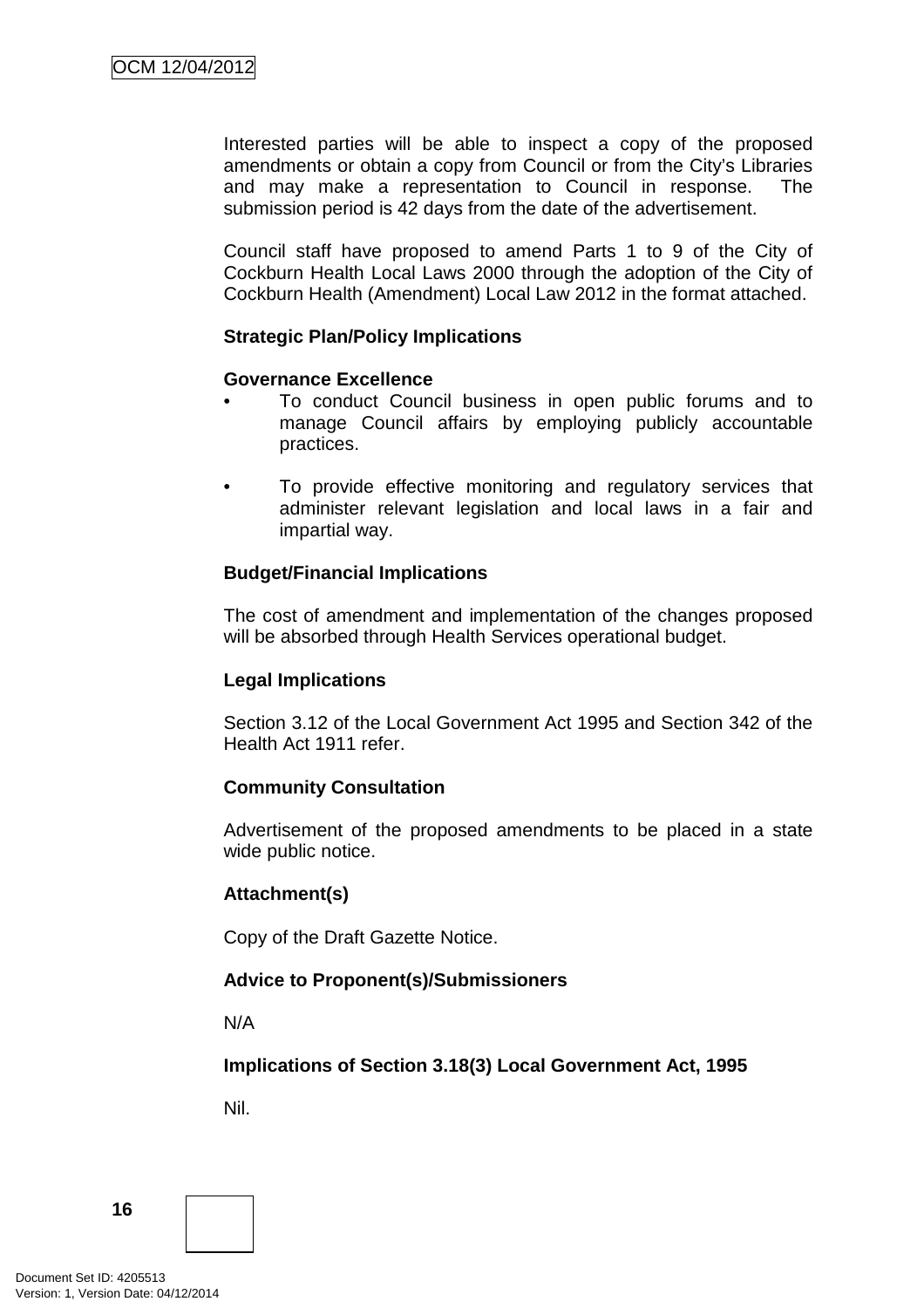Interested parties will be able to inspect a copy of the proposed amendments or obtain a copy from Council or from the City's Libraries and may make a representation to Council in response. The submission period is 42 days from the date of the advertisement.

Council staff have proposed to amend Parts 1 to 9 of the City of Cockburn Health Local Laws 2000 through the adoption of the City of Cockburn Health (Amendment) Local Law 2012 in the format attached.

**Strategic Plan/Policy Implications**

**Governance Excellence**

- To conduct Council business in open public forums and to manage Council affairs by employing publicly accountable practices.
- To provide effective monitoring and regulatory services that administer relevant legislation and local laws in a fair and impartial way.

**Budget/Financial Implications**

The cost of amendment and implementation of the changes proposed will be absorbed through Health Services operational budget.

**Legal Implications**

Section 3.12 of the Local Government Act 1995 and Section 342 of the Health Act 1911 refer.

**Community Consultation**

Advertisement of the proposed amendments to be placed in a state wide public notice.

**Attachment(s)**

Copy of the Draft Gazette Notice.

**Advice to Proponent(s)/Submissioners**

N/A

**Implications of Section 3.18(3) Local Government Act, 1995**

Nil.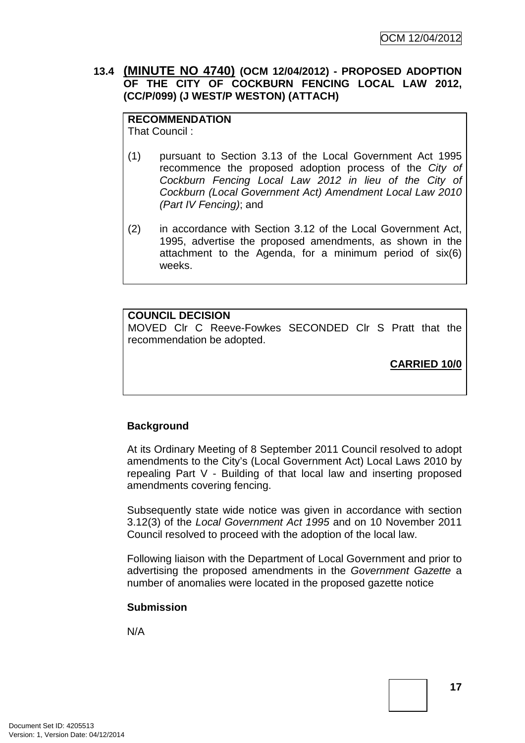### 13.4 (MINUTE NO 4740) (OCM 12/04/2012) - PROPOSED ADOPTION OF THE CITY OF COCKBURN FENCING LOCAL LAW 2012, (CC/P/099) (J WEST/P WESTON) (ATTACH)

**RECOMMENDATION**
That Council :

(1) pursuant to Section 3.13 of the Local Government Act 1995 recommence the proposed adoption process of the *City of Cockburn Fencing Local Law 2012 in lieu of the City of Cockburn (Local Government Act) Amendment Local Law 2010 (Part IV Fencing)*; and

(2) in accordance with Section 3.12 of the Local Government Act, 1995, advertise the proposed amendments, as shown in the attachment to the Agenda, for a minimum period of six(6) weeks.

**COUNCIL DECISION**
MOVED Clr C Reeve-Fowkes SECONDED Clr S Pratt that the recommendation be adopted.

**CARRIED 10/0**

**Background**

At its Ordinary Meeting of 8 September 2011 Council resolved to adopt amendments to the City's (Local Government Act) Local Laws 2010 by repealing Part V - Building of that local law and inserting proposed amendments covering fencing.

Subsequently state wide notice was given in accordance with section 3.12(3) of the *Local Government Act 1995* and on 10 November 2011 Council resolved to proceed with the adoption of the local law.

Following liaison with the Department of Local Government and prior to advertising the proposed amendments in the *Government Gazette* a number of anomalies were located in the proposed gazette notice

**Submission**

N/A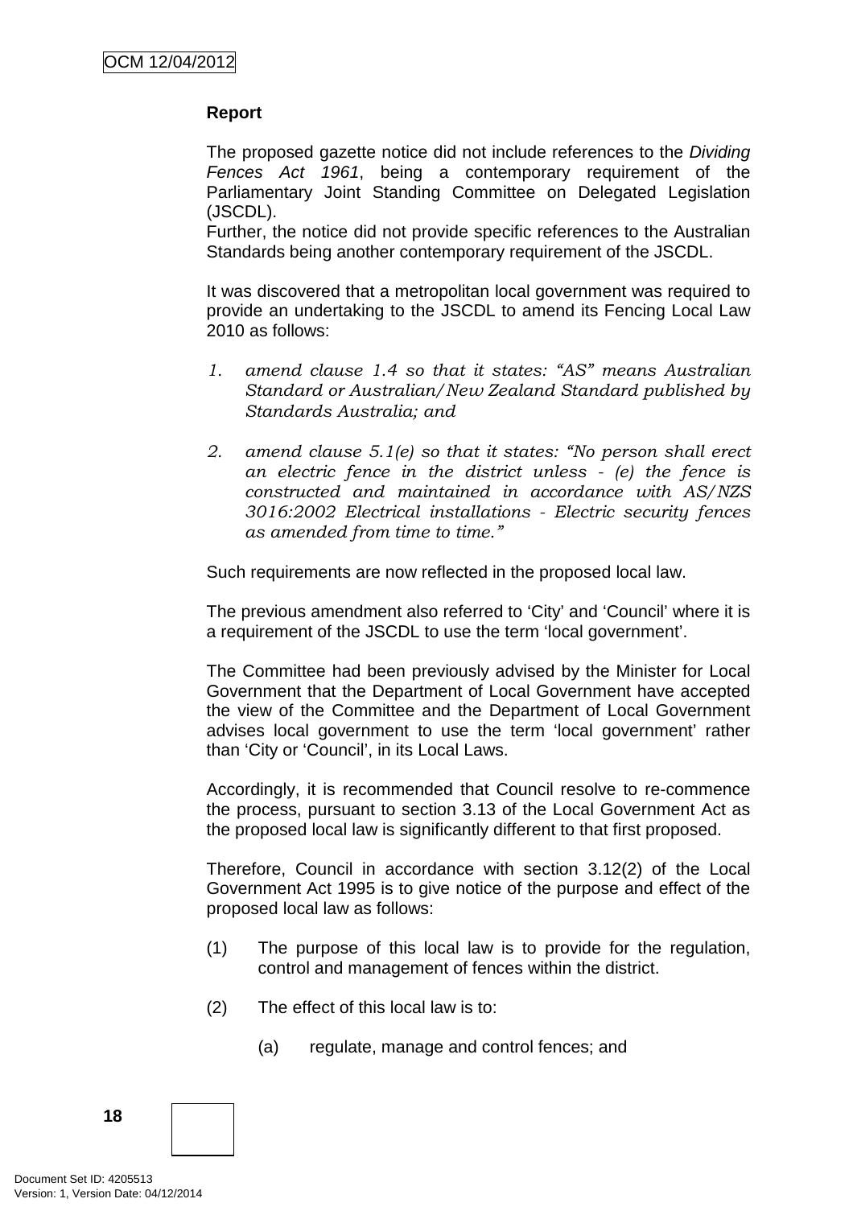**Report**

The proposed gazette notice did not include references to the *Dividing Fences Act 1961*, being a contemporary requirement of the Parliamentary Joint Standing Committee on Delegated Legislation (JSCDL).
Further, the notice did not provide specific references to the Australian Standards being another contemporary requirement of the JSCDL.

It was discovered that a metropolitan local government was required to provide an undertaking to the JSCDL to amend its Fencing Local Law 2010 as follows:

1. *amend clause 1.4 so that it states: "AS" means Australian Standard or Australian/New Zealand Standard published by Standards Australia; and*

2. *amend clause 5.1(e) so that it states: "No person shall erect an electric fence in the district unless - (e) the fence is constructed and maintained in accordance with AS/NZS 3016:2002 Electrical installations - Electric security fences as amended from time to time."*

Such requirements are now reflected in the proposed local law.

The previous amendment also referred to 'City' and 'Council' where it is a requirement of the JSCDL to use the term 'local government'.

The Committee had been previously advised by the Minister for Local Government that the Department of Local Government have accepted the view of the Committee and the Department of Local Government advises local government to use the term 'local government' rather than 'City or 'Council', in its Local Laws.

Accordingly, it is recommended that Council resolve to re-commence the process, pursuant to section 3.13 of the Local Government Act as the proposed local law is significantly different to that first proposed.

Therefore, Council in accordance with section 3.12(2) of the Local Government Act 1995 is to give notice of the purpose and effect of the proposed local law as follows:

(1) The purpose of this local law is to provide for the regulation, control and management of fences within the district.

(2) The effect of this local law is to:

  (a) regulate, manage and control fences; and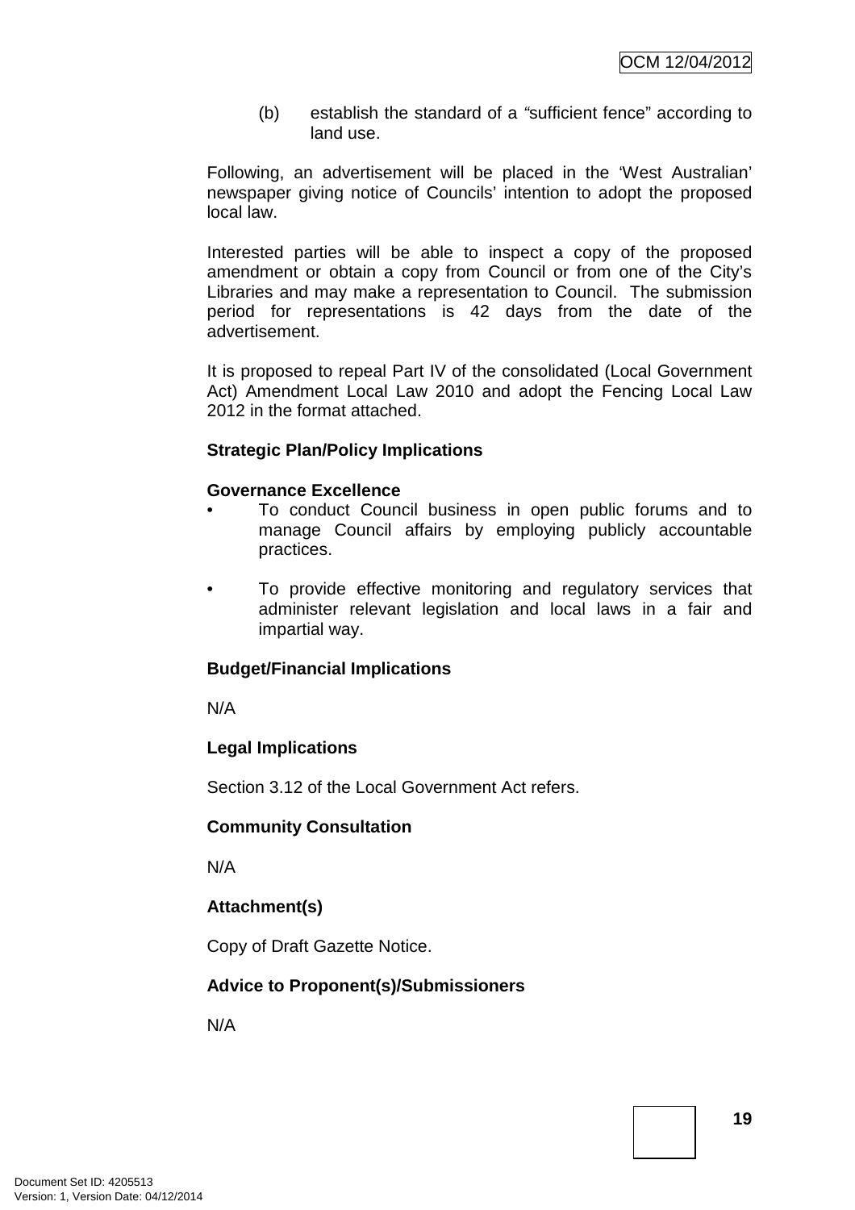(b) establish the standard of a "sufficient fence" according to land use.

Following, an advertisement will be placed in the 'West Australian' newspaper giving notice of Councils' intention to adopt the proposed local law.

Interested parties will be able to inspect a copy of the proposed amendment or obtain a copy from Council or from one of the City's Libraries and may make a representation to Council. The submission period for representations is 42 days from the date of the advertisement.

It is proposed to repeal Part IV of the consolidated (Local Government Act) Amendment Local Law 2010 and adopt the Fencing Local Law 2012 in the format attached.

**Strategic Plan/Policy Implications**

**Governance Excellence**

- To conduct Council business in open public forums and to manage Council affairs by employing publicly accountable practices.
- To provide effective monitoring and regulatory services that administer relevant legislation and local laws in a fair and impartial way.

**Budget/Financial Implications**

N/A

**Legal Implications**

Section 3.12 of the Local Government Act refers.

**Community Consultation**

N/A

**Attachment(s)**

Copy of Draft Gazette Notice.

**Advice to Proponent(s)/Submissioners**

N/A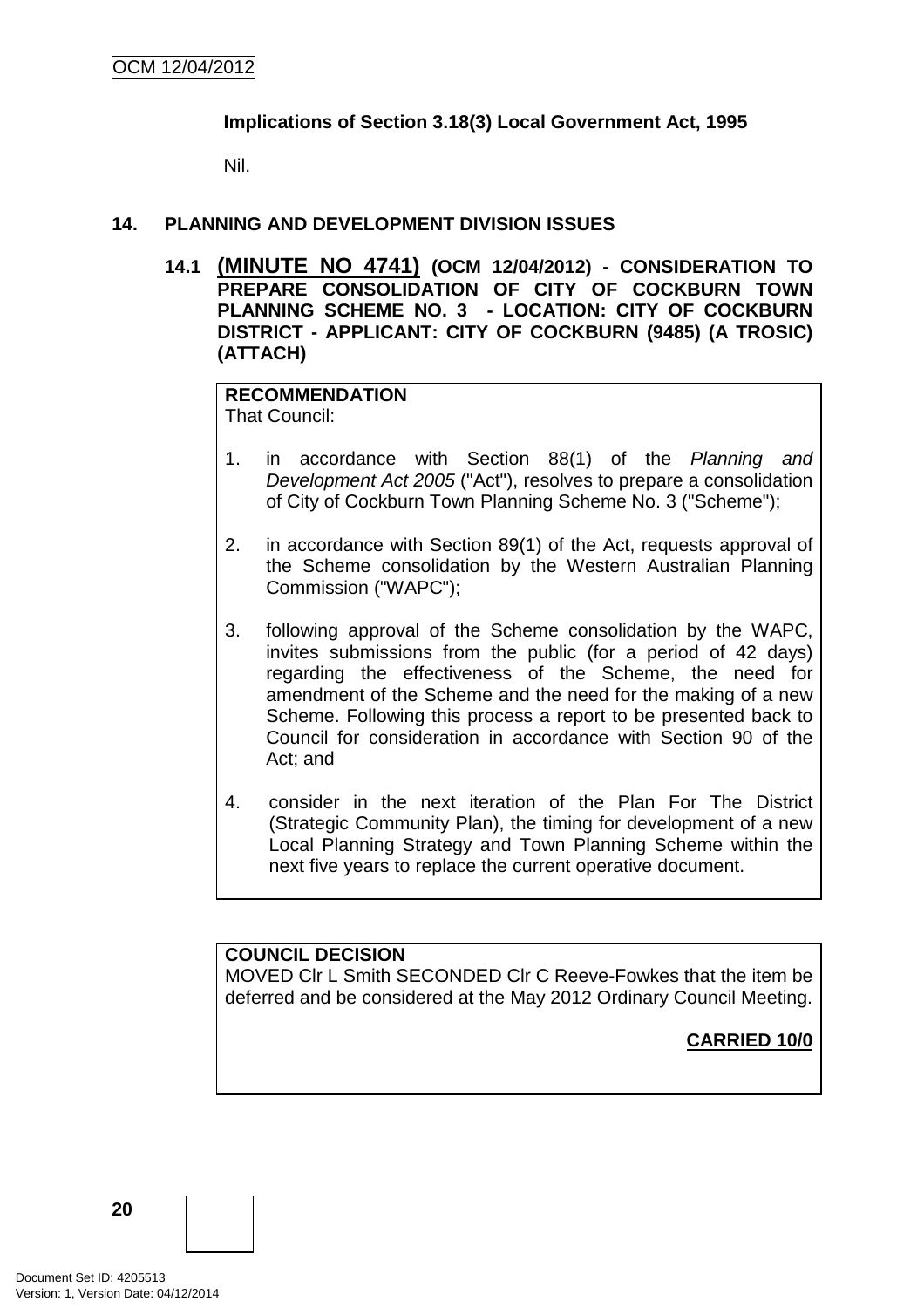**Implications of Section 3.18(3) Local Government Act, 1995**

Nil.

## 14. PLANNING AND DEVELOPMENT DIVISION ISSUES

### 14.1 <u>(MINUTE NO 4741)</u> (OCM 12/04/2012) - CONSIDERATION TO PREPARE CONSOLIDATION OF CITY OF COCKBURN TOWN PLANNING SCHEME NO. 3 - LOCATION: CITY OF COCKBURN DISTRICT - APPLICANT: CITY OF COCKBURN (9485) (A TROSIC) (ATTACH)

**RECOMMENDATION**
That Council:

1. in accordance with Section 88(1) of the *Planning and Development Act 2005* ("Act"), resolves to prepare a consolidation of City of Cockburn Town Planning Scheme No. 3 ("Scheme");

2. in accordance with Section 89(1) of the Act, requests approval of the Scheme consolidation by the Western Australian Planning Commission ("WAPC");

3. following approval of the Scheme consolidation by the WAPC, invites submissions from the public (for a period of 42 days) regarding the effectiveness of the Scheme, the need for amendment of the Scheme and the need for the making of a new Scheme. Following this process a report to be presented back to Council for consideration in accordance with Section 90 of the Act; and

4. consider in the next iteration of the Plan For The District (Strategic Community Plan), the timing for development of a new Local Planning Strategy and Town Planning Scheme within the next five years to replace the current operative document.

**COUNCIL DECISION**
MOVED Clr L Smith SECONDED Clr C Reeve-Fowkes that the item be deferred and be considered at the May 2012 Ordinary Council Meeting.

**<u>CARRIED 10/0</u>**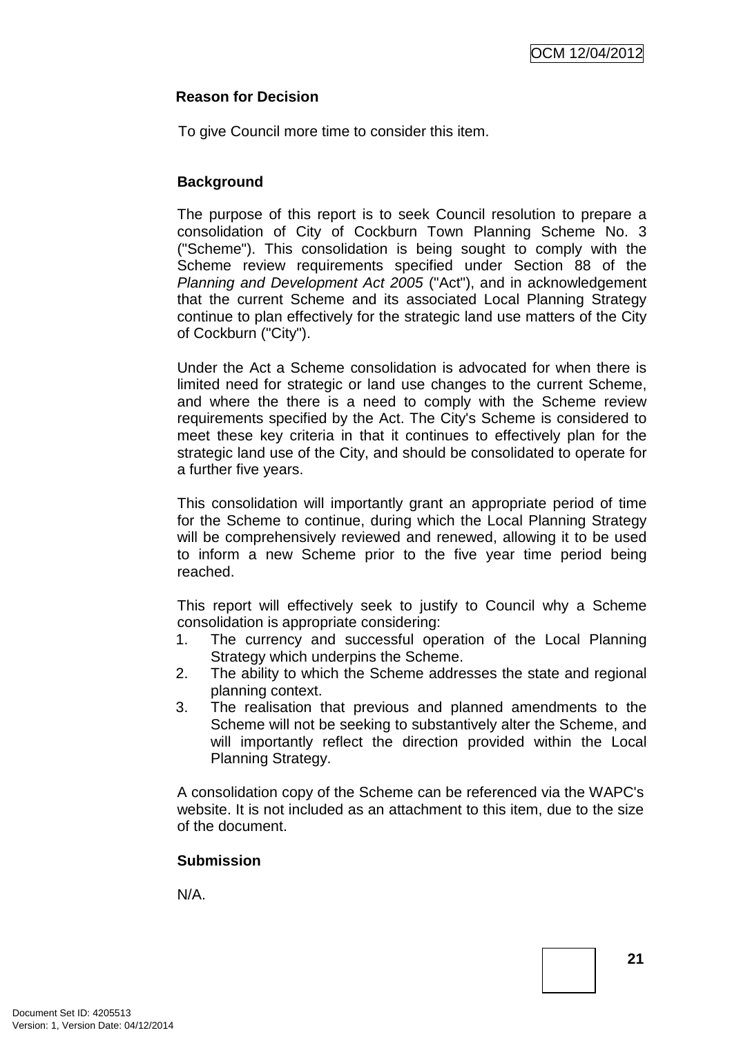**Reason for Decision**

To give Council more time to consider this item.

**Background**

The purpose of this report is to seek Council resolution to prepare a consolidation of City of Cockburn Town Planning Scheme No. 3 ("Scheme"). This consolidation is being sought to comply with the Scheme review requirements specified under Section 88 of the *Planning and Development Act 2005* ("Act"), and in acknowledgement that the current Scheme and its associated Local Planning Strategy continue to plan effectively for the strategic land use matters of the City of Cockburn ("City").

Under the Act a Scheme consolidation is advocated for when there is limited need for strategic or land use changes to the current Scheme, and where the there is a need to comply with the Scheme review requirements specified by the Act. The City's Scheme is considered to meet these key criteria in that it continues to effectively plan for the strategic land use of the City, and should be consolidated to operate for a further five years.

This consolidation will importantly grant an appropriate period of time for the Scheme to continue, during which the Local Planning Strategy will be comprehensively reviewed and renewed, allowing it to be used to inform a new Scheme prior to the five year time period being reached.

This report will effectively seek to justify to Council why a Scheme consolidation is appropriate considering:

1. The currency and successful operation of the Local Planning Strategy which underpins the Scheme.
2. The ability to which the Scheme addresses the state and regional planning context.
3. The realisation that previous and planned amendments to the Scheme will not be seeking to substantively alter the Scheme, and will importantly reflect the direction provided within the Local Planning Strategy.

A consolidation copy of the Scheme can be referenced via the WAPC's website. It is not included as an attachment to this item, due to the size of the document.

**Submission**

N/A.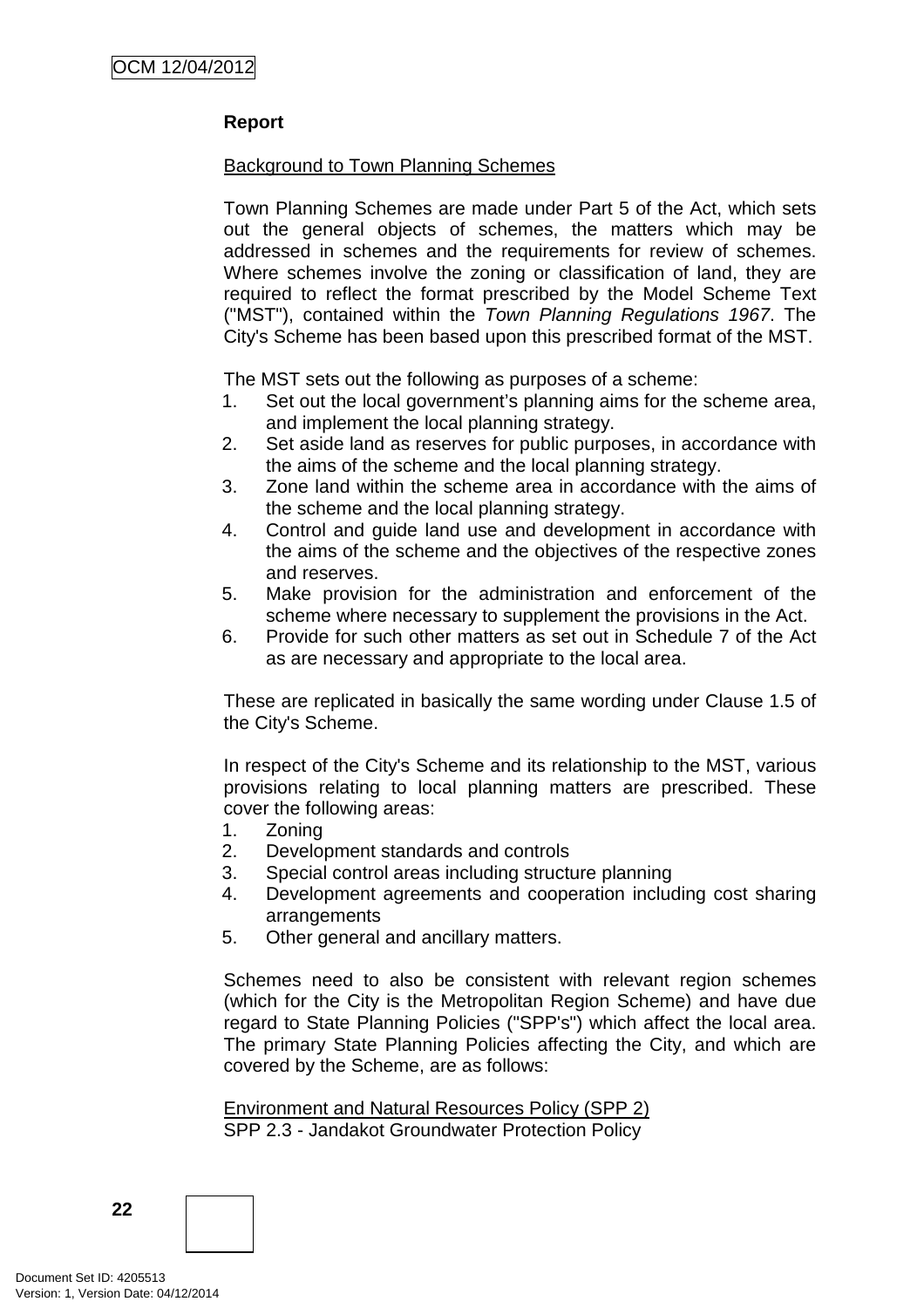**Report**

Background to Town Planning Schemes

Town Planning Schemes are made under Part 5 of the Act, which sets out the general objects of schemes, the matters which may be addressed in schemes and the requirements for review of schemes. Where schemes involve the zoning or classification of land, they are required to reflect the format prescribed by the Model Scheme Text ("MST"), contained within the *Town Planning Regulations 1967*. The City's Scheme has been based upon this prescribed format of the MST.

The MST sets out the following as purposes of a scheme:

1. Set out the local government's planning aims for the scheme area, and implement the local planning strategy.
2. Set aside land as reserves for public purposes, in accordance with the aims of the scheme and the local planning strategy.
3. Zone land within the scheme area in accordance with the aims of the scheme and the local planning strategy.
4. Control and guide land use and development in accordance with the aims of the scheme and the objectives of the respective zones and reserves.
5. Make provision for the administration and enforcement of the scheme where necessary to supplement the provisions in the Act.
6. Provide for such other matters as set out in Schedule 7 of the Act as are necessary and appropriate to the local area.

These are replicated in basically the same wording under Clause 1.5 of the City's Scheme.

In respect of the City's Scheme and its relationship to the MST, various provisions relating to local planning matters are prescribed. These cover the following areas:

1. Zoning
2. Development standards and controls
3. Special control areas including structure planning
4. Development agreements and cooperation including cost sharing arrangements
5. Other general and ancillary matters.

Schemes need to also be consistent with relevant region schemes (which for the City is the Metropolitan Region Scheme) and have due regard to State Planning Policies ("SPP's") which affect the local area. The primary State Planning Policies affecting the City, and which are covered by the Scheme, are as follows:

Environment and Natural Resources Policy (SPP 2)
SPP 2.3 - Jandakot Groundwater Protection Policy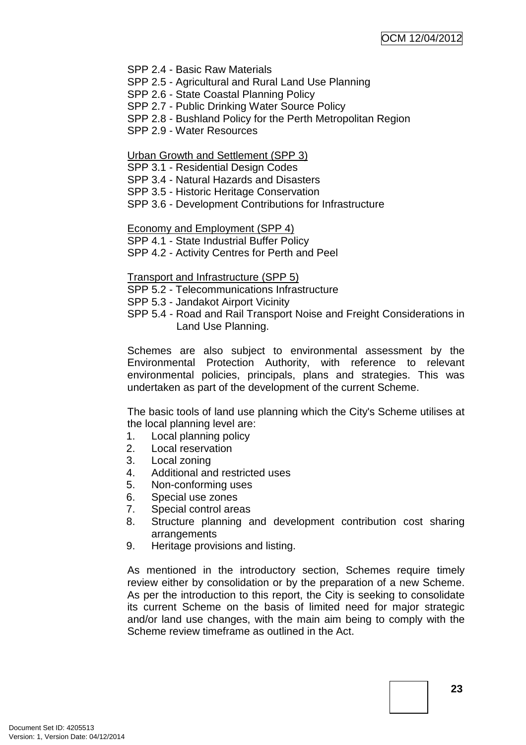SPP 2.4 - Basic Raw Materials
SPP 2.5 - Agricultural and Rural Land Use Planning
SPP 2.6 - State Coastal Planning Policy
SPP 2.7 - Public Drinking Water Source Policy
SPP 2.8 - Bushland Policy for the Perth Metropolitan Region
SPP 2.9 - Water Resources

<u>Urban Growth and Settlement (SPP 3)</u>
SPP 3.1 - Residential Design Codes
SPP 3.4 - Natural Hazards and Disasters
SPP 3.5 - Historic Heritage Conservation
SPP 3.6 - Development Contributions for Infrastructure

<u>Economy and Employment (SPP 4)</u>
SPP 4.1 - State Industrial Buffer Policy
SPP 4.2 - Activity Centres for Perth and Peel

<u>Transport and Infrastructure (SPP 5)</u>
SPP 5.2 - Telecommunications Infrastructure
SPP 5.3 - Jandakot Airport Vicinity
SPP 5.4 - Road and Rail Transport Noise and Freight Considerations in Land Use Planning.

Schemes are also subject to environmental assessment by the Environmental Protection Authority, with reference to relevant environmental policies, principals, plans and strategies. This was undertaken as part of the development of the current Scheme.

The basic tools of land use planning which the City's Scheme utilises at the local planning level are:

1. Local planning policy
2. Local reservation
3. Local zoning
4. Additional and restricted uses
5. Non-conforming uses
6. Special use zones
7. Special control areas
8. Structure planning and development contribution cost sharing arrangements
9. Heritage provisions and listing.

As mentioned in the introductory section, Schemes require timely review either by consolidation or by the preparation of a new Scheme. As per the introduction to this report, the City is seeking to consolidate its current Scheme on the basis of limited need for major strategic and/or land use changes, with the main aim being to comply with the Scheme review timeframe as outlined in the Act.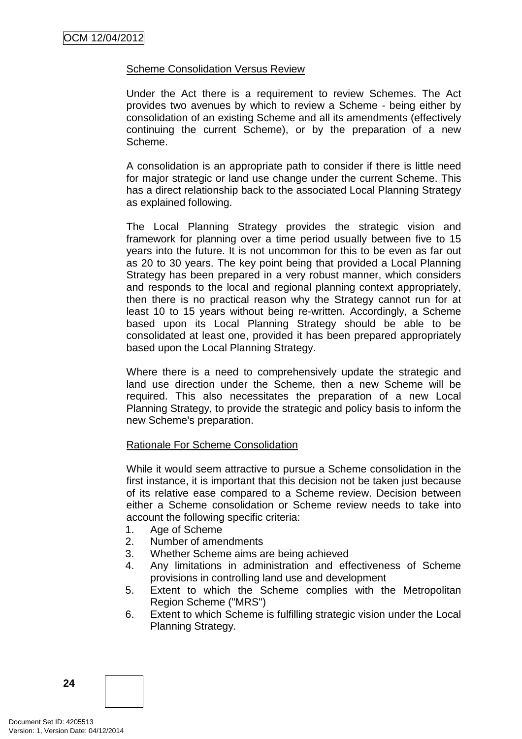Scheme Consolidation Versus Review

Under the Act there is a requirement to review Schemes. The Act provides two avenues by which to review a Scheme - being either by consolidation of an existing Scheme and all its amendments (effectively continuing the current Scheme), or by the preparation of a new Scheme.

A consolidation is an appropriate path to consider if there is little need for major strategic or land use change under the current Scheme. This has a direct relationship back to the associated Local Planning Strategy as explained following.

The Local Planning Strategy provides the strategic vision and framework for planning over a time period usually between five to 15 years into the future. It is not uncommon for this to be even as far out as 20 to 30 years. The key point being that provided a Local Planning Strategy has been prepared in a very robust manner, which considers and responds to the local and regional planning context appropriately, then there is no practical reason why the Strategy cannot run for at least 10 to 15 years without being re-written. Accordingly, a Scheme based upon its Local Planning Strategy should be able to be consolidated at least one, provided it has been prepared appropriately based upon the Local Planning Strategy.

Where there is a need to comprehensively update the strategic and land use direction under the Scheme, then a new Scheme will be required. This also necessitates the preparation of a new Local Planning Strategy, to provide the strategic and policy basis to inform the new Scheme's preparation.

Rationale For Scheme Consolidation

While it would seem attractive to pursue a Scheme consolidation in the first instance, it is important that this decision not be taken just because of its relative ease compared to a Scheme review. Decision between either a Scheme consolidation or Scheme review needs to take into account the following specific criteria:

1. Age of Scheme
2. Number of amendments
3. Whether Scheme aims are being achieved
4. Any limitations in administration and effectiveness of Scheme provisions in controlling land use and development
5. Extent to which the Scheme complies with the Metropolitan Region Scheme ("MRS")
6. Extent to which Scheme is fulfilling strategic vision under the Local Planning Strategy.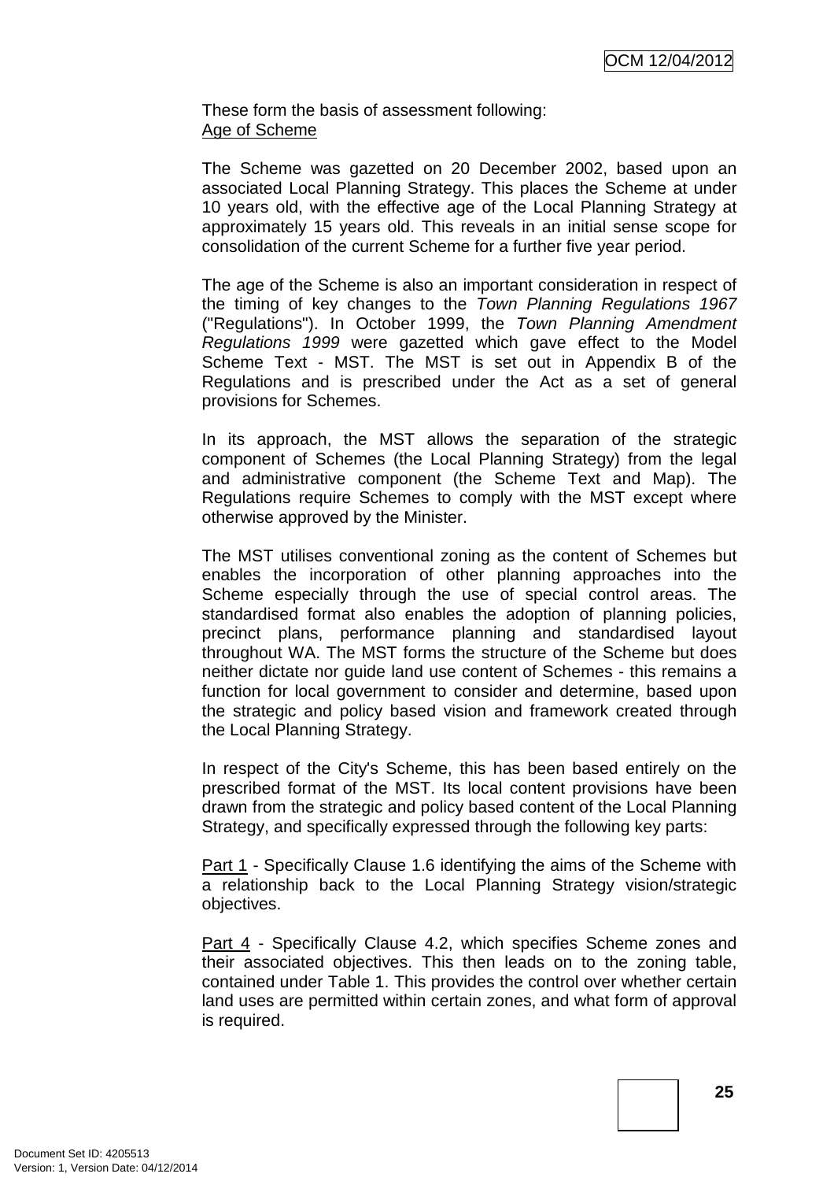These form the basis of assessment following:
Age of Scheme

The Scheme was gazetted on 20 December 2002, based upon an associated Local Planning Strategy. This places the Scheme at under 10 years old, with the effective age of the Local Planning Strategy at approximately 15 years old. This reveals in an initial sense scope for consolidation of the current Scheme for a further five year period.

The age of the Scheme is also an important consideration in respect of the timing of key changes to the *Town Planning Regulations 1967* ("Regulations"). In October 1999, the *Town Planning Amendment Regulations 1999* were gazetted which gave effect to the Model Scheme Text - MST. The MST is set out in Appendix B of the Regulations and is prescribed under the Act as a set of general provisions for Schemes.

In its approach, the MST allows the separation of the strategic component of Schemes (the Local Planning Strategy) from the legal and administrative component (the Scheme Text and Map). The Regulations require Schemes to comply with the MST except where otherwise approved by the Minister.

The MST utilises conventional zoning as the content of Schemes but enables the incorporation of other planning approaches into the Scheme especially through the use of special control areas. The standardised format also enables the adoption of planning policies, precinct plans, performance planning and standardised layout throughout WA. The MST forms the structure of the Scheme but does neither dictate nor guide land use content of Schemes - this remains a function for local government to consider and determine, based upon the strategic and policy based vision and framework created through the Local Planning Strategy.

In respect of the City's Scheme, this has been based entirely on the prescribed format of the MST. Its local content provisions have been drawn from the strategic and policy based content of the Local Planning Strategy, and specifically expressed through the following key parts:

Part 1 - Specifically Clause 1.6 identifying the aims of the Scheme with a relationship back to the Local Planning Strategy vision/strategic objectives.

Part 4 - Specifically Clause 4.2, which specifies Scheme zones and their associated objectives. This then leads on to the zoning table, contained under Table 1. This provides the control over whether certain land uses are permitted within certain zones, and what form of approval is required.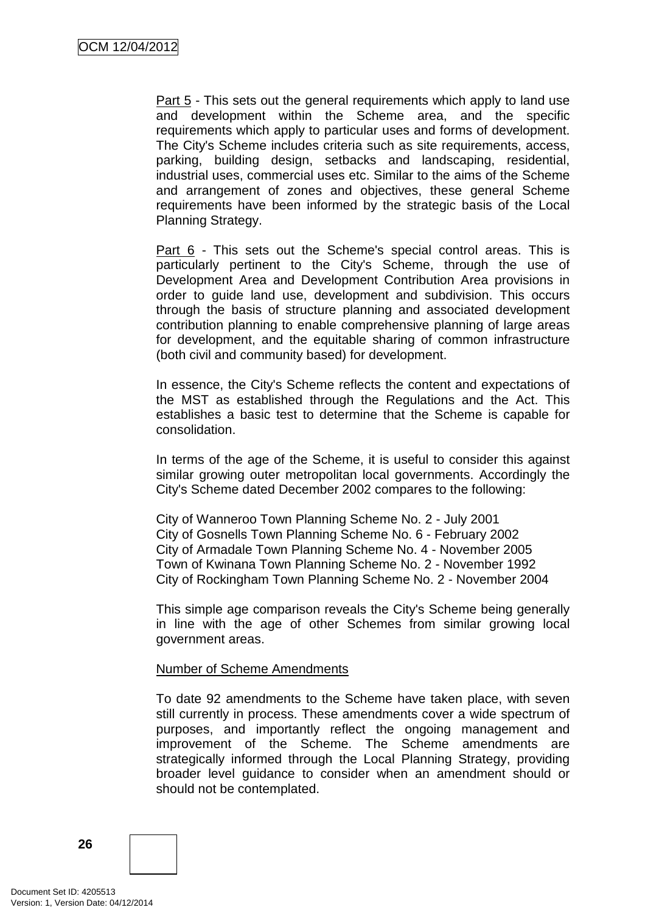Part 5 - This sets out the general requirements which apply to land use and development within the Scheme area, and the specific requirements which apply to particular uses and forms of development. The City's Scheme includes criteria such as site requirements, access, parking, building design, setbacks and landscaping, residential, industrial uses, commercial uses etc. Similar to the aims of the Scheme and arrangement of zones and objectives, these general Scheme requirements have been informed by the strategic basis of the Local Planning Strategy.

Part 6 - This sets out the Scheme's special control areas. This is particularly pertinent to the City's Scheme, through the use of Development Area and Development Contribution Area provisions in order to guide land use, development and subdivision. This occurs through the basis of structure planning and associated development contribution planning to enable comprehensive planning of large areas for development, and the equitable sharing of common infrastructure (both civil and community based) for development.

In essence, the City's Scheme reflects the content and expectations of the MST as established through the Regulations and the Act. This establishes a basic test to determine that the Scheme is capable for consolidation.

In terms of the age of the Scheme, it is useful to consider this against similar growing outer metropolitan local governments. Accordingly the City's Scheme dated December 2002 compares to the following:

City of Wanneroo Town Planning Scheme No. 2 - July 2001
City of Gosnells Town Planning Scheme No. 6 - February 2002
City of Armadale Town Planning Scheme No. 4 - November 2005
Town of Kwinana Town Planning Scheme No. 2 - November 1992
City of Rockingham Town Planning Scheme No. 2 - November 2004

This simple age comparison reveals the City's Scheme being generally in line with the age of other Schemes from similar growing local government areas.

Number of Scheme Amendments

To date 92 amendments to the Scheme have taken place, with seven still currently in process. These amendments cover a wide spectrum of purposes, and importantly reflect the ongoing management and improvement of the Scheme. The Scheme amendments are strategically informed through the Local Planning Strategy, providing broader level guidance to consider when an amendment should or should not be contemplated.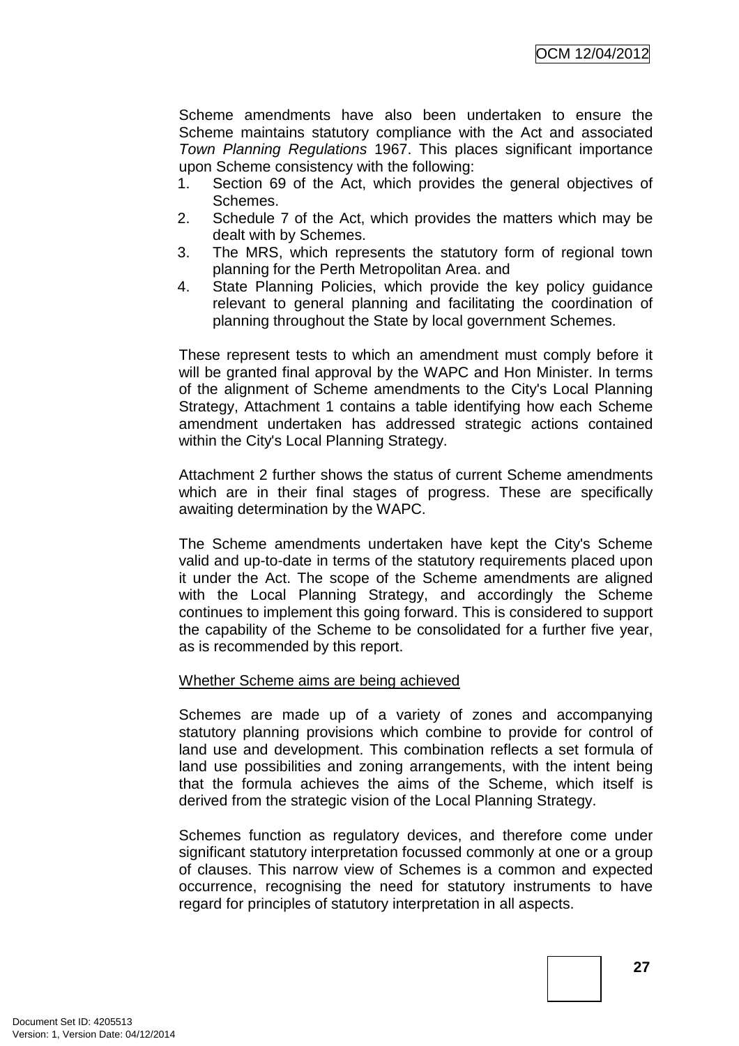Scheme amendments have also been undertaken to ensure the Scheme maintains statutory compliance with the Act and associated *Town Planning Regulations* 1967. This places significant importance upon Scheme consistency with the following:

1. Section 69 of the Act, which provides the general objectives of Schemes.
2. Schedule 7 of the Act, which provides the matters which may be dealt with by Schemes.
3. The MRS, which represents the statutory form of regional town planning for the Perth Metropolitan Area. and
4. State Planning Policies, which provide the key policy guidance relevant to general planning and facilitating the coordination of planning throughout the State by local government Schemes.

These represent tests to which an amendment must comply before it will be granted final approval by the WAPC and Hon Minister. In terms of the alignment of Scheme amendments to the City's Local Planning Strategy, Attachment 1 contains a table identifying how each Scheme amendment undertaken has addressed strategic actions contained within the City's Local Planning Strategy.

Attachment 2 further shows the status of current Scheme amendments which are in their final stages of progress. These are specifically awaiting determination by the WAPC.

The Scheme amendments undertaken have kept the City's Scheme valid and up-to-date in terms of the statutory requirements placed upon it under the Act. The scope of the Scheme amendments are aligned with the Local Planning Strategy, and accordingly the Scheme continues to implement this going forward. This is considered to support the capability of the Scheme to be consolidated for a further five year, as is recommended by this report.

<u>Whether Scheme aims are being achieved</u>

Schemes are made up of a variety of zones and accompanying statutory planning provisions which combine to provide for control of land use and development. This combination reflects a set formula of land use possibilities and zoning arrangements, with the intent being that the formula achieves the aims of the Scheme, which itself is derived from the strategic vision of the Local Planning Strategy.

Schemes function as regulatory devices, and therefore come under significant statutory interpretation focussed commonly at one or a group of clauses. This narrow view of Schemes is a common and expected occurrence, recognising the need for statutory instruments to have regard for principles of statutory interpretation in all aspects.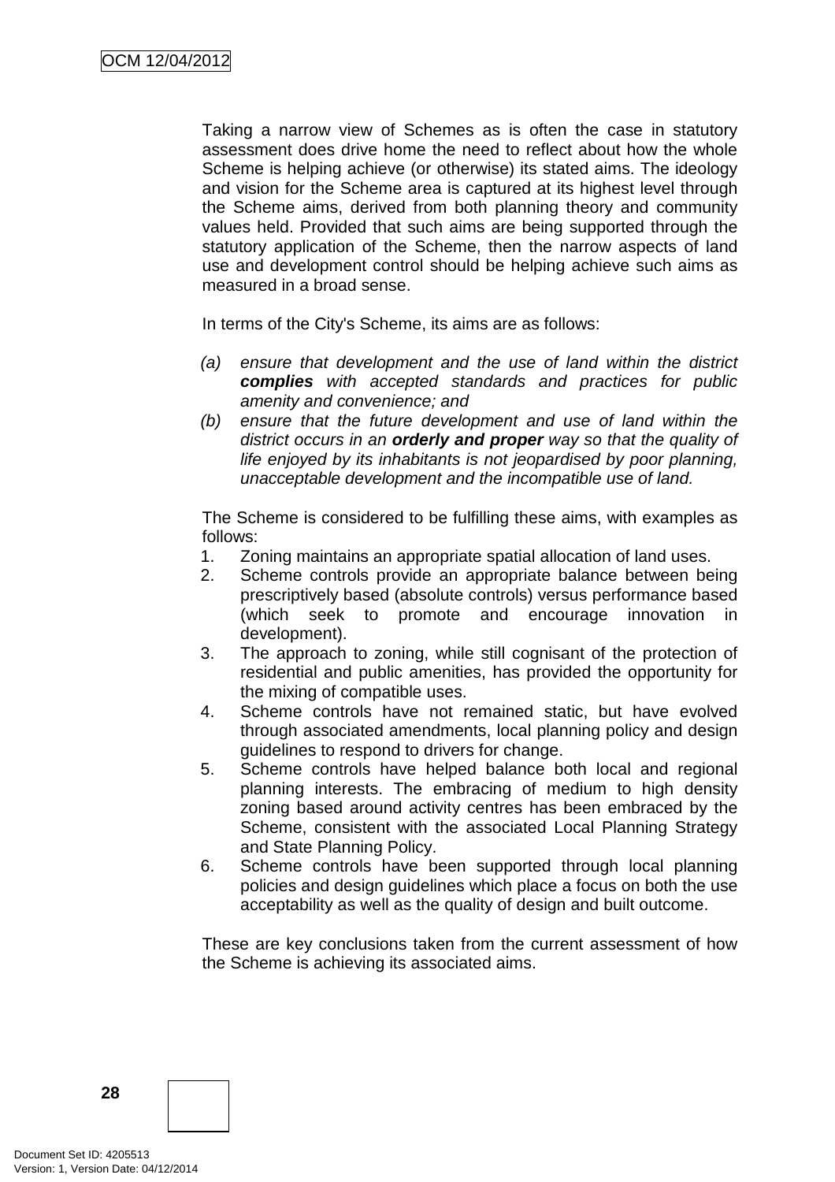Taking a narrow view of Schemes as is often the case in statutory assessment does drive home the need to reflect about how the whole Scheme is helping achieve (or otherwise) its stated aims. The ideology and vision for the Scheme area is captured at its highest level through the Scheme aims, derived from both planning theory and community values held. Provided that such aims are being supported through the statutory application of the Scheme, then the narrow aspects of land use and development control should be helping achieve such aims as measured in a broad sense.

In terms of the City's Scheme, its aims are as follows:

*(a) ensure that development and the use of land within the district **complies** with accepted standards and practices for public amenity and convenience; and*

*(b) ensure that the future development and use of land within the district occurs in an **orderly and proper** way so that the quality of life enjoyed by its inhabitants is not jeopardised by poor planning, unacceptable development and the incompatible use of land.*

The Scheme is considered to be fulfilling these aims, with examples as follows:

1. Zoning maintains an appropriate spatial allocation of land uses.
2. Scheme controls provide an appropriate balance between being prescriptively based (absolute controls) versus performance based (which seek to promote and encourage innovation in development).
3. The approach to zoning, while still cognisant of the protection of residential and public amenities, has provided the opportunity for the mixing of compatible uses.
4. Scheme controls have not remained static, but have evolved through associated amendments, local planning policy and design guidelines to respond to drivers for change.
5. Scheme controls have helped balance both local and regional planning interests. The embracing of medium to high density zoning based around activity centres has been embraced by the Scheme, consistent with the associated Local Planning Strategy and State Planning Policy.
6. Scheme controls have been supported through local planning policies and design guidelines which place a focus on both the use acceptability as well as the quality of design and built outcome.

These are key conclusions taken from the current assessment of how the Scheme is achieving its associated aims.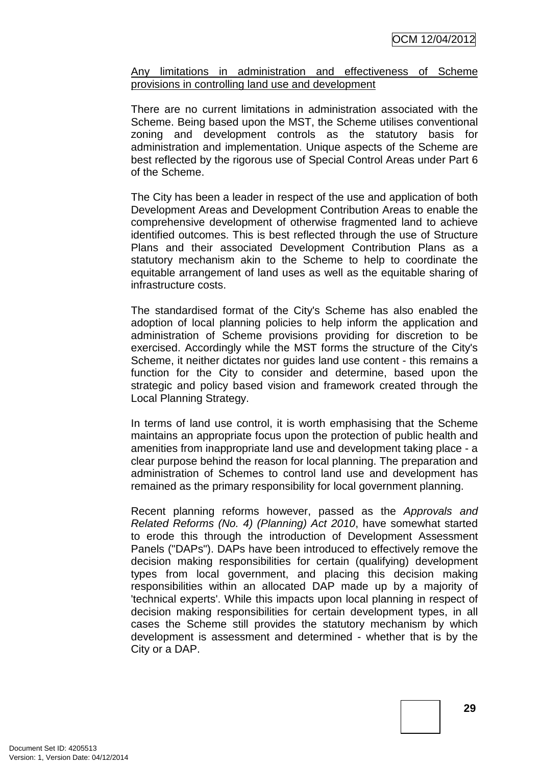Any limitations in administration and effectiveness of Scheme provisions in controlling land use and development

There are no current limitations in administration associated with the Scheme. Being based upon the MST, the Scheme utilises conventional zoning and development controls as the statutory basis for administration and implementation. Unique aspects of the Scheme are best reflected by the rigorous use of Special Control Areas under Part 6 of the Scheme.

The City has been a leader in respect of the use and application of both Development Areas and Development Contribution Areas to enable the comprehensive development of otherwise fragmented land to achieve identified outcomes. This is best reflected through the use of Structure Plans and their associated Development Contribution Plans as a statutory mechanism akin to the Scheme to help to coordinate the equitable arrangement of land uses as well as the equitable sharing of infrastructure costs.

The standardised format of the City's Scheme has also enabled the adoption of local planning policies to help inform the application and administration of Scheme provisions providing for discretion to be exercised. Accordingly while the MST forms the structure of the City's Scheme, it neither dictates nor guides land use content - this remains a function for the City to consider and determine, based upon the strategic and policy based vision and framework created through the Local Planning Strategy.

In terms of land use control, it is worth emphasising that the Scheme maintains an appropriate focus upon the protection of public health and amenities from inappropriate land use and development taking place - a clear purpose behind the reason for local planning. The preparation and administration of Schemes to control land use and development has remained as the primary responsibility for local government planning.

Recent planning reforms however, passed as the *Approvals and Related Reforms (No. 4) (Planning) Act 2010*, have somewhat started to erode this through the introduction of Development Assessment Panels ("DAPs"). DAPs have been introduced to effectively remove the decision making responsibilities for certain (qualifying) development types from local government, and placing this decision making responsibilities within an allocated DAP made up by a majority of 'technical experts'. While this impacts upon local planning in respect of decision making responsibilities for certain development types, in all cases the Scheme still provides the statutory mechanism by which development is assessment and determined - whether that is by the City or a DAP.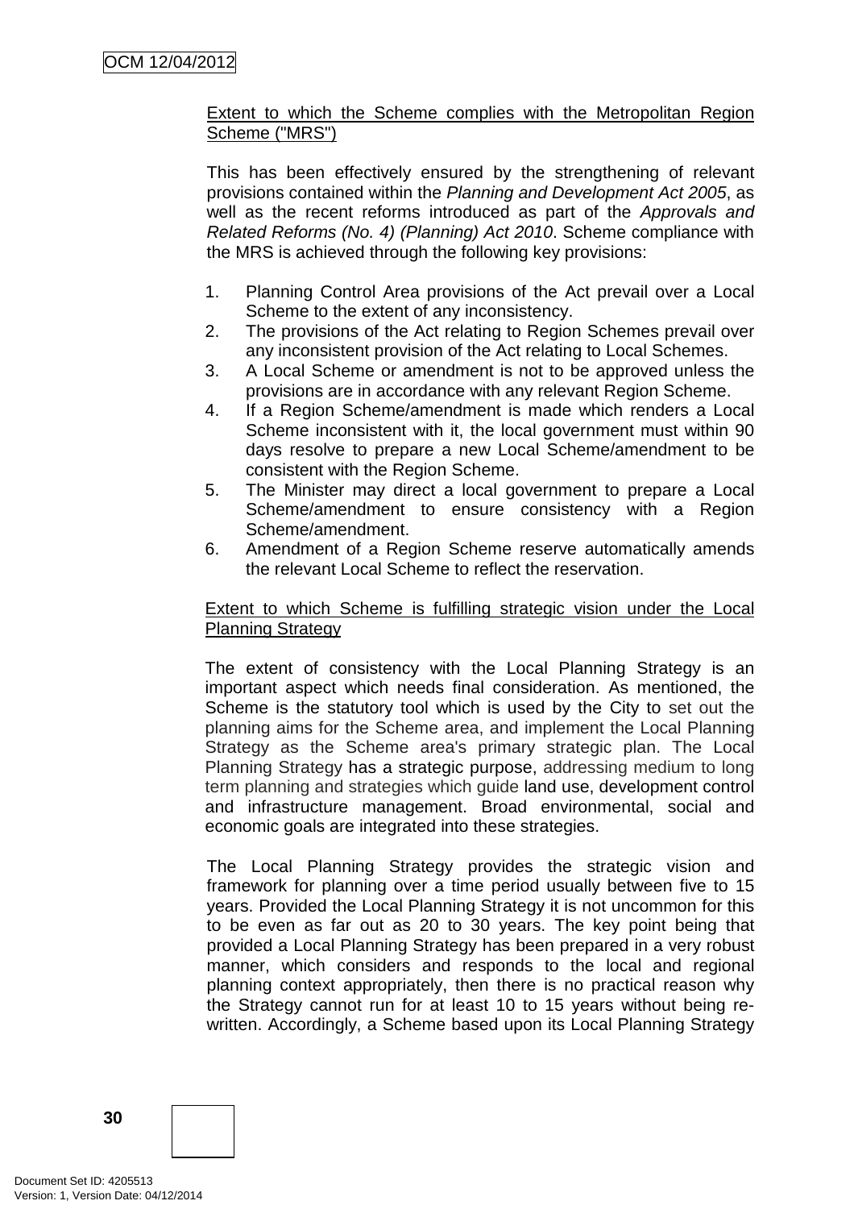Extent to which the Scheme complies with the Metropolitan Region Scheme ("MRS")

This has been effectively ensured by the strengthening of relevant provisions contained within the *Planning and Development Act 2005*, as well as the recent reforms introduced as part of the *Approvals and Related Reforms (No. 4) (Planning) Act 2010*. Scheme compliance with the MRS is achieved through the following key provisions:

1. Planning Control Area provisions of the Act prevail over a Local Scheme to the extent of any inconsistency.
2. The provisions of the Act relating to Region Schemes prevail over any inconsistent provision of the Act relating to Local Schemes.
3. A Local Scheme or amendment is not to be approved unless the provisions are in accordance with any relevant Region Scheme.
4. If a Region Scheme/amendment is made which renders a Local Scheme inconsistent with it, the local government must within 90 days resolve to prepare a new Local Scheme/amendment to be consistent with the Region Scheme.
5. The Minister may direct a local government to prepare a Local Scheme/amendment to ensure consistency with a Region Scheme/amendment.
6. Amendment of a Region Scheme reserve automatically amends the relevant Local Scheme to reflect the reservation.

Extent to which Scheme is fulfilling strategic vision under the Local Planning Strategy

The extent of consistency with the Local Planning Strategy is an important aspect which needs final consideration. As mentioned, the Scheme is the statutory tool which is used by the City to set out the planning aims for the Scheme area, and implement the Local Planning Strategy as the Scheme area's primary strategic plan. The Local Planning Strategy has a strategic purpose, addressing medium to long term planning and strategies which guide land use, development control and infrastructure management. Broad environmental, social and economic goals are integrated into these strategies.

The Local Planning Strategy provides the strategic vision and framework for planning over a time period usually between five to 15 years. Provided the Local Planning Strategy it is not uncommon for this to be even as far out as 20 to 30 years. The key point being that provided a Local Planning Strategy has been prepared in a very robust manner, which considers and responds to the local and regional planning context appropriately, then there is no practical reason why the Strategy cannot run for at least 10 to 15 years without being re-written. Accordingly, a Scheme based upon its Local Planning Strategy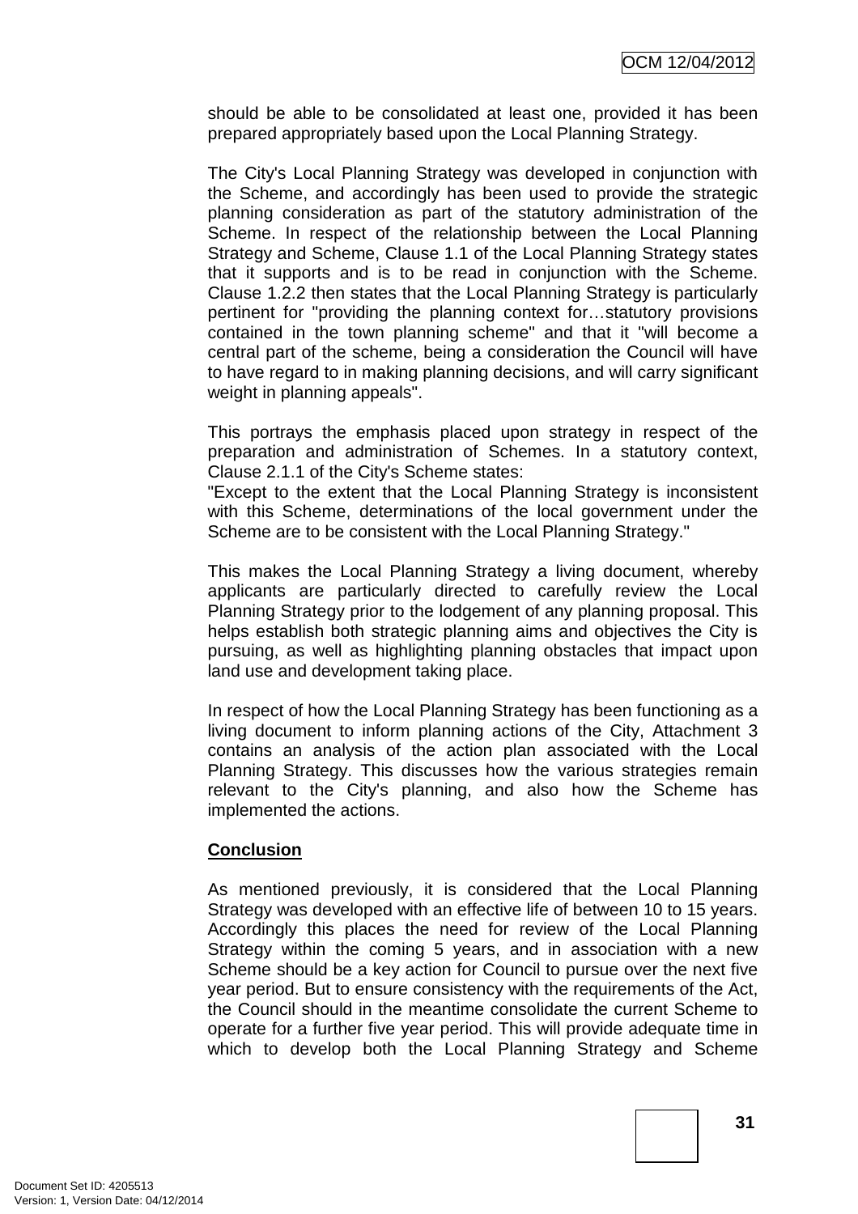should be able to be consolidated at least one, provided it has been prepared appropriately based upon the Local Planning Strategy.

The City's Local Planning Strategy was developed in conjunction with the Scheme, and accordingly has been used to provide the strategic planning consideration as part of the statutory administration of the Scheme. In respect of the relationship between the Local Planning Strategy and Scheme, Clause 1.1 of the Local Planning Strategy states that it supports and is to be read in conjunction with the Scheme. Clause 1.2.2 then states that the Local Planning Strategy is particularly pertinent for "providing the planning context for…statutory provisions contained in the town planning scheme" and that it "will become a central part of the scheme, being a consideration the Council will have to have regard to in making planning decisions, and will carry significant weight in planning appeals".

This portrays the emphasis placed upon strategy in respect of the preparation and administration of Schemes. In a statutory context, Clause 2.1.1 of the City's Scheme states:
"Except to the extent that the Local Planning Strategy is inconsistent with this Scheme, determinations of the local government under the Scheme are to be consistent with the Local Planning Strategy."

This makes the Local Planning Strategy a living document, whereby applicants are particularly directed to carefully review the Local Planning Strategy prior to the lodgement of any planning proposal. This helps establish both strategic planning aims and objectives the City is pursuing, as well as highlighting planning obstacles that impact upon land use and development taking place.

In respect of how the Local Planning Strategy has been functioning as a living document to inform planning actions of the City, Attachment 3 contains an analysis of the action plan associated with the Local Planning Strategy. This discusses how the various strategies remain relevant to the City's planning, and also how the Scheme has implemented the actions.

**Conclusion**

As mentioned previously, it is considered that the Local Planning Strategy was developed with an effective life of between 10 to 15 years. Accordingly this places the need for review of the Local Planning Strategy within the coming 5 years, and in association with a new Scheme should be a key action for Council to pursue over the next five year period. But to ensure consistency with the requirements of the Act, the Council should in the meantime consolidate the current Scheme to operate for a further five year period. This will provide adequate time in which to develop both the Local Planning Strategy and Scheme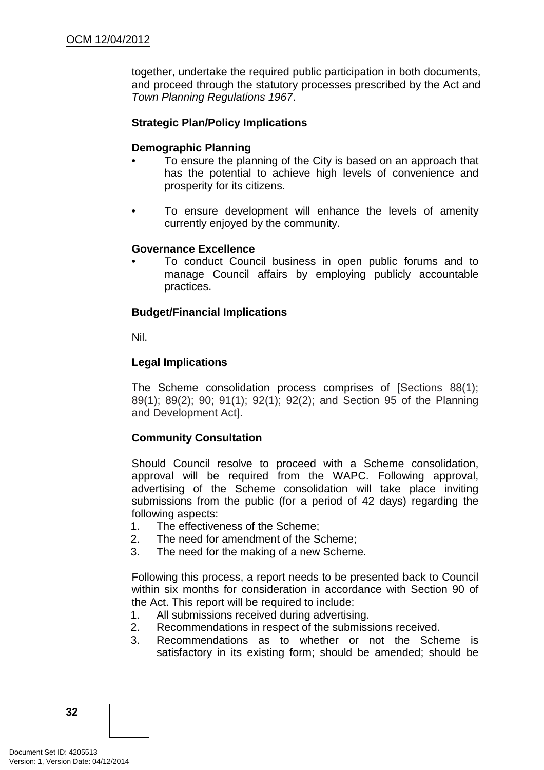together, undertake the required public participation in both documents, and proceed through the statutory processes prescribed by the Act and *Town Planning Regulations 1967*.

**Strategic Plan/Policy Implications**

**Demographic Planning**

- To ensure the planning of the City is based on an approach that has the potential to achieve high levels of convenience and prosperity for its citizens.

- To ensure development will enhance the levels of amenity currently enjoyed by the community.

**Governance Excellence**

- To conduct Council business in open public forums and to manage Council affairs by employing publicly accountable practices.

**Budget/Financial Implications**

Nil.

**Legal Implications**

The Scheme consolidation process comprises of [Sections 88(1); 89(1); 89(2); 90; 91(1); 92(1); 92(2); and Section 95 of the Planning and Development Act].

**Community Consultation**

Should Council resolve to proceed with a Scheme consolidation, approval will be required from the WAPC. Following approval, advertising of the Scheme consolidation will take place inviting submissions from the public (for a period of 42 days) regarding the following aspects:

1. The effectiveness of the Scheme;
2. The need for amendment of the Scheme;
3. The need for the making of a new Scheme.

Following this process, a report needs to be presented back to Council within six months for consideration in accordance with Section 90 of the Act. This report will be required to include:

1. All submissions received during advertising.
2. Recommendations in respect of the submissions received.
3. Recommendations as to whether or not the Scheme is satisfactory in its existing form; should be amended; should be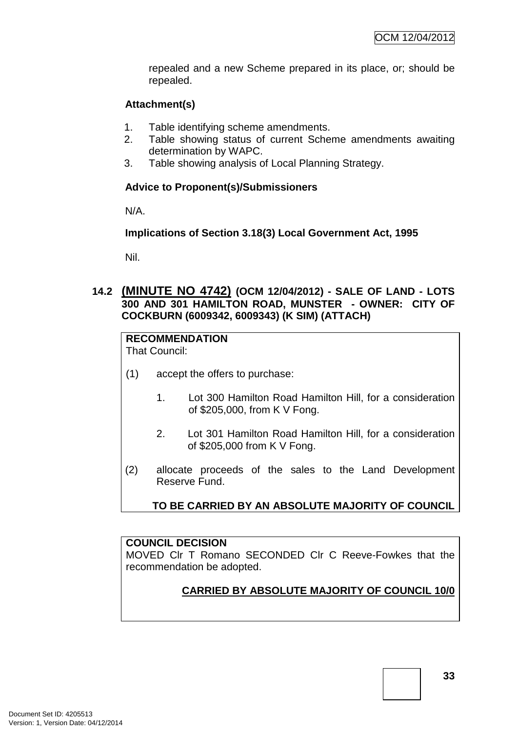repealed and a new Scheme prepared in its place, or; should be repealed.

**Attachment(s)**

1. Table identifying scheme amendments.
2. Table showing status of current Scheme amendments awaiting determination by WAPC.
3. Table showing analysis of Local Planning Strategy.

**Advice to Proponent(s)/Submissioners**

N/A.

**Implications of Section 3.18(3) Local Government Act, 1995**

Nil.

### 14.2 (MINUTE NO 4742) (OCM 12/04/2012) - SALE OF LAND - LOTS 300 AND 301 HAMILTON ROAD, MUNSTER - OWNER: CITY OF COCKBURN (6009342, 6009343) (K SIM) (ATTACH)

**RECOMMENDATION**
That Council:

(1) accept the offers to purchase:

1. Lot 300 Hamilton Road Hamilton Hill, for a consideration of $205,000, from K V Fong.

2. Lot 301 Hamilton Road Hamilton Hill, for a consideration of $205,000 from K V Fong.

(2) allocate proceeds of the sales to the Land Development Reserve Fund.

**TO BE CARRIED BY AN ABSOLUTE MAJORITY OF COUNCIL**

**COUNCIL DECISION**
MOVED Clr T Romano SECONDED Clr C Reeve-Fowkes that the recommendation be adopted.

**CARRIED BY ABSOLUTE MAJORITY OF COUNCIL 10/0**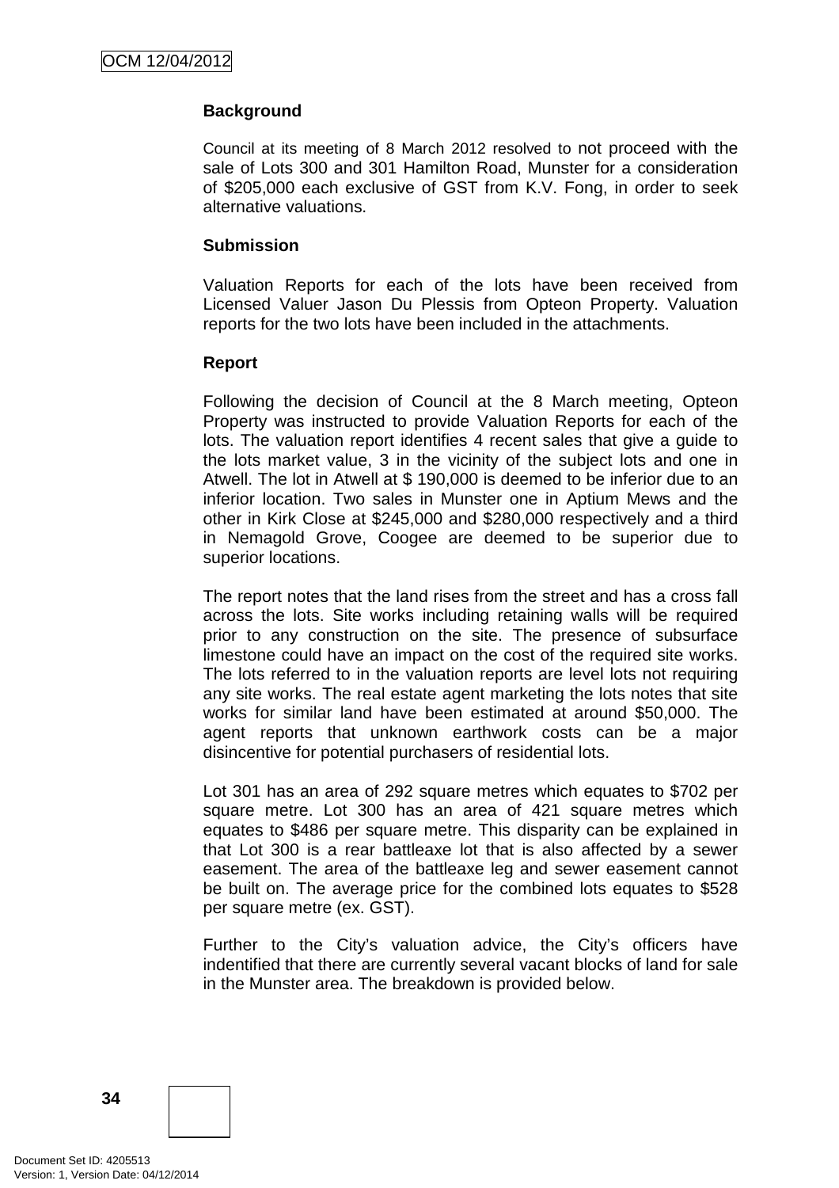**Background**

Council at its meeting of 8 March 2012 resolved to not proceed with the sale of Lots 300 and 301 Hamilton Road, Munster for a consideration of $205,000 each exclusive of GST from K.V. Fong, in order to seek alternative valuations.

**Submission**

Valuation Reports for each of the lots have been received from Licensed Valuer Jason Du Plessis from Opteon Property. Valuation reports for the two lots have been included in the attachments.

**Report**

Following the decision of Council at the 8 March meeting, Opteon Property was instructed to provide Valuation Reports for each of the lots. The valuation report identifies 4 recent sales that give a guide to the lots market value, 3 in the vicinity of the subject lots and one in Atwell. The lot in Atwell at $ 190,000 is deemed to be inferior due to an inferior location. Two sales in Munster one in Aptium Mews and the other in Kirk Close at $245,000 and $280,000 respectively and a third in Nemagold Grove, Coogee are deemed to be superior due to superior locations.

The report notes that the land rises from the street and has a cross fall across the lots. Site works including retaining walls will be required prior to any construction on the site. The presence of subsurface limestone could have an impact on the cost of the required site works. The lots referred to in the valuation reports are level lots not requiring any site works. The real estate agent marketing the lots notes that site works for similar land have been estimated at around $50,000. The agent reports that unknown earthwork costs can be a major disincentive for potential purchasers of residential lots.

Lot 301 has an area of 292 square metres which equates to $702 per square metre. Lot 300 has an area of 421 square metres which equates to $486 per square metre. This disparity can be explained in that Lot 300 is a rear battleaxe lot that is also affected by a sewer easement. The area of the battleaxe leg and sewer easement cannot be built on. The average price for the combined lots equates to $528 per square metre (ex. GST).

Further to the City's valuation advice, the City's officers have indentified that there are currently several vacant blocks of land for sale in the Munster area. The breakdown is provided below.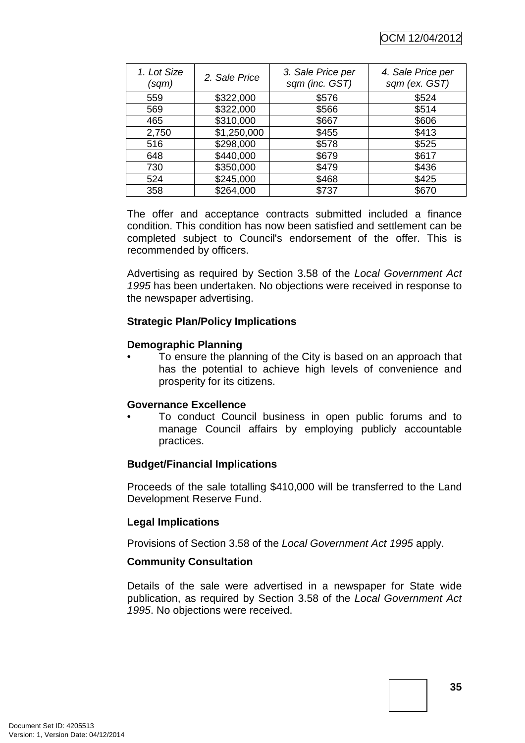| *1. Lot Size (sqm)* | *2. Sale Price* | *3. Sale Price per sqm (inc. GST)* | *4. Sale Price per sqm (ex. GST)* |
|---|---|---|---|
| 559 | $322,000 | $576 | $524 |
| 569 | $322,000 | $566 | $514 |
| 465 | $310,000 | $667 | $606 |
| 2,750 | $1,250,000 | $455 | $413 |
| 516 | $298,000 | $578 | $525 |
| 648 | $440,000 | $679 | $617 |
| 730 | $350,000 | $479 | $436 |
| 524 | $245,000 | $468 | $425 |
| 358 | $264,000 | $737 | $670 |

The offer and acceptance contracts submitted included a finance condition. This condition has now been satisfied and settlement can be completed subject to Council's endorsement of the offer. This is recommended by officers.

Advertising as required by Section 3.58 of the *Local Government Act 1995* has been undertaken. No objections were received in response to the newspaper advertising.

**Strategic Plan/Policy Implications**

**Demographic Planning**

- To ensure the planning of the City is based on an approach that has the potential to achieve high levels of convenience and prosperity for its citizens.

**Governance Excellence**

- To conduct Council business in open public forums and to manage Council affairs by employing publicly accountable practices.

**Budget/Financial Implications**

Proceeds of the sale totalling $410,000 will be transferred to the Land Development Reserve Fund.

**Legal Implications**

Provisions of Section 3.58 of the *Local Government Act 1995* apply.

**Community Consultation**

Details of the sale were advertised in a newspaper for State wide publication, as required by Section 3.58 of the *Local Government Act 1995*. No objections were received.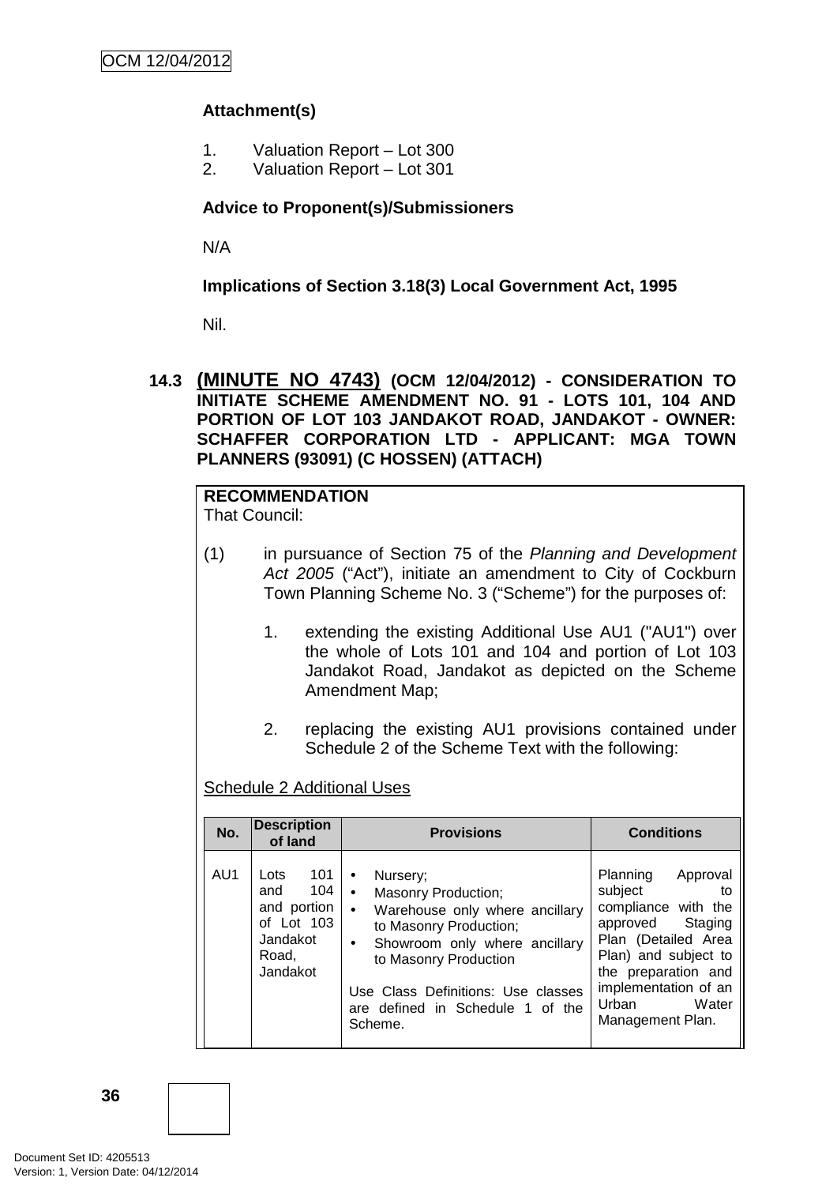**Attachment(s)**

1. Valuation Report – Lot 300
2. Valuation Report – Lot 301

**Advice to Proponent(s)/Submissioners**

N/A

**Implications of Section 3.18(3) Local Government Act, 1995**

Nil.

### 14.3 (MINUTE NO 4743) (OCM 12/04/2012) - CONSIDERATION TO INITIATE SCHEME AMENDMENT NO. 91 - LOTS 101, 104 AND PORTION OF LOT 103 JANDAKOT ROAD, JANDAKOT - OWNER: SCHAFFER CORPORATION LTD - APPLICANT: MGA TOWN PLANNERS (93091) (C HOSSEN) (ATTACH)

**RECOMMENDATION**
That Council:

(1) in pursuance of Section 75 of the *Planning and Development Act 2005* ("Act"), initiate an amendment to City of Cockburn Town Planning Scheme No. 3 ("Scheme") for the purposes of:

1. extending the existing Additional Use AU1 ("AU1") over the whole of Lots 101 and 104 and portion of Lot 103 Jandakot Road, Jandakot as depicted on the Scheme Amendment Map;

2. replacing the existing AU1 provisions contained under Schedule 2 of the Scheme Text with the following:

Schedule 2 Additional Uses

| No. | Description of land | Provisions | Conditions |
|---|---|---|---|
| AU1 | Lots 101 and 104 and portion of Lot 103 Jandakot Road, Jandakot | • Nursery;<br>• Masonry Production;<br>• Warehouse only where ancillary to Masonry Production;<br>• Showroom only where ancillary to Masonry Production<br><br>Use Class Definitions: Use classes are defined in Schedule 1 of the Scheme. | Planning Approval subject to compliance with the approved Staging Plan (Detailed Area Plan) and subject to the preparation and implementation of an Urban Water Management Plan. |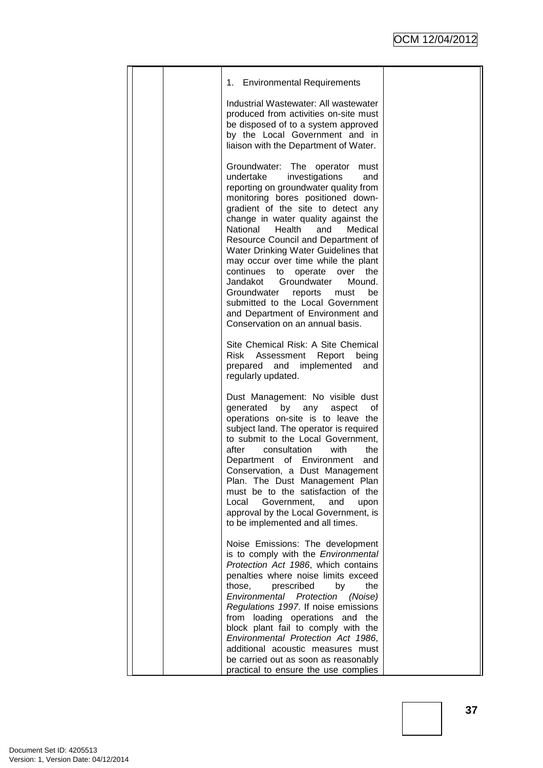| | | 1. Environmental Requirements<br><br>Industrial Wastewater: All wastewater produced from activities on-site must be disposed of to a system approved by the Local Government and in liaison with the Department of Water.<br><br>Groundwater: The operator must undertake investigations and reporting on groundwater quality from monitoring bores positioned down-gradient of the site to detect any change in water quality against the National Health and Medical Resource Council and Department of Water Drinking Water Guidelines that may occur over time while the plant continues to operate over the Jandakot Groundwater Mound. Groundwater reports must be submitted to the Local Government and Department of Environment and Conservation on an annual basis.<br><br>Site Chemical Risk: A Site Chemical Risk Assessment Report being prepared and implemented and regularly updated.<br><br>Dust Management: No visible dust generated by any aspect of operations on-site is to leave the subject land. The operator is required to submit to the Local Government, after consultation with the Department of Environment and Conservation, a Dust Management Plan. The Dust Management Plan must be to the satisfaction of the Local Government, and upon approval by the Local Government, is to be implemented and all times.<br><br>Noise Emissions: The development is to comply with the *Environmental Protection Act 1986*, which contains penalties where noise limits exceed those, prescribed by the *Environmental Protection (Noise) Regulations 1997*. If noise emissions from loading operations and the block plant fail to comply with the *Environmental Protection Act 1986*, additional acoustic measures must be carried out as soon as reasonably practical to ensure the use complies | |
|---|---|---|---|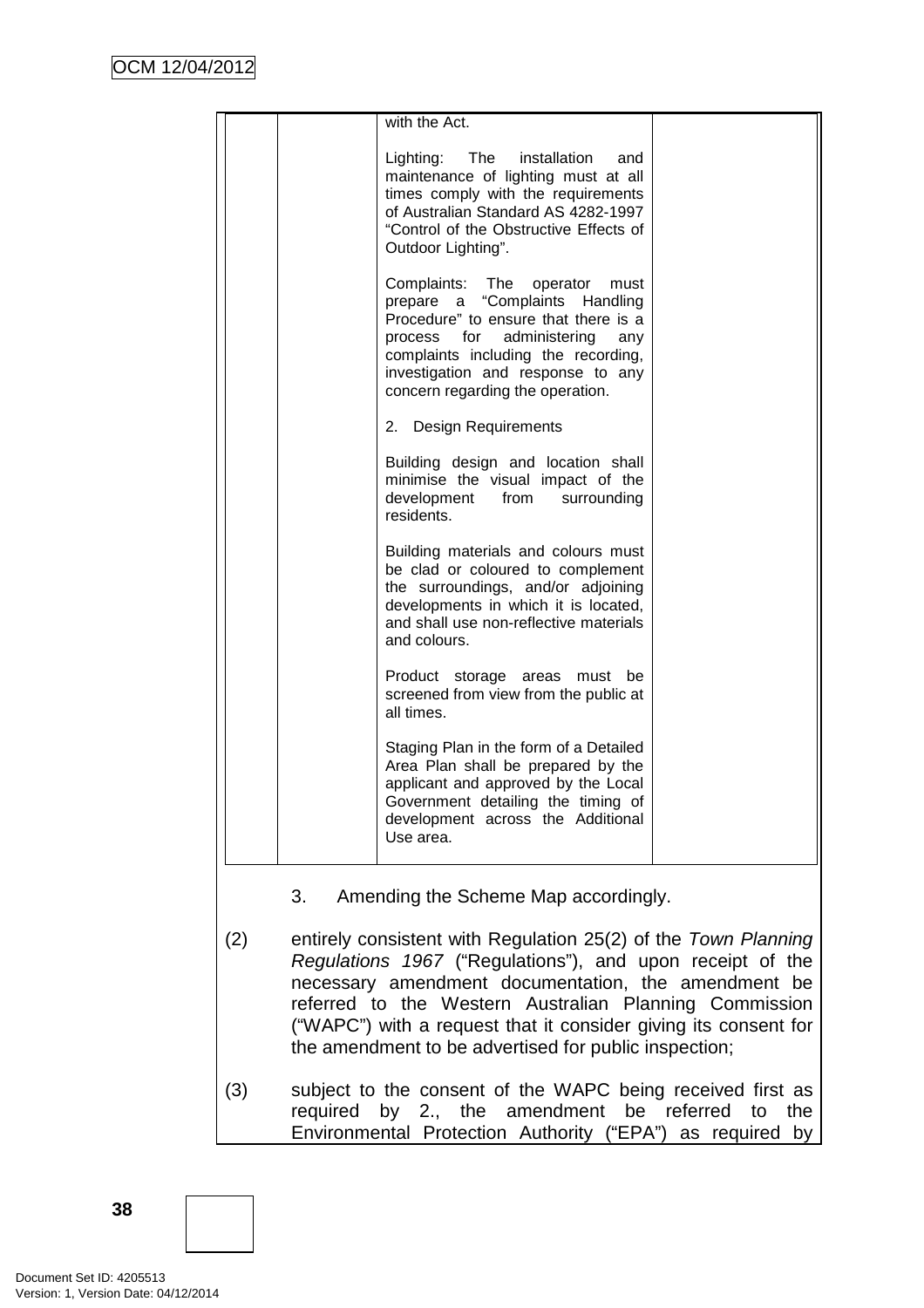| | | with the Act.<br><br>Lighting: The installation and maintenance of lighting must at all times comply with the requirements of Australian Standard AS 4282-1997 "Control of the Obstructive Effects of Outdoor Lighting".<br><br>Complaints: The operator must prepare a "Complaints Handling Procedure" to ensure that there is a process for administering any complaints including the recording, investigation and response to any concern regarding the operation.<br><br>2. Design Requirements<br><br>Building design and location shall minimise the visual impact of the development from surrounding residents.<br><br>Building materials and colours must be clad or coloured to complement the surroundings, and/or adjoining developments in which it is located, and shall use non-reflective materials and colours.<br><br>Product storage areas must be screened from view from the public at all times.<br><br>Staging Plan in the form of a Detailed Area Plan shall be prepared by the applicant and approved by the Local Government detailing the timing of development across the Additional Use area. | |
|---|---|---|---|

3. Amending the Scheme Map accordingly.

(2) entirely consistent with Regulation 25(2) of the *Town Planning Regulations 1967* ("Regulations"), and upon receipt of the necessary amendment documentation, the amendment be referred to the Western Australian Planning Commission ("WAPC") with a request that it consider giving its consent for the amendment to be advertised for public inspection;

(3) subject to the consent of the WAPC being received first as required by 2., the amendment be referred to the Environmental Protection Authority ("EPA") as required by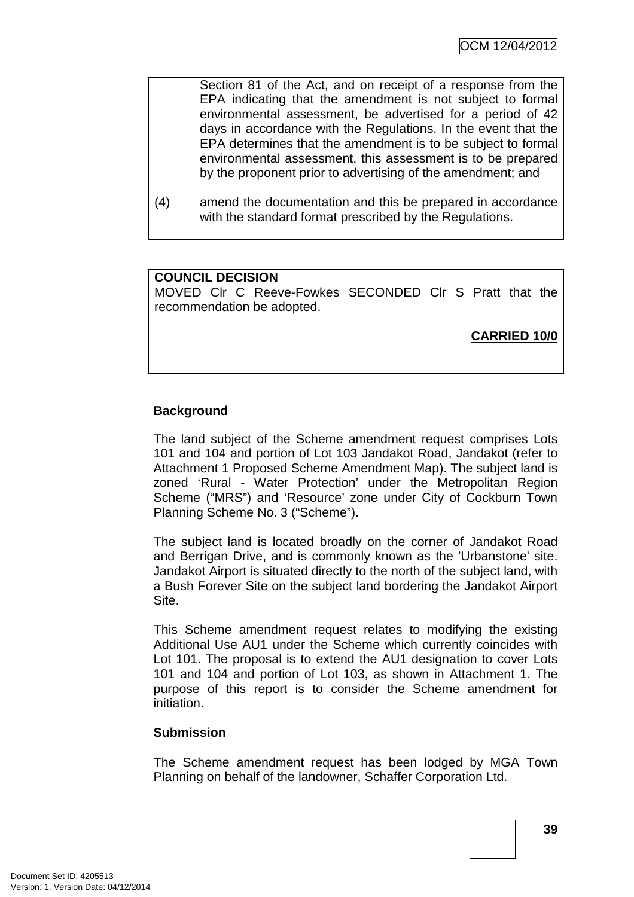Section 81 of the Act, and on receipt of a response from the EPA indicating that the amendment is not subject to formal environmental assessment, be advertised for a period of 42 days in accordance with the Regulations. In the event that the EPA determines that the amendment is to be subject to formal environmental assessment, this assessment is to be prepared by the proponent prior to advertising of the amendment; and

(4) amend the documentation and this be prepared in accordance with the standard format prescribed by the Regulations.

**COUNCIL DECISION**
MOVED Clr C Reeve-Fowkes SECONDED Clr S Pratt that the recommendation be adopted.

**CARRIED 10/0**

**Background**

The land subject of the Scheme amendment request comprises Lots 101 and 104 and portion of Lot 103 Jandakot Road, Jandakot (refer to Attachment 1 Proposed Scheme Amendment Map). The subject land is zoned 'Rural - Water Protection' under the Metropolitan Region Scheme ("MRS") and 'Resource' zone under City of Cockburn Town Planning Scheme No. 3 ("Scheme").

The subject land is located broadly on the corner of Jandakot Road and Berrigan Drive, and is commonly known as the 'Urbanstone' site. Jandakot Airport is situated directly to the north of the subject land, with a Bush Forever Site on the subject land bordering the Jandakot Airport Site.

This Scheme amendment request relates to modifying the existing Additional Use AU1 under the Scheme which currently coincides with Lot 101. The proposal is to extend the AU1 designation to cover Lots 101 and 104 and portion of Lot 103, as shown in Attachment 1. The purpose of this report is to consider the Scheme amendment for initiation.

**Submission**

The Scheme amendment request has been lodged by MGA Town Planning on behalf of the landowner, Schaffer Corporation Ltd.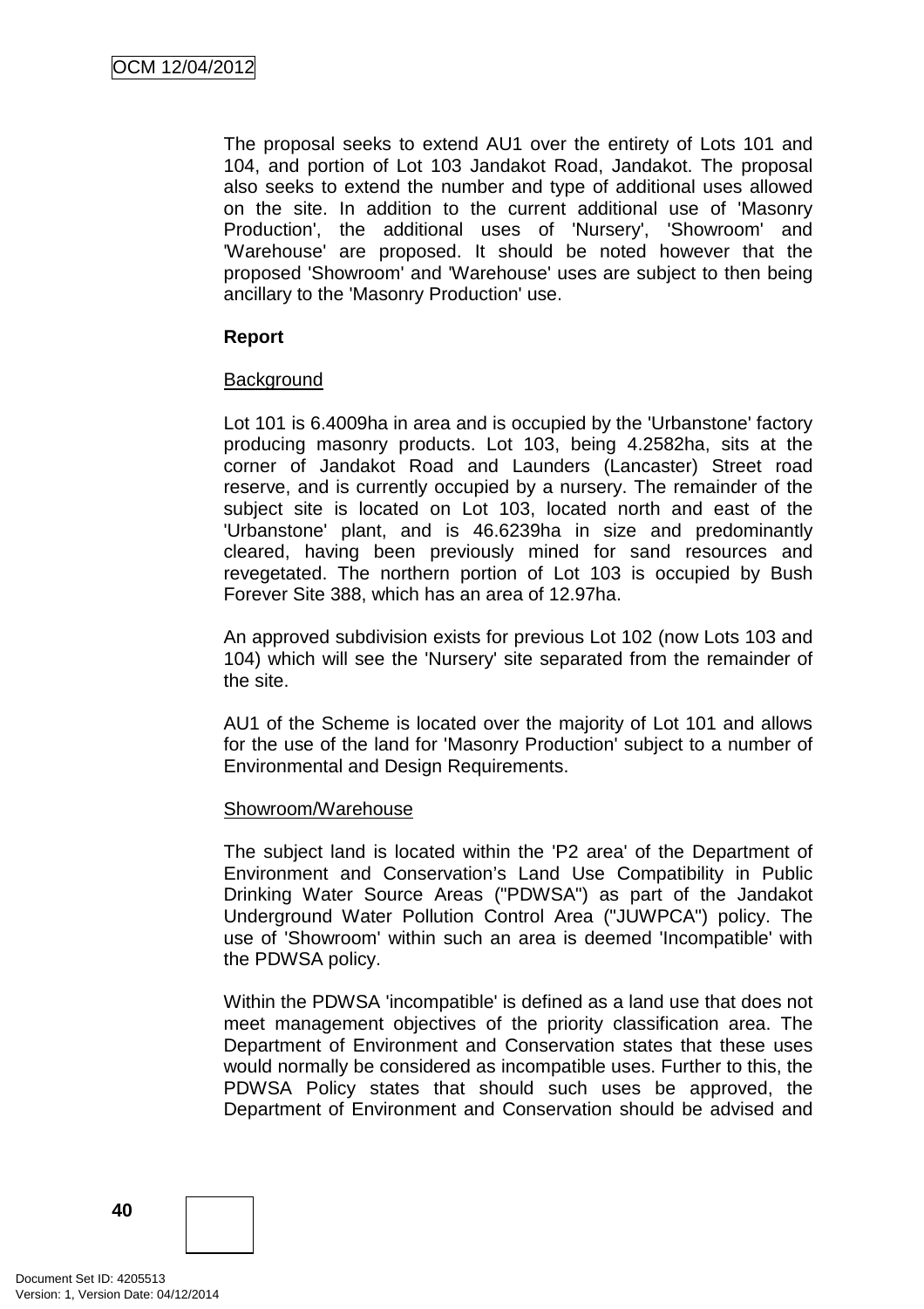The proposal seeks to extend AU1 over the entirety of Lots 101 and 104, and portion of Lot 103 Jandakot Road, Jandakot. The proposal also seeks to extend the number and type of additional uses allowed on the site. In addition to the current additional use of 'Masonry Production', the additional uses of 'Nursery', 'Showroom' and 'Warehouse' are proposed. It should be noted however that the proposed 'Showroom' and 'Warehouse' uses are subject to then being ancillary to the 'Masonry Production' use.

**Report**

Background

Lot 101 is 6.4009ha in area and is occupied by the 'Urbanstone' factory producing masonry products. Lot 103, being 4.2582ha, sits at the corner of Jandakot Road and Launders (Lancaster) Street road reserve, and is currently occupied by a nursery. The remainder of the subject site is located on Lot 103, located north and east of the 'Urbanstone' plant, and is 46.6239ha in size and predominantly cleared, having been previously mined for sand resources and revegetated. The northern portion of Lot 103 is occupied by Bush Forever Site 388, which has an area of 12.97ha.

An approved subdivision exists for previous Lot 102 (now Lots 103 and 104) which will see the 'Nursery' site separated from the remainder of the site.

AU1 of the Scheme is located over the majority of Lot 101 and allows for the use of the land for 'Masonry Production' subject to a number of Environmental and Design Requirements.

Showroom/Warehouse

The subject land is located within the 'P2 area' of the Department of Environment and Conservation's Land Use Compatibility in Public Drinking Water Source Areas ("PDWSA") as part of the Jandakot Underground Water Pollution Control Area ("JUWPCA") policy. The use of 'Showroom' within such an area is deemed 'Incompatible' with the PDWSA policy.

Within the PDWSA 'incompatible' is defined as a land use that does not meet management objectives of the priority classification area. The Department of Environment and Conservation states that these uses would normally be considered as incompatible uses. Further to this, the PDWSA Policy states that should such uses be approved, the Department of Environment and Conservation should be advised and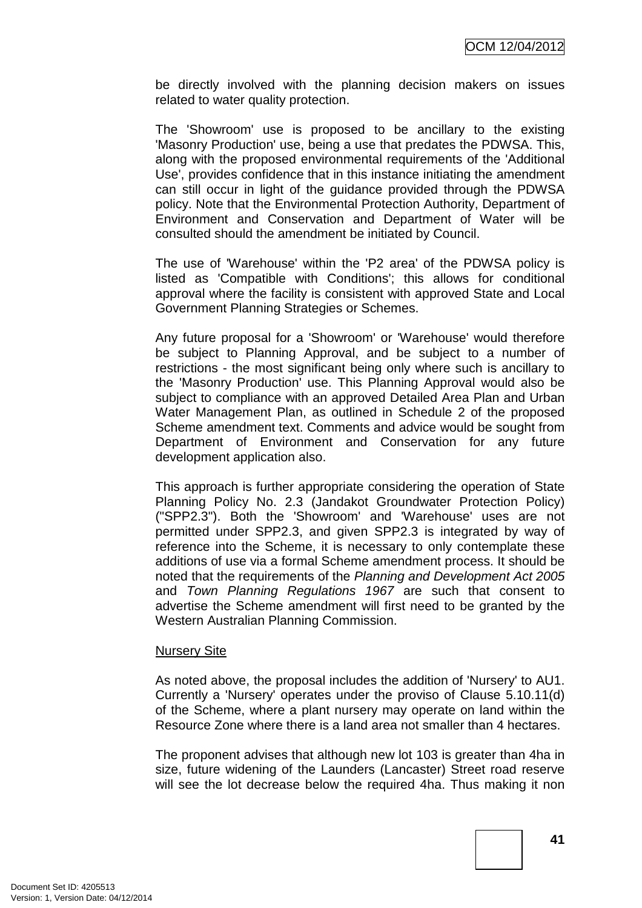be directly involved with the planning decision makers on issues related to water quality protection.

The 'Showroom' use is proposed to be ancillary to the existing 'Masonry Production' use, being a use that predates the PDWSA. This, along with the proposed environmental requirements of the 'Additional Use', provides confidence that in this instance initiating the amendment can still occur in light of the guidance provided through the PDWSA policy. Note that the Environmental Protection Authority, Department of Environment and Conservation and Department of Water will be consulted should the amendment be initiated by Council.

The use of 'Warehouse' within the 'P2 area' of the PDWSA policy is listed as 'Compatible with Conditions'; this allows for conditional approval where the facility is consistent with approved State and Local Government Planning Strategies or Schemes.

Any future proposal for a 'Showroom' or 'Warehouse' would therefore be subject to Planning Approval, and be subject to a number of restrictions - the most significant being only where such is ancillary to the 'Masonry Production' use. This Planning Approval would also be subject to compliance with an approved Detailed Area Plan and Urban Water Management Plan, as outlined in Schedule 2 of the proposed Scheme amendment text. Comments and advice would be sought from Department of Environment and Conservation for any future development application also.

This approach is further appropriate considering the operation of State Planning Policy No. 2.3 (Jandakot Groundwater Protection Policy) ("SPP2.3"). Both the 'Showroom' and 'Warehouse' uses are not permitted under SPP2.3, and given SPP2.3 is integrated by way of reference into the Scheme, it is necessary to only contemplate these additions of use via a formal Scheme amendment process. It should be noted that the requirements of the *Planning and Development Act 2005* and *Town Planning Regulations 1967* are such that consent to advertise the Scheme amendment will first need to be granted by the Western Australian Planning Commission.

<u>Nursery Site</u>

As noted above, the proposal includes the addition of 'Nursery' to AU1. Currently a 'Nursery' operates under the proviso of Clause 5.10.11(d) of the Scheme, where a plant nursery may operate on land within the Resource Zone where there is a land area not smaller than 4 hectares.

The proponent advises that although new lot 103 is greater than 4ha in size, future widening of the Launders (Lancaster) Street road reserve will see the lot decrease below the required 4ha. Thus making it non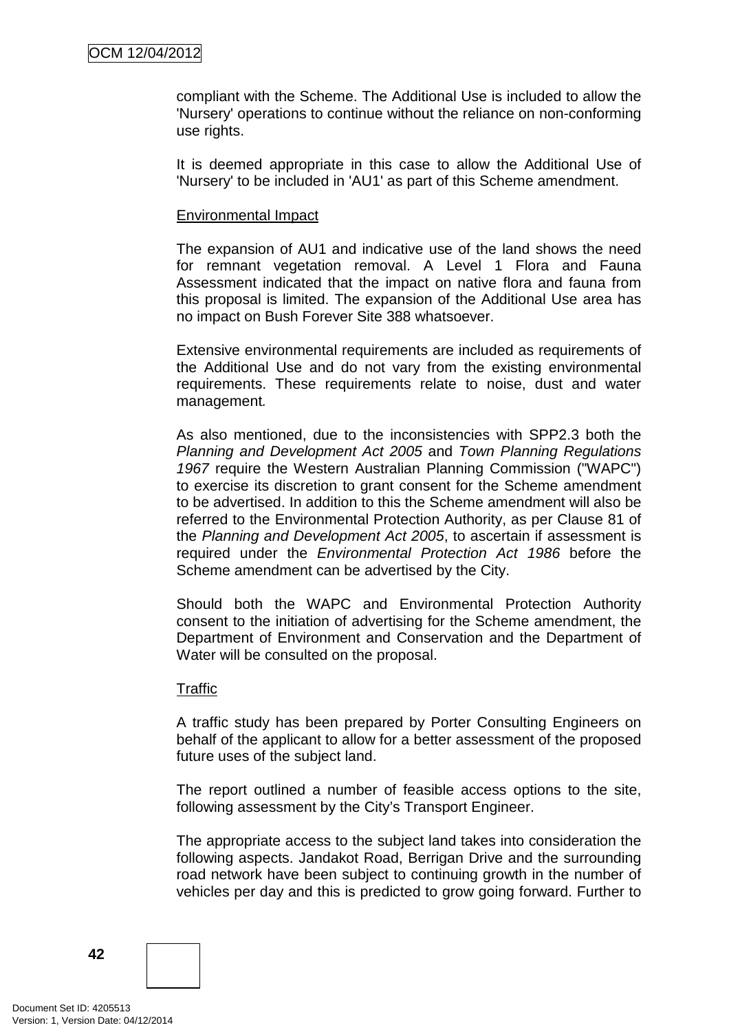compliant with the Scheme. The Additional Use is included to allow the 'Nursery' operations to continue without the reliance on non-conforming use rights.

It is deemed appropriate in this case to allow the Additional Use of 'Nursery' to be included in 'AU1' as part of this Scheme amendment.

Environmental Impact

The expansion of AU1 and indicative use of the land shows the need for remnant vegetation removal. A Level 1 Flora and Fauna Assessment indicated that the impact on native flora and fauna from this proposal is limited. The expansion of the Additional Use area has no impact on Bush Forever Site 388 whatsoever.

Extensive environmental requirements are included as requirements of the Additional Use and do not vary from the existing environmental requirements. These requirements relate to noise, dust and water management.

As also mentioned, due to the inconsistencies with SPP2.3 both the *Planning and Development Act 2005* and *Town Planning Regulations 1967* require the Western Australian Planning Commission ("WAPC") to exercise its discretion to grant consent for the Scheme amendment to be advertised. In addition to this the Scheme amendment will also be referred to the Environmental Protection Authority, as per Clause 81 of the *Planning and Development Act 2005*, to ascertain if assessment is required under the *Environmental Protection Act 1986* before the Scheme amendment can be advertised by the City.

Should both the WAPC and Environmental Protection Authority consent to the initiation of advertising for the Scheme amendment, the Department of Environment and Conservation and the Department of Water will be consulted on the proposal.

Traffic

A traffic study has been prepared by Porter Consulting Engineers on behalf of the applicant to allow for a better assessment of the proposed future uses of the subject land.

The report outlined a number of feasible access options to the site, following assessment by the City's Transport Engineer.

The appropriate access to the subject land takes into consideration the following aspects. Jandakot Road, Berrigan Drive and the surrounding road network have been subject to continuing growth in the number of vehicles per day and this is predicted to grow going forward. Further to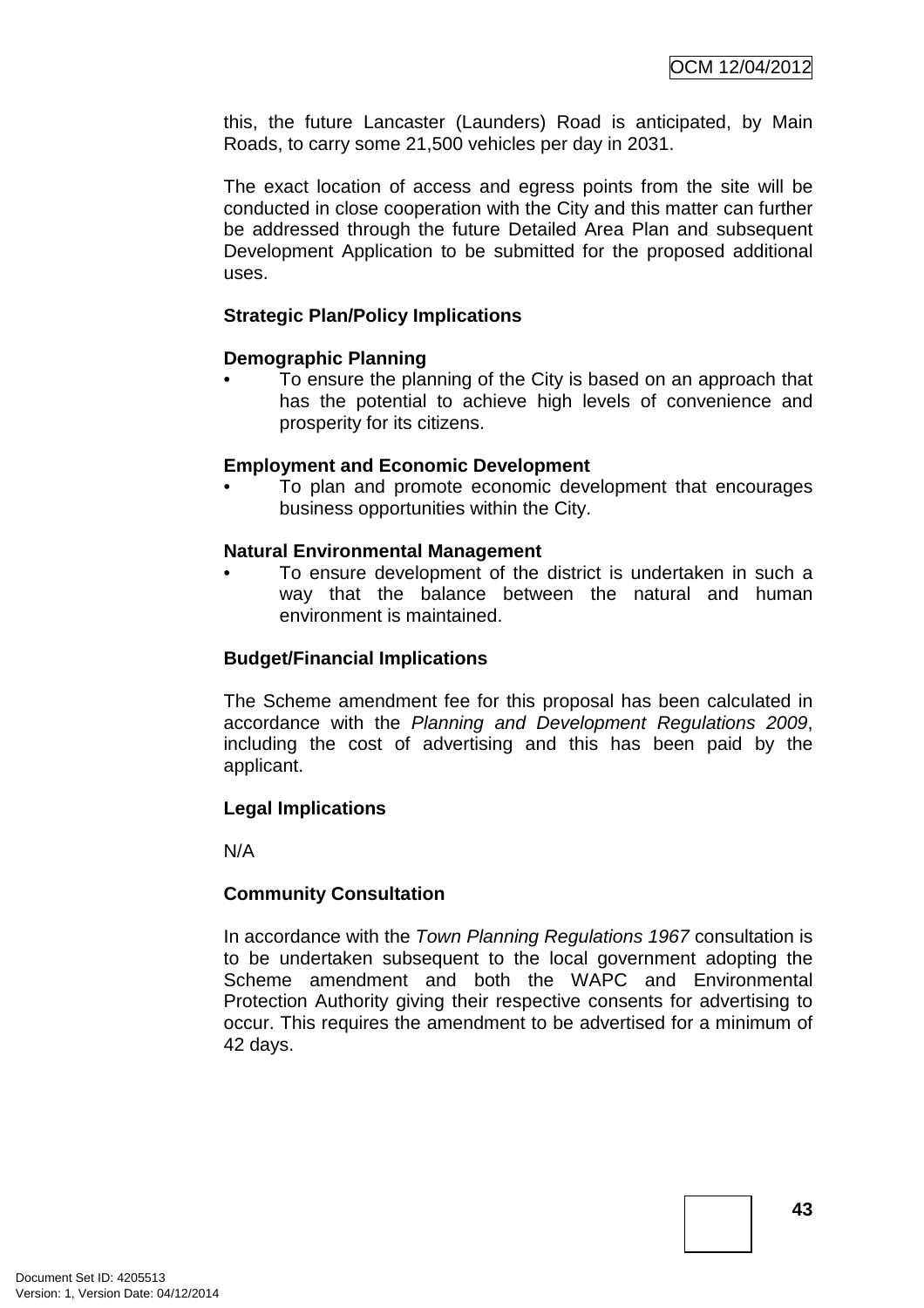this, the future Lancaster (Launders) Road is anticipated, by Main Roads, to carry some 21,500 vehicles per day in 2031.

The exact location of access and egress points from the site will be conducted in close cooperation with the City and this matter can further be addressed through the future Detailed Area Plan and subsequent Development Application to be submitted for the proposed additional uses.

**Strategic Plan/Policy Implications**

**Demographic Planning**

- To ensure the planning of the City is based on an approach that has the potential to achieve high levels of convenience and prosperity for its citizens.

**Employment and Economic Development**

- To plan and promote economic development that encourages business opportunities within the City.

**Natural Environmental Management**

- To ensure development of the district is undertaken in such a way that the balance between the natural and human environment is maintained.

**Budget/Financial Implications**

The Scheme amendment fee for this proposal has been calculated in accordance with the *Planning and Development Regulations 2009*, including the cost of advertising and this has been paid by the applicant.

**Legal Implications**

N/A

**Community Consultation**

In accordance with the *Town Planning Regulations 1967* consultation is to be undertaken subsequent to the local government adopting the Scheme amendment and both the WAPC and Environmental Protection Authority giving their respective consents for advertising to occur. This requires the amendment to be advertised for a minimum of 42 days.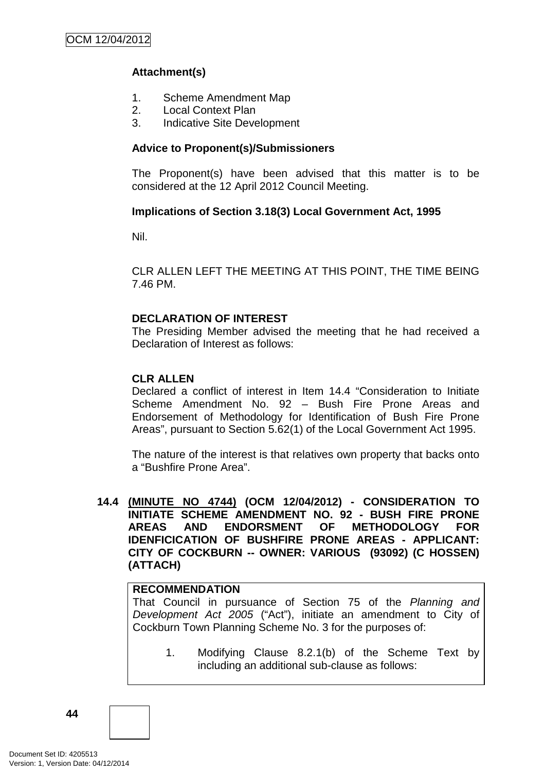**Attachment(s)**

1. Scheme Amendment Map
2. Local Context Plan
3. Indicative Site Development

**Advice to Proponent(s)/Submissioners**

The Proponent(s) have been advised that this matter is to be considered at the 12 April 2012 Council Meeting.

**Implications of Section 3.18(3) Local Government Act, 1995**

Nil.

CLR ALLEN LEFT THE MEETING AT THIS POINT, THE TIME BEING 7.46 PM.

**DECLARATION OF INTEREST**

The Presiding Member advised the meeting that he had received a Declaration of Interest as follows:

**CLR ALLEN**

Declared a conflict of interest in Item 14.4 "Consideration to Initiate Scheme Amendment No. 92 – Bush Fire Prone Areas and Endorsement of Methodology for Identification of Bush Fire Prone Areas", pursuant to Section 5.62(1) of the Local Government Act 1995.

The nature of the interest is that relatives own property that backs onto a "Bushfire Prone Area".

### 14.4 (MINUTE NO 4744) (OCM 12/04/2012) - CONSIDERATION TO INITIATE SCHEME AMENDMENT NO. 92 - BUSH FIRE PRONE AREAS AND ENDORSMENT OF METHODOLOGY FOR IDENFICICATION OF BUSHFIRE PRONE AREAS - APPLICANT: CITY OF COCKBURN -- OWNER: VARIOUS (93092) (C HOSSEN) (ATTACH)

**RECOMMENDATION**

That Council in pursuance of Section 75 of the *Planning and Development Act 2005* ("Act"), initiate an amendment to City of Cockburn Town Planning Scheme No. 3 for the purposes of:

1. Modifying Clause 8.2.1(b) of the Scheme Text by including an additional sub-clause as follows: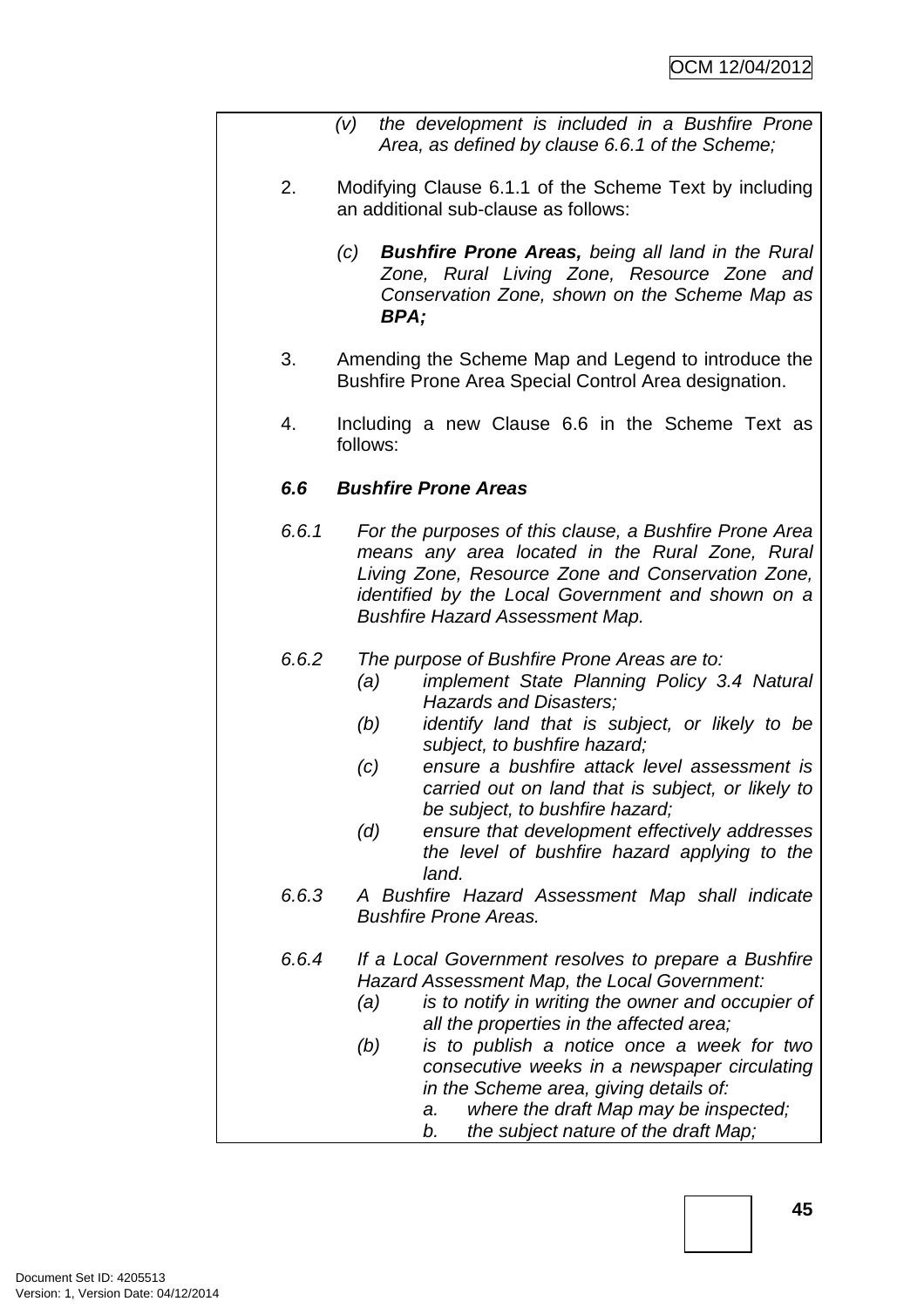(v) *the development is included in a Bushfire Prone Area, as defined by clause 6.6.1 of the Scheme;*

2. Modifying Clause 6.1.1 of the Scheme Text by including an additional sub-clause as follows:

   (c) ***Bushfire Prone Areas,*** *being all land in the Rural Zone, Rural Living Zone, Resource Zone and Conservation Zone, shown on the Scheme Map as* ***BPA;***

3. Amending the Scheme Map and Legend to introduce the Bushfire Prone Area Special Control Area designation.

4. Including a new Clause 6.6 in the Scheme Text as follows:

***6.6 Bushfire Prone Areas***

*6.6.1 For the purposes of this clause, a Bushfire Prone Area means any area located in the Rural Zone, Rural Living Zone, Resource Zone and Conservation Zone, identified by the Local Government and shown on a Bushfire Hazard Assessment Map.*

*6.6.2 The purpose of Bushfire Prone Areas are to:*
- *(a) implement State Planning Policy 3.4 Natural Hazards and Disasters;*
- *(b) identify land that is subject, or likely to be subject, to bushfire hazard;*
- *(c) ensure a bushfire attack level assessment is carried out on land that is subject, or likely to be subject, to bushfire hazard;*
- *(d) ensure that development effectively addresses the level of bushfire hazard applying to the land.*

*6.6.3 A Bushfire Hazard Assessment Map shall indicate Bushfire Prone Areas.*

*6.6.4 If a Local Government resolves to prepare a Bushfire Hazard Assessment Map, the Local Government:*
- *(a) is to notify in writing the owner and occupier of all the properties in the affected area;*
- *(b) is to publish a notice once a week for two consecutive weeks in a newspaper circulating in the Scheme area, giving details of:*
  - *a. where the draft Map may be inspected;*
  - *b. the subject nature of the draft Map;*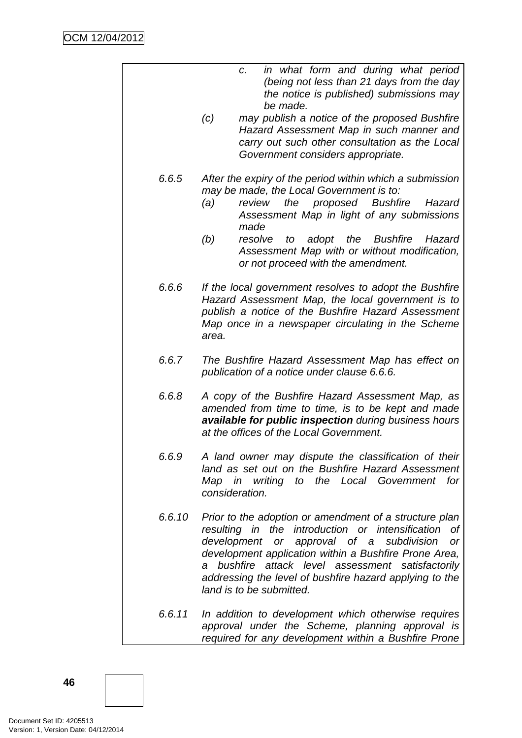*c. in what form and during what period (being not less than 21 days from the day the notice is published) submissions may be made.*

*(c) may publish a notice of the proposed Bushfire Hazard Assessment Map in such manner and carry out such other consultation as the Local Government considers appropriate.*

*6.6.5 After the expiry of the period within which a submission may be made, the Local Government is to:*

*(a) review the proposed Bushfire Hazard Assessment Map in light of any submissions made*

*(b) resolve to adopt the Bushfire Hazard Assessment Map with or without modification, or not proceed with the amendment.*

*6.6.6 If the local government resolves to adopt the Bushfire Hazard Assessment Map, the local government is to publish a notice of the Bushfire Hazard Assessment Map once in a newspaper circulating in the Scheme area.*

*6.6.7 The Bushfire Hazard Assessment Map has effect on publication of a notice under clause 6.6.6.*

*6.6.8 A copy of the Bushfire Hazard Assessment Map, as amended from time to time, is to be kept and made* ***available for public inspection*** *during business hours at the offices of the Local Government.*

*6.6.9 A land owner may dispute the classification of their land as set out on the Bushfire Hazard Assessment Map in writing to the Local Government for consideration.*

*6.6.10 Prior to the adoption or amendment of a structure plan resulting in the introduction or intensification of development or approval of a subdivision or development application within a Bushfire Prone Area, a bushfire attack level assessment satisfactorily addressing the level of bushfire hazard applying to the land is to be submitted.*

*6.6.11 In addition to development which otherwise requires approval under the Scheme, planning approval is required for any development within a Bushfire Prone*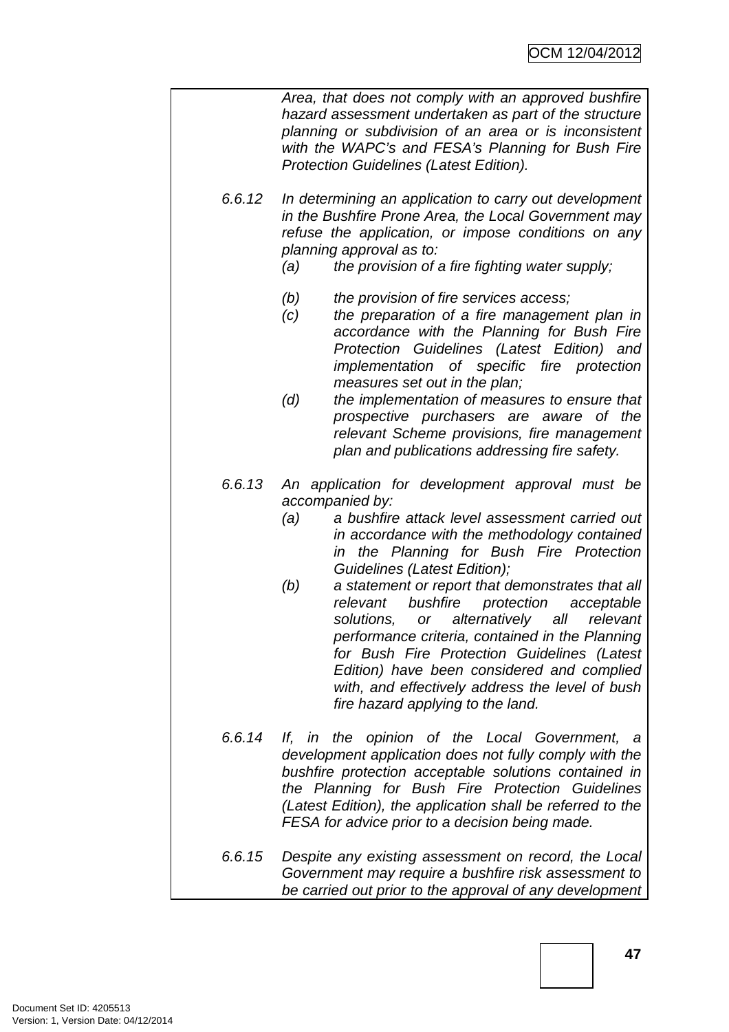*Area, that does not comply with an approved bushfire hazard assessment undertaken as part of the structure planning or subdivision of an area or is inconsistent with the WAPC's and FESA's Planning for Bush Fire Protection Guidelines (Latest Edition).*

*6.6.12 In determining an application to carry out development in the Bushfire Prone Area, the Local Government may refuse the application, or impose conditions on any planning approval as to:*

*(a) the provision of a fire fighting water supply;*

*(b) the provision of fire services access;*

*(c) the preparation of a fire management plan in accordance with the Planning for Bush Fire Protection Guidelines (Latest Edition) and implementation of specific fire protection measures set out in the plan;*

*(d) the implementation of measures to ensure that prospective purchasers are aware of the relevant Scheme provisions, fire management plan and publications addressing fire safety.*

*6.6.13 An application for development approval must be accompanied by:*

*(a) a bushfire attack level assessment carried out in accordance with the methodology contained in the Planning for Bush Fire Protection Guidelines (Latest Edition);*

*(b) a statement or report that demonstrates that all relevant bushfire protection acceptable solutions, or alternatively all relevant performance criteria, contained in the Planning for Bush Fire Protection Guidelines (Latest Edition) have been considered and complied with, and effectively address the level of bush fire hazard applying to the land.*

*6.6.14 If, in the opinion of the Local Government, a development application does not fully comply with the bushfire protection acceptable solutions contained in the Planning for Bush Fire Protection Guidelines (Latest Edition), the application shall be referred to the FESA for advice prior to a decision being made.*

*6.6.15 Despite any existing assessment on record, the Local Government may require a bushfire risk assessment to be carried out prior to the approval of any development*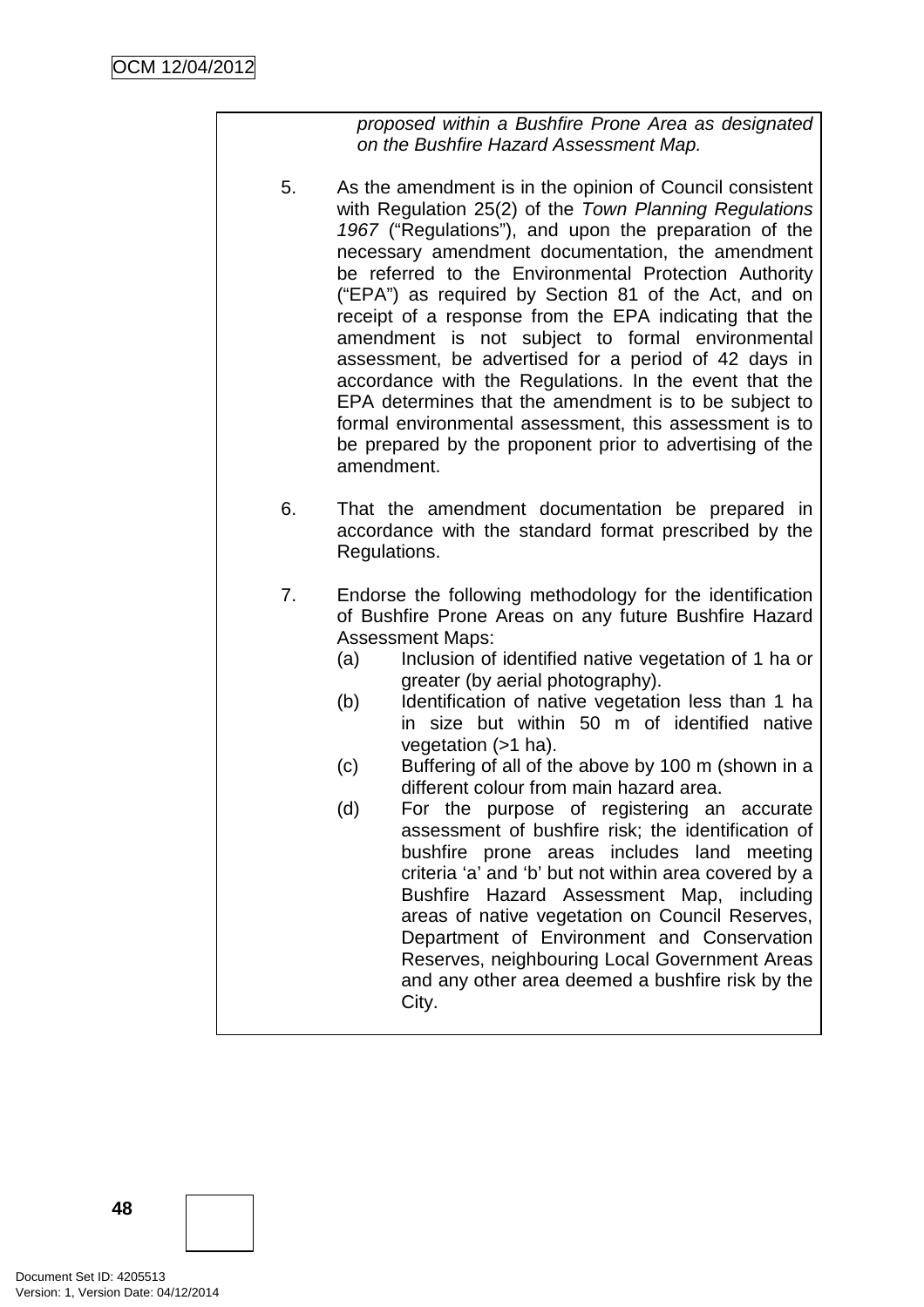*proposed within a Bushfire Prone Area as designated on the Bushfire Hazard Assessment Map.*

5. As the amendment is in the opinion of Council consistent with Regulation 25(2) of the *Town Planning Regulations 1967* ("Regulations"), and upon the preparation of the necessary amendment documentation, the amendment be referred to the Environmental Protection Authority ("EPA") as required by Section 81 of the Act, and on receipt of a response from the EPA indicating that the amendment is not subject to formal environmental assessment, be advertised for a period of 42 days in accordance with the Regulations. In the event that the EPA determines that the amendment is to be subject to formal environmental assessment, this assessment is to be prepared by the proponent prior to advertising of the amendment.

6. That the amendment documentation be prepared in accordance with the standard format prescribed by the Regulations.

7. Endorse the following methodology for the identification of Bushfire Prone Areas on any future Bushfire Hazard Assessment Maps:
   (a) Inclusion of identified native vegetation of 1 ha or greater (by aerial photography).
   (b) Identification of native vegetation less than 1 ha in size but within 50 m of identified native vegetation (>1 ha).
   (c) Buffering of all of the above by 100 m (shown in a different colour from main hazard area.
   (d) For the purpose of registering an accurate assessment of bushfire risk; the identification of bushfire prone areas includes land meeting criteria 'a' and 'b' but not within area covered by a Bushfire Hazard Assessment Map, including areas of native vegetation on Council Reserves, Department of Environment and Conservation Reserves, neighbouring Local Government Areas and any other area deemed a bushfire risk by the City.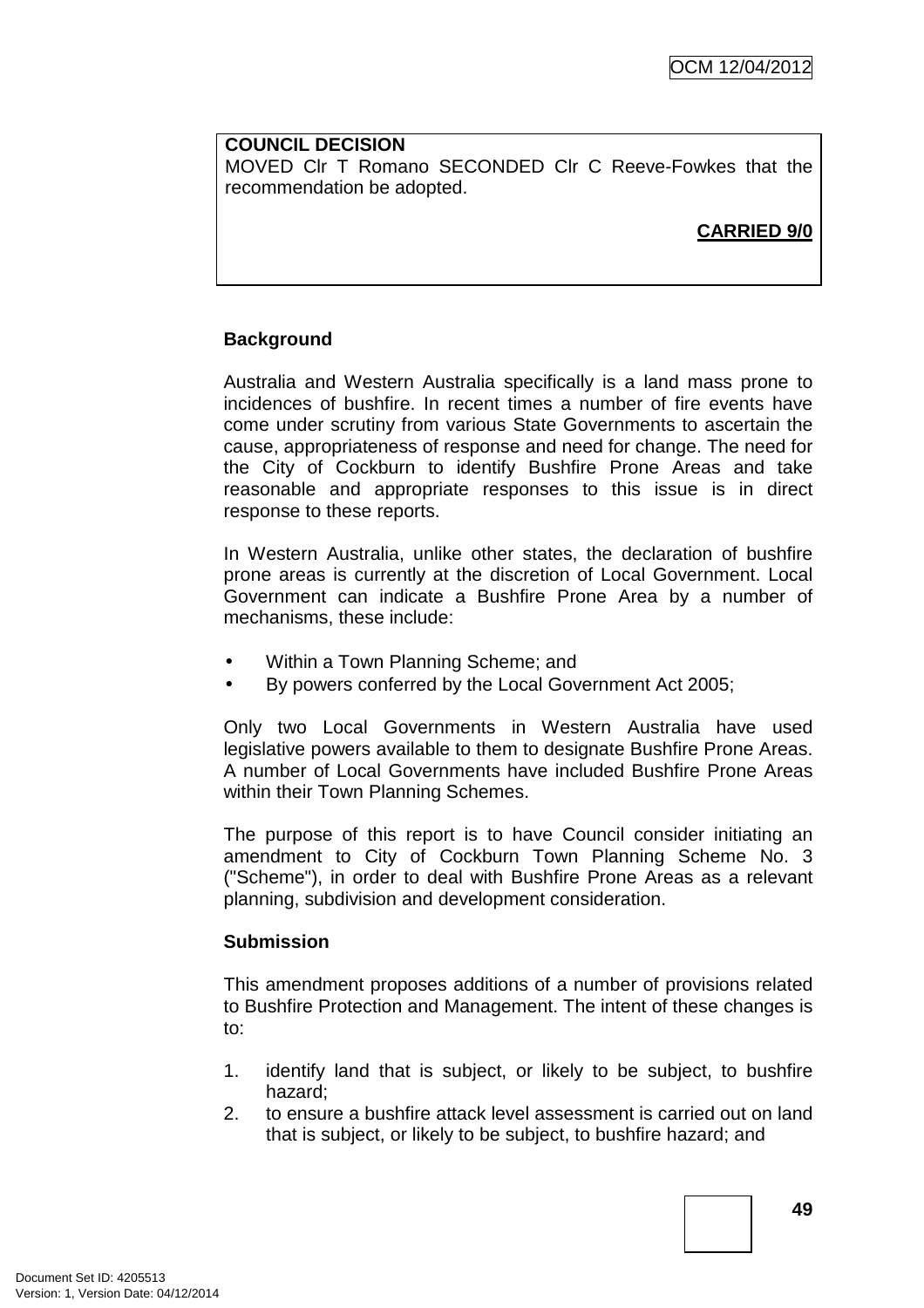**COUNCIL DECISION**
MOVED Clr T Romano SECONDED Clr C Reeve-Fowkes that the recommendation be adopted.

**CARRIED 9/0**

**Background**

Australia and Western Australia specifically is a land mass prone to incidences of bushfire. In recent times a number of fire events have come under scrutiny from various State Governments to ascertain the cause, appropriateness of response and need for change. The need for the City of Cockburn to identify Bushfire Prone Areas and take reasonable and appropriate responses to this issue is in direct response to these reports.

In Western Australia, unlike other states, the declaration of bushfire prone areas is currently at the discretion of Local Government. Local Government can indicate a Bushfire Prone Area by a number of mechanisms, these include:

- Within a Town Planning Scheme; and
- By powers conferred by the Local Government Act 2005;

Only two Local Governments in Western Australia have used legislative powers available to them to designate Bushfire Prone Areas. A number of Local Governments have included Bushfire Prone Areas within their Town Planning Schemes.

The purpose of this report is to have Council consider initiating an amendment to City of Cockburn Town Planning Scheme No. 3 ("Scheme"), in order to deal with Bushfire Prone Areas as a relevant planning, subdivision and development consideration.

**Submission**

This amendment proposes additions of a number of provisions related to Bushfire Protection and Management. The intent of these changes is to:

1. identify land that is subject, or likely to be subject, to bushfire hazard;
2. to ensure a bushfire attack level assessment is carried out on land that is subject, or likely to be subject, to bushfire hazard; and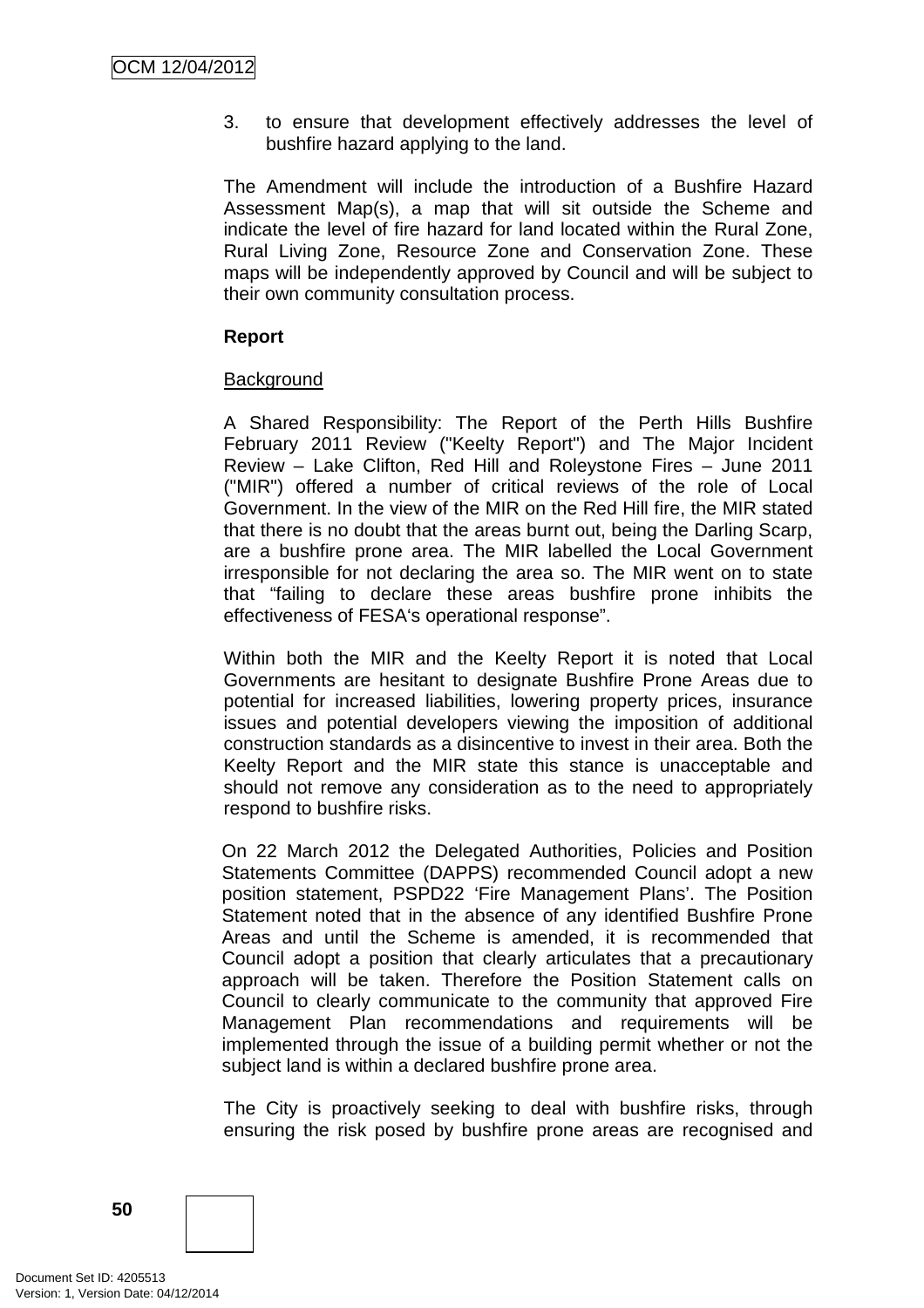3. to ensure that development effectively addresses the level of bushfire hazard applying to the land.

The Amendment will include the introduction of a Bushfire Hazard Assessment Map(s), a map that will sit outside the Scheme and indicate the level of fire hazard for land located within the Rural Zone, Rural Living Zone, Resource Zone and Conservation Zone. These maps will be independently approved by Council and will be subject to their own community consultation process.

**Report**

Background

A Shared Responsibility: The Report of the Perth Hills Bushfire February 2011 Review ("Keelty Report") and The Major Incident Review – Lake Clifton, Red Hill and Roleystone Fires – June 2011 ("MIR") offered a number of critical reviews of the role of Local Government. In the view of the MIR on the Red Hill fire, the MIR stated that there is no doubt that the areas burnt out, being the Darling Scarp, are a bushfire prone area. The MIR labelled the Local Government irresponsible for not declaring the area so. The MIR went on to state that "failing to declare these areas bushfire prone inhibits the effectiveness of FESA's operational response".

Within both the MIR and the Keelty Report it is noted that Local Governments are hesitant to designate Bushfire Prone Areas due to potential for increased liabilities, lowering property prices, insurance issues and potential developers viewing the imposition of additional construction standards as a disincentive to invest in their area. Both the Keelty Report and the MIR state this stance is unacceptable and should not remove any consideration as to the need to appropriately respond to bushfire risks.

On 22 March 2012 the Delegated Authorities, Policies and Position Statements Committee (DAPPS) recommended Council adopt a new position statement, PSPD22 'Fire Management Plans'. The Position Statement noted that in the absence of any identified Bushfire Prone Areas and until the Scheme is amended, it is recommended that Council adopt a position that clearly articulates that a precautionary approach will be taken. Therefore the Position Statement calls on Council to clearly communicate to the community that approved Fire Management Plan recommendations and requirements will be implemented through the issue of a building permit whether or not the subject land is within a declared bushfire prone area.

The City is proactively seeking to deal with bushfire risks, through ensuring the risk posed by bushfire prone areas are recognised and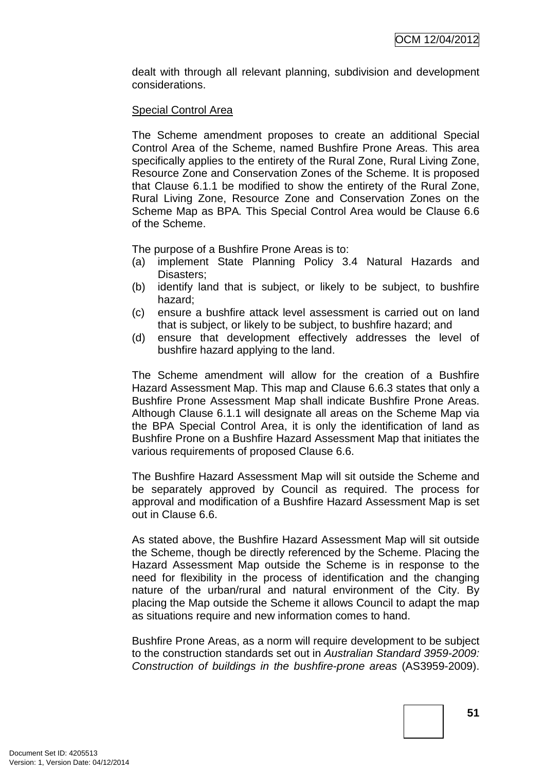dealt with through all relevant planning, subdivision and development considerations.

Special Control Area

The Scheme amendment proposes to create an additional Special Control Area of the Scheme, named Bushfire Prone Areas. This area specifically applies to the entirety of the Rural Zone, Rural Living Zone, Resource Zone and Conservation Zones of the Scheme. It is proposed that Clause 6.1.1 be modified to show the entirety of the Rural Zone, Rural Living Zone, Resource Zone and Conservation Zones on the Scheme Map as BPA*.* This Special Control Area would be Clause 6.6 of the Scheme.

The purpose of a Bushfire Prone Areas is to:

(a) implement State Planning Policy 3.4 Natural Hazards and Disasters;
(b) identify land that is subject, or likely to be subject, to bushfire hazard;
(c) ensure a bushfire attack level assessment is carried out on land that is subject, or likely to be subject, to bushfire hazard; and
(d) ensure that development effectively addresses the level of bushfire hazard applying to the land.

The Scheme amendment will allow for the creation of a Bushfire Hazard Assessment Map. This map and Clause 6.6.3 states that only a Bushfire Prone Assessment Map shall indicate Bushfire Prone Areas. Although Clause 6.1.1 will designate all areas on the Scheme Map via the BPA Special Control Area, it is only the identification of land as Bushfire Prone on a Bushfire Hazard Assessment Map that initiates the various requirements of proposed Clause 6.6.

The Bushfire Hazard Assessment Map will sit outside the Scheme and be separately approved by Council as required. The process for approval and modification of a Bushfire Hazard Assessment Map is set out in Clause 6.6.

As stated above, the Bushfire Hazard Assessment Map will sit outside the Scheme, though be directly referenced by the Scheme. Placing the Hazard Assessment Map outside the Scheme is in response to the need for flexibility in the process of identification and the changing nature of the urban/rural and natural environment of the City. By placing the Map outside the Scheme it allows Council to adapt the map as situations require and new information comes to hand.

Bushfire Prone Areas, as a norm will require development to be subject to the construction standards set out in *Australian Standard 3959-2009: Construction of buildings in the bushfire-prone areas* (AS3959-2009).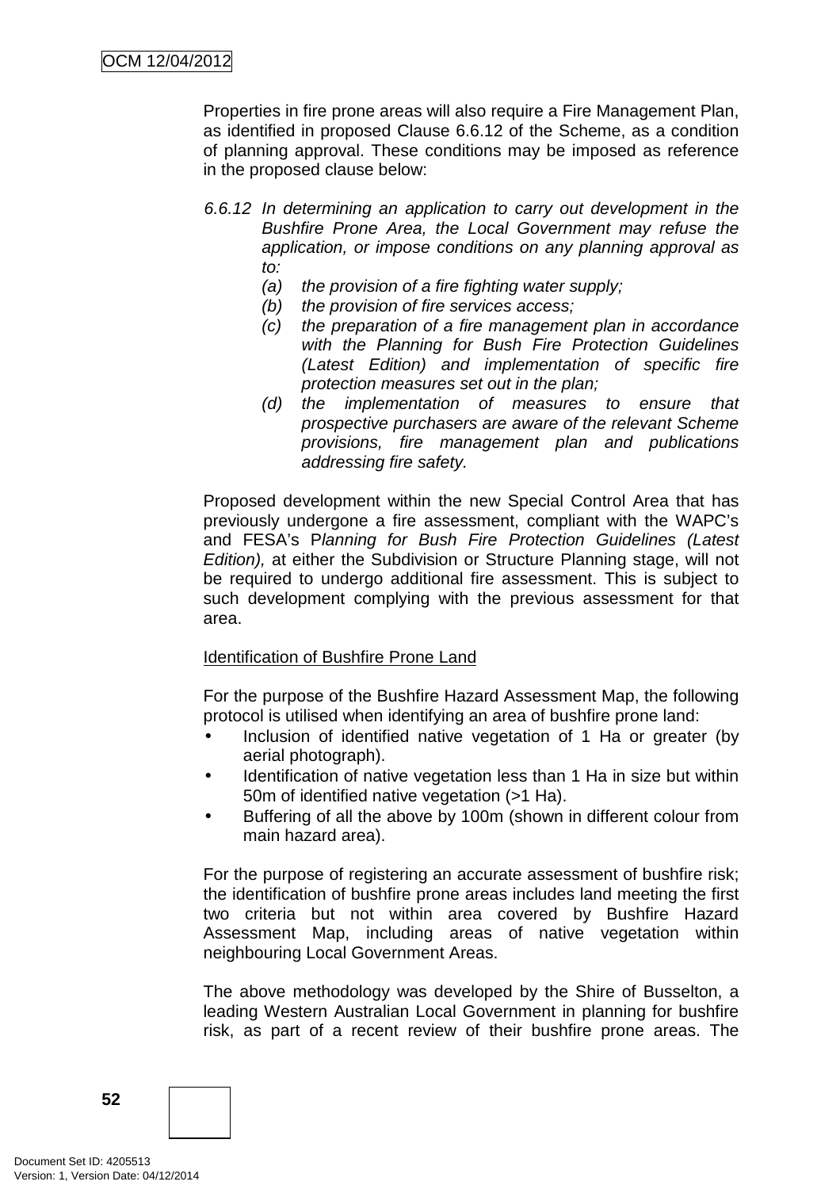Properties in fire prone areas will also require a Fire Management Plan, as identified in proposed Clause 6.6.12 of the Scheme, as a condition of planning approval. These conditions may be imposed as reference in the proposed clause below:

*6.6.12 In determining an application to carry out development in the Bushfire Prone Area, the Local Government may refuse the application, or impose conditions on any planning approval as to:*

*(a) the provision of a fire fighting water supply;*

*(b) the provision of fire services access;*

*(c) the preparation of a fire management plan in accordance with the Planning for Bush Fire Protection Guidelines (Latest Edition) and implementation of specific fire protection measures set out in the plan;*

*(d) the implementation of measures to ensure that prospective purchasers are aware of the relevant Scheme provisions, fire management plan and publications addressing fire safety.*

Proposed development within the new Special Control Area that has previously undergone a fire assessment, compliant with the WAPC's and FESA's P*lanning for Bush Fire Protection Guidelines (Latest Edition),* at either the Subdivision or Structure Planning stage, will not be required to undergo additional fire assessment. This is subject to such development complying with the previous assessment for that area.

<u>Identification of Bushfire Prone Land</u>

For the purpose of the Bushfire Hazard Assessment Map, the following protocol is utilised when identifying an area of bushfire prone land:

- Inclusion of identified native vegetation of 1 Ha or greater (by aerial photograph).
- Identification of native vegetation less than 1 Ha in size but within 50m of identified native vegetation (>1 Ha).
- Buffering of all the above by 100m (shown in different colour from main hazard area).

For the purpose of registering an accurate assessment of bushfire risk; the identification of bushfire prone areas includes land meeting the first two criteria but not within area covered by Bushfire Hazard Assessment Map, including areas of native vegetation within neighbouring Local Government Areas.

The above methodology was developed by the Shire of Busselton, a leading Western Australian Local Government in planning for bushfire risk, as part of a recent review of their bushfire prone areas. The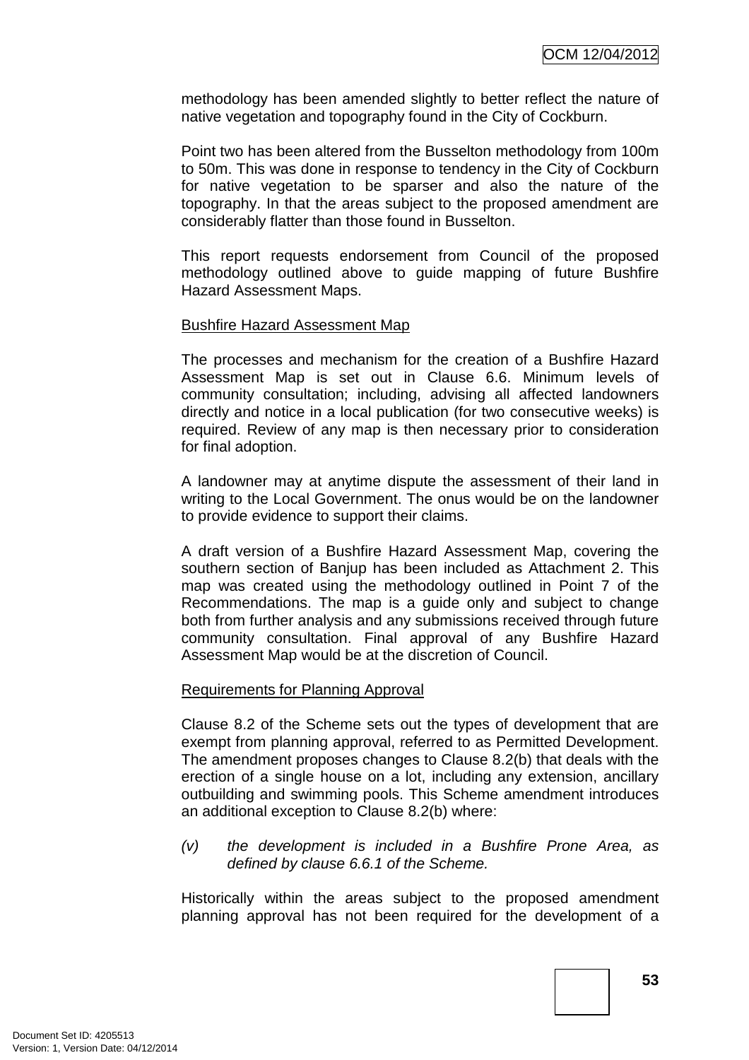methodology has been amended slightly to better reflect the nature of native vegetation and topography found in the City of Cockburn.

Point two has been altered from the Busselton methodology from 100m to 50m. This was done in response to tendency in the City of Cockburn for native vegetation to be sparser and also the nature of the topography. In that the areas subject to the proposed amendment are considerably flatter than those found in Busselton.

This report requests endorsement from Council of the proposed methodology outlined above to guide mapping of future Bushfire Hazard Assessment Maps.

Bushfire Hazard Assessment Map

The processes and mechanism for the creation of a Bushfire Hazard Assessment Map is set out in Clause 6.6. Minimum levels of community consultation; including, advising all affected landowners directly and notice in a local publication (for two consecutive weeks) is required. Review of any map is then necessary prior to consideration for final adoption.

A landowner may at anytime dispute the assessment of their land in writing to the Local Government. The onus would be on the landowner to provide evidence to support their claims.

A draft version of a Bushfire Hazard Assessment Map, covering the southern section of Banjup has been included as Attachment 2. This map was created using the methodology outlined in Point 7 of the Recommendations. The map is a guide only and subject to change both from further analysis and any submissions received through future community consultation. Final approval of any Bushfire Hazard Assessment Map would be at the discretion of Council.

Requirements for Planning Approval

Clause 8.2 of the Scheme sets out the types of development that are exempt from planning approval, referred to as Permitted Development. The amendment proposes changes to Clause 8.2(b) that deals with the erection of a single house on a lot, including any extension, ancillary outbuilding and swimming pools. This Scheme amendment introduces an additional exception to Clause 8.2(b) where:

*(v) the development is included in a Bushfire Prone Area, as defined by clause 6.6.1 of the Scheme.*

Historically within the areas subject to the proposed amendment planning approval has not been required for the development of a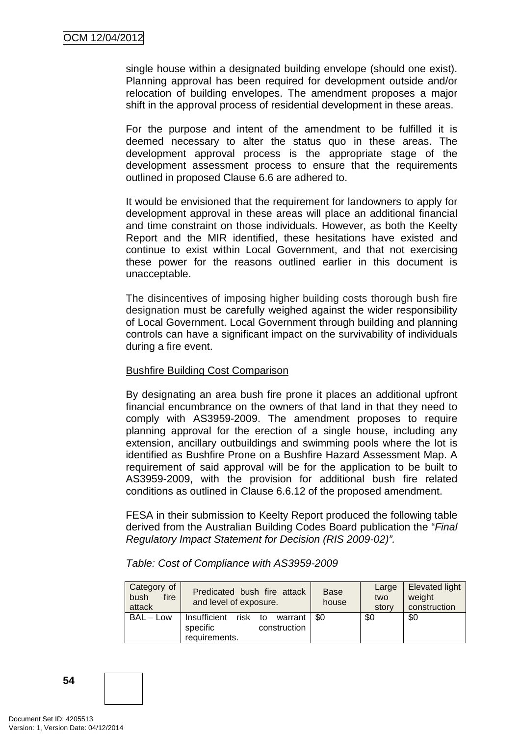single house within a designated building envelope (should one exist). Planning approval has been required for development outside and/or relocation of building envelopes. The amendment proposes a major shift in the approval process of residential development in these areas.

For the purpose and intent of the amendment to be fulfilled it is deemed necessary to alter the status quo in these areas. The development approval process is the appropriate stage of the development assessment process to ensure that the requirements outlined in proposed Clause 6.6 are adhered to.

It would be envisioned that the requirement for landowners to apply for development approval in these areas will place an additional financial and time constraint on those individuals. However, as both the Keelty Report and the MIR identified, these hesitations have existed and continue to exist within Local Government, and that not exercising these power for the reasons outlined earlier in this document is unacceptable.

The disincentives of imposing higher building costs thorough bush fire designation must be carefully weighed against the wider responsibility of Local Government. Local Government through building and planning controls can have a significant impact on the survivability of individuals during a fire event.

Bushfire Building Cost Comparison

By designating an area bush fire prone it places an additional upfront financial encumbrance on the owners of that land in that they need to comply with AS3959-2009. The amendment proposes to require planning approval for the erection of a single house, including any extension, ancillary outbuildings and swimming pools where the lot is identified as Bushfire Prone on a Bushfire Hazard Assessment Map. A requirement of said approval will be for the application to be built to AS3959-2009, with the provision for additional bush fire related conditions as outlined in Clause 6.6.12 of the proposed amendment.

FESA in their submission to Keelty Report produced the following table derived from the Australian Building Codes Board publication the "*Final Regulatory Impact Statement for Decision (RIS 2009-02)".*

*Table: Cost of Compliance with AS3959-2009*

| Category of bush fire attack | Predicated bush fire attack and level of exposure. | Base house | Large two story | Elevated light weight construction |
|---|---|---|---|---|
| BAL – Low | Insufficient risk to warrant specific construction requirements. | $0 | $0 | $0 |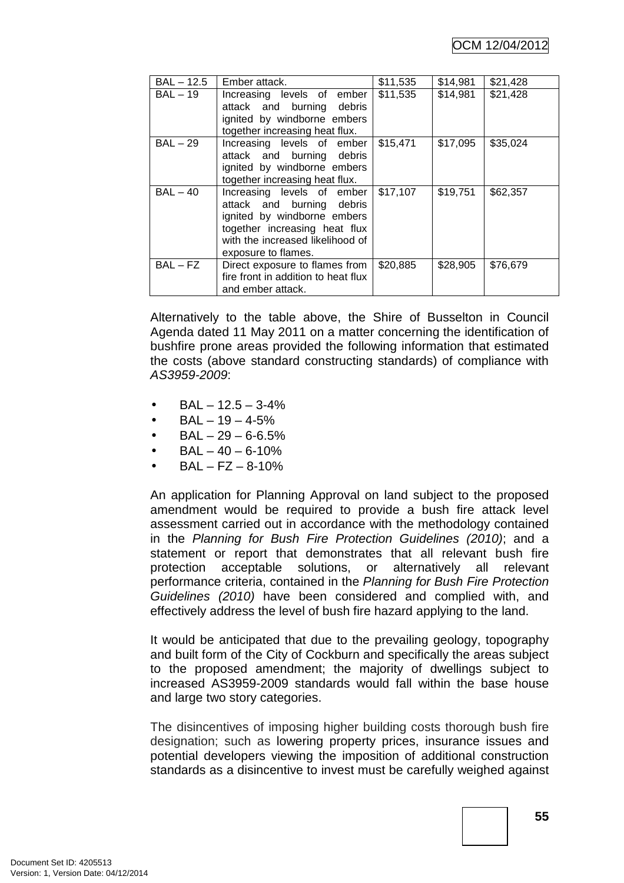| BAL – 12.5 | Ember attack. | $11,535 | $14,981 | $21,428 |
|---|---|---|---|---|
| BAL – 19 | Increasing levels of ember attack and burning debris ignited by windborne embers together increasing heat flux. | $11,535 | $14,981 | $21,428 |
| BAL – 29 | Increasing levels of ember attack and burning debris ignited by windborne embers together increasing heat flux. | $15,471 | $17,095 | $35,024 |
| BAL – 40 | Increasing levels of ember attack and burning debris ignited by windborne embers together increasing heat flux with the increased likelihood of exposure to flames. | $17,107 | $19,751 | $62,357 |
| BAL – FZ | Direct exposure to flames from fire front in addition to heat flux and ember attack. | $20,885 | $28,905 | $76,679 |

Alternatively to the table above, the Shire of Busselton in Council Agenda dated 11 May 2011 on a matter concerning the identification of bushfire prone areas provided the following information that estimated the costs (above standard constructing standards) of compliance with *AS3959-2009*:

- BAL – 12.5 – 3-4%
- BAL – 19 – 4-5%
- BAL – 29 – 6-6.5%
- BAL – 40 – 6-10%
- BAL – FZ – 8-10%

An application for Planning Approval on land subject to the proposed amendment would be required to provide a bush fire attack level assessment carried out in accordance with the methodology contained in the *Planning for Bush Fire Protection Guidelines (2010)*; and a statement or report that demonstrates that all relevant bush fire protection acceptable solutions, or alternatively all relevant performance criteria, contained in the *Planning for Bush Fire Protection Guidelines (2010)* have been considered and complied with, and effectively address the level of bush fire hazard applying to the land.

It would be anticipated that due to the prevailing geology, topography and built form of the City of Cockburn and specifically the areas subject to the proposed amendment; the majority of dwellings subject to increased AS3959-2009 standards would fall within the base house and large two story categories.

The disincentives of imposing higher building costs thorough bush fire designation; such as lowering property prices, insurance issues and potential developers viewing the imposition of additional construction standards as a disincentive to invest must be carefully weighed against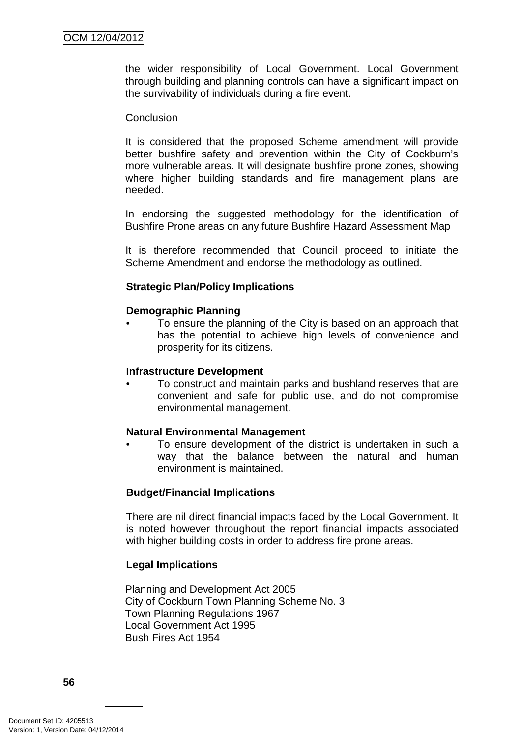the wider responsibility of Local Government. Local Government through building and planning controls can have a significant impact on the survivability of individuals during a fire event.

Conclusion

It is considered that the proposed Scheme amendment will provide better bushfire safety and prevention within the City of Cockburn's more vulnerable areas. It will designate bushfire prone zones, showing where higher building standards and fire management plans are needed.

In endorsing the suggested methodology for the identification of Bushfire Prone areas on any future Bushfire Hazard Assessment Map

It is therefore recommended that Council proceed to initiate the Scheme Amendment and endorse the methodology as outlined.

**Strategic Plan/Policy Implications**

**Demographic Planning**

- To ensure the planning of the City is based on an approach that has the potential to achieve high levels of convenience and prosperity for its citizens.

**Infrastructure Development**

- To construct and maintain parks and bushland reserves that are convenient and safe for public use, and do not compromise environmental management.

**Natural Environmental Management**

- To ensure development of the district is undertaken in such a way that the balance between the natural and human environment is maintained.

**Budget/Financial Implications**

There are nil direct financial impacts faced by the Local Government. It is noted however throughout the report financial impacts associated with higher building costs in order to address fire prone areas.

**Legal Implications**

Planning and Development Act 2005
City of Cockburn Town Planning Scheme No. 3
Town Planning Regulations 1967
Local Government Act 1995
Bush Fires Act 1954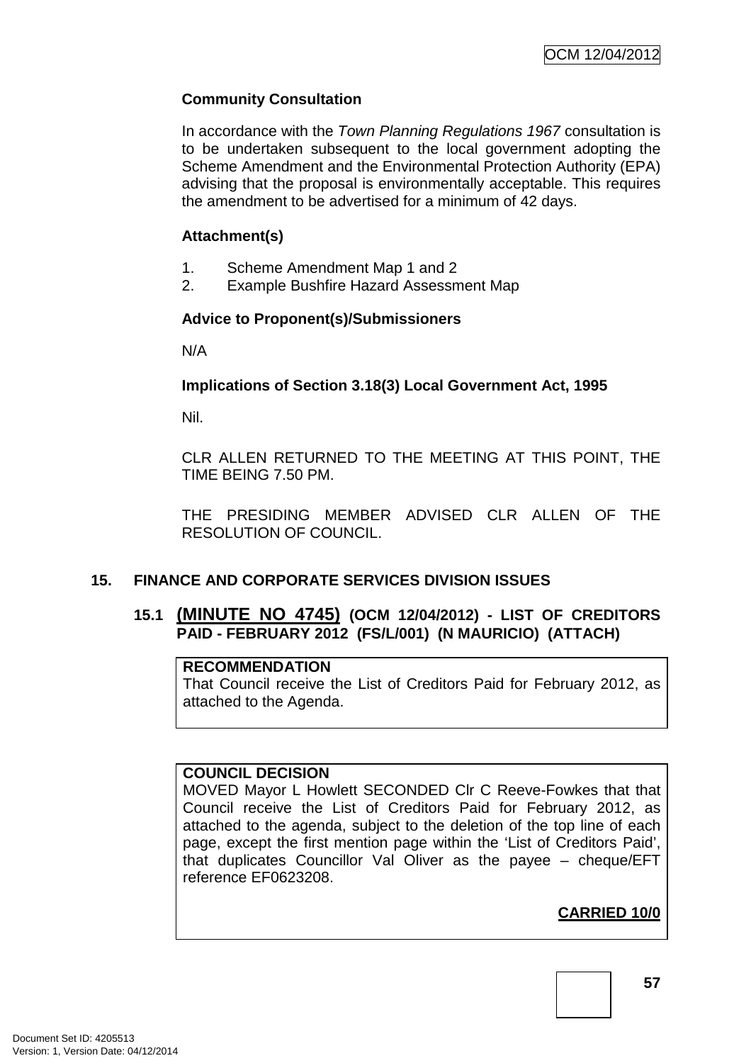**Community Consultation**

In accordance with the *Town Planning Regulations 1967* consultation is to be undertaken subsequent to the local government adopting the Scheme Amendment and the Environmental Protection Authority (EPA) advising that the proposal is environmentally acceptable. This requires the amendment to be advertised for a minimum of 42 days.

**Attachment(s)**

1. Scheme Amendment Map 1 and 2
2. Example Bushfire Hazard Assessment Map

**Advice to Proponent(s)/Submissioners**

N/A

**Implications of Section 3.18(3) Local Government Act, 1995**

Nil.

CLR ALLEN RETURNED TO THE MEETING AT THIS POINT, THE TIME BEING 7.50 PM.

THE PRESIDING MEMBER ADVISED CLR ALLEN OF THE RESOLUTION OF COUNCIL.

## 15. FINANCE AND CORPORATE SERVICES DIVISION ISSUES

### 15.1 (MINUTE NO 4745) (OCM 12/04/2012) - LIST OF CREDITORS PAID - FEBRUARY 2012 (FS/L/001) (N MAURICIO) (ATTACH)

**RECOMMENDATION**
That Council receive the List of Creditors Paid for February 2012, as attached to the Agenda.

**COUNCIL DECISION**
MOVED Mayor L Howlett SECONDED Clr C Reeve-Fowkes that that Council receive the List of Creditors Paid for February 2012, as attached to the agenda, subject to the deletion of the top line of each page, except the first mention page within the 'List of Creditors Paid', that duplicates Councillor Val Oliver as the payee – cheque/EFT reference EF0623208.

**CARRIED 10/0**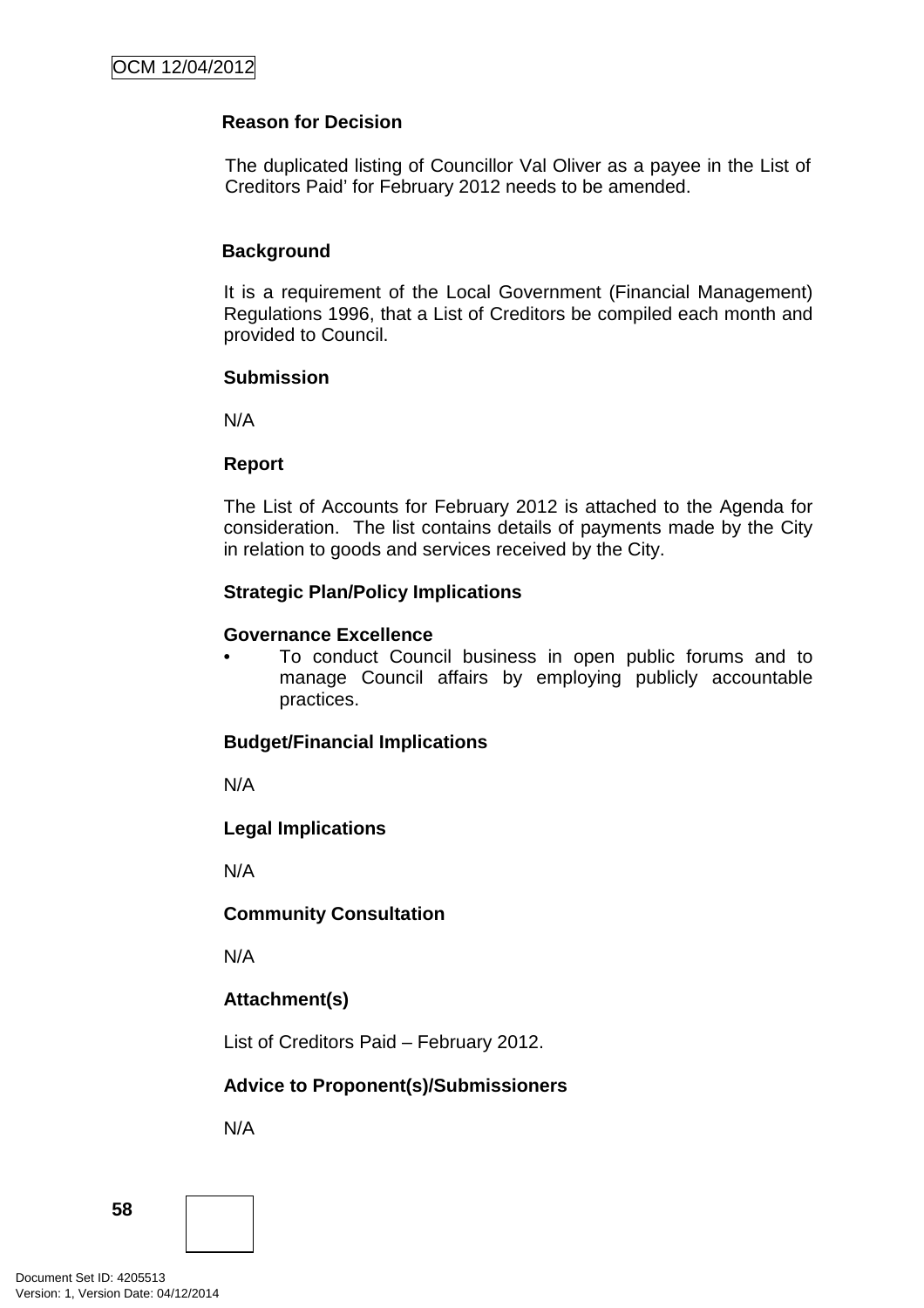**Reason for Decision**

The duplicated listing of Councillor Val Oliver as a payee in the List of Creditors Paid' for February 2012 needs to be amended.

**Background**

It is a requirement of the Local Government (Financial Management) Regulations 1996, that a List of Creditors be compiled each month and provided to Council.

**Submission**

N/A

**Report**

The List of Accounts for February 2012 is attached to the Agenda for consideration. The list contains details of payments made by the City in relation to goods and services received by the City.

**Strategic Plan/Policy Implications**

**Governance Excellence**

- To conduct Council business in open public forums and to manage Council affairs by employing publicly accountable practices.

**Budget/Financial Implications**

N/A

**Legal Implications**

N/A

**Community Consultation**

N/A

**Attachment(s)**

List of Creditors Paid – February 2012.

**Advice to Proponent(s)/Submissioners**

N/A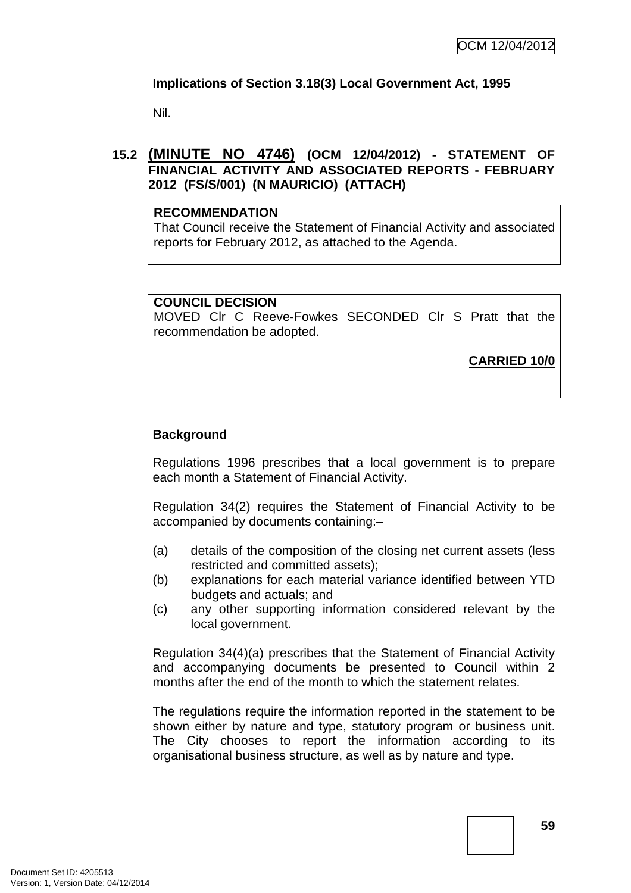**Implications of Section 3.18(3) Local Government Act, 1995**

Nil.

## 15.2 (MINUTE NO 4746) (OCM 12/04/2012) - STATEMENT OF FINANCIAL ACTIVITY AND ASSOCIATED REPORTS - FEBRUARY 2012 (FS/S/001) (N MAURICIO) (ATTACH)

**RECOMMENDATION**
That Council receive the Statement of Financial Activity and associated reports for February 2012, as attached to the Agenda.

**COUNCIL DECISION**
MOVED Clr C Reeve-Fowkes SECONDED Clr S Pratt that the recommendation be adopted.

**CARRIED 10/0**

**Background**

Regulations 1996 prescribes that a local government is to prepare each month a Statement of Financial Activity.

Regulation 34(2) requires the Statement of Financial Activity to be accompanied by documents containing:–

(a) details of the composition of the closing net current assets (less restricted and committed assets);
(b) explanations for each material variance identified between YTD budgets and actuals; and
(c) any other supporting information considered relevant by the local government.

Regulation 34(4)(a) prescribes that the Statement of Financial Activity and accompanying documents be presented to Council within 2 months after the end of the month to which the statement relates.

The regulations require the information reported in the statement to be shown either by nature and type, statutory program or business unit. The City chooses to report the information according to its organisational business structure, as well as by nature and type.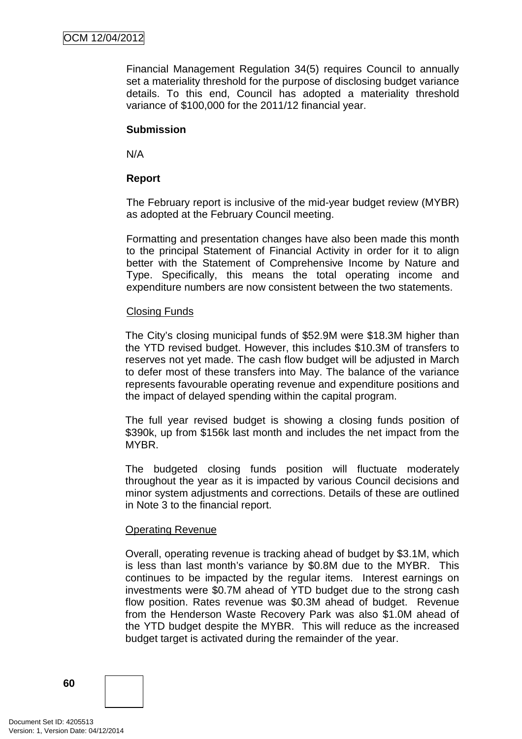Financial Management Regulation 34(5) requires Council to annually set a materiality threshold for the purpose of disclosing budget variance details. To this end, Council has adopted a materiality threshold variance of $100,000 for the 2011/12 financial year.

**Submission**

N/A

**Report**

The February report is inclusive of the mid-year budget review (MYBR) as adopted at the February Council meeting.

Formatting and presentation changes have also been made this month to the principal Statement of Financial Activity in order for it to align better with the Statement of Comprehensive Income by Nature and Type. Specifically, this means the total operating income and expenditure numbers are now consistent between the two statements.

<u>Closing Funds</u>

The City's closing municipal funds of $52.9M were $18.3M higher than the YTD revised budget. However, this includes $10.3M of transfers to reserves not yet made. The cash flow budget will be adjusted in March to defer most of these transfers into May. The balance of the variance represents favourable operating revenue and expenditure positions and the impact of delayed spending within the capital program.

The full year revised budget is showing a closing funds position of $390k, up from $156k last month and includes the net impact from the MYBR.

The budgeted closing funds position will fluctuate moderately throughout the year as it is impacted by various Council decisions and minor system adjustments and corrections. Details of these are outlined in Note 3 to the financial report.

<u>Operating Revenue</u>

Overall, operating revenue is tracking ahead of budget by $3.1M, which is less than last month's variance by $0.8M due to the MYBR. This continues to be impacted by the regular items. Interest earnings on investments were $0.7M ahead of YTD budget due to the strong cash flow position. Rates revenue was $0.3M ahead of budget. Revenue from the Henderson Waste Recovery Park was also $1.0M ahead of the YTD budget despite the MYBR. This will reduce as the increased budget target is activated during the remainder of the year.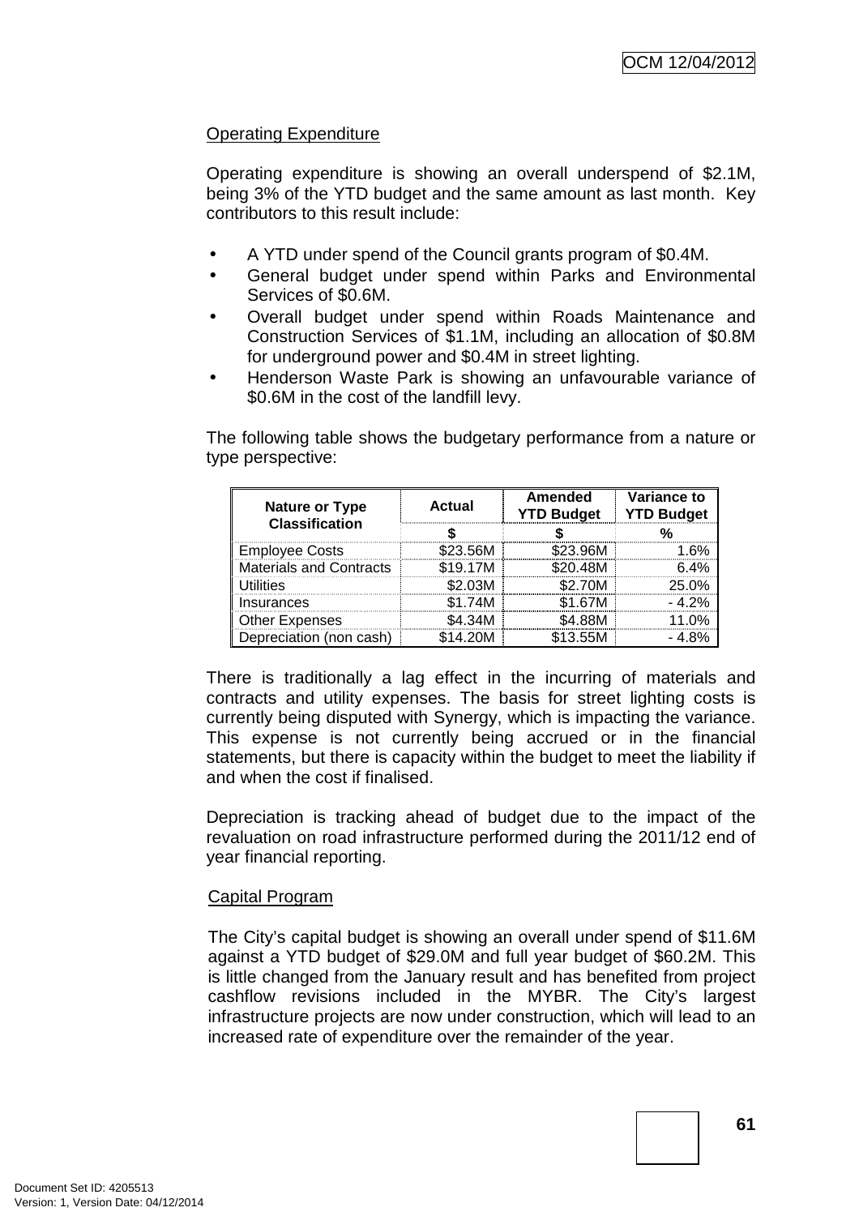## Operating Expenditure

Operating expenditure is showing an overall underspend of $2.1M, being 3% of the YTD budget and the same amount as last month. Key contributors to this result include:

- A YTD under spend of the Council grants program of $0.4M.
- General budget under spend within Parks and Environmental Services of $0.6M.
- Overall budget under spend within Roads Maintenance and Construction Services of $1.1M, including an allocation of $0.8M for underground power and $0.4M in street lighting.
- Henderson Waste Park is showing an unfavourable variance of $0.6M in the cost of the landfill levy.

The following table shows the budgetary performance from a nature or type perspective:

| Nature or Type Classification | Actual | Amended YTD Budget | Variance to YTD Budget |
|---|---|---|---|
| | $ | $ | % |
| Employee Costs | $23.56M | $23.96M | 1.6% |
| Materials and Contracts | $19.17M | $20.48M | 6.4% |
| Utilities | $2.03M | $2.70M | 25.0% |
| Insurances | $1.74M | $1.67M | - 4.2% |
| Other Expenses | $4.34M | $4.88M | 11.0% |
| Depreciation (non cash) | $14.20M | $13.55M | - 4.8% |

There is traditionally a lag effect in the incurring of materials and contracts and utility expenses. The basis for street lighting costs is currently being disputed with Synergy, which is impacting the variance. This expense is not currently being accrued or in the financial statements, but there is capacity within the budget to meet the liability if and when the cost if finalised.

Depreciation is tracking ahead of budget due to the impact of the revaluation on road infrastructure performed during the 2011/12 end of year financial reporting.

## Capital Program

The City's capital budget is showing an overall under spend of $11.6M against a YTD budget of $29.0M and full year budget of $60.2M. This is little changed from the January result and has benefited from project cashflow revisions included in the MYBR. The City's largest infrastructure projects are now under construction, which will lead to an increased rate of expenditure over the remainder of the year.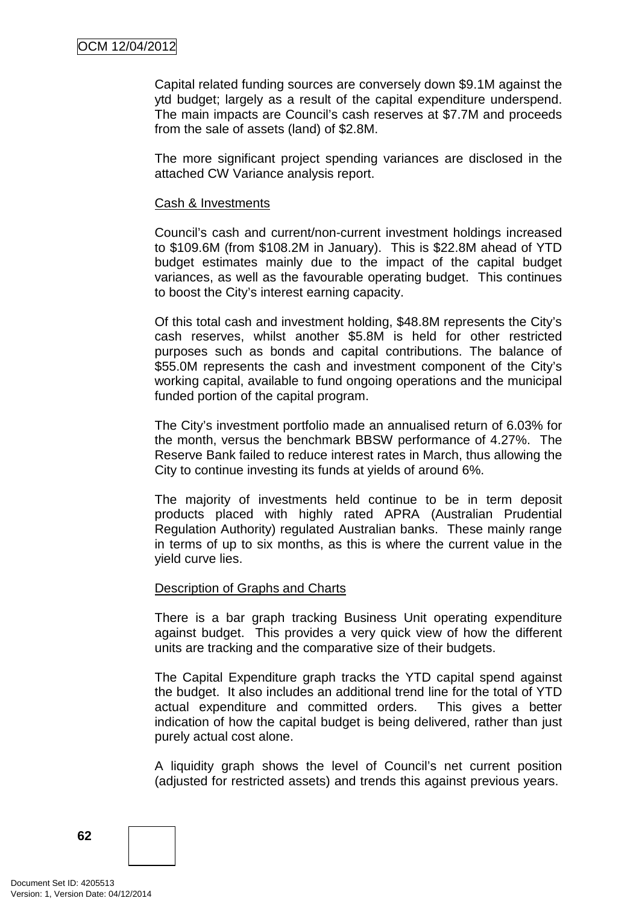Capital related funding sources are conversely down $9.1M against the ytd budget; largely as a result of the capital expenditure underspend. The main impacts are Council's cash reserves at $7.7M and proceeds from the sale of assets (land) of $2.8M.

The more significant project spending variances are disclosed in the attached CW Variance analysis report.

<u>Cash & Investments</u>

Council's cash and current/non-current investment holdings increased to $109.6M (from $108.2M in January). This is $22.8M ahead of YTD budget estimates mainly due to the impact of the capital budget variances, as well as the favourable operating budget. This continues to boost the City's interest earning capacity.

Of this total cash and investment holding, $48.8M represents the City's cash reserves, whilst another $5.8M is held for other restricted purposes such as bonds and capital contributions. The balance of $55.0M represents the cash and investment component of the City's working capital, available to fund ongoing operations and the municipal funded portion of the capital program.

The City's investment portfolio made an annualised return of 6.03% for the month, versus the benchmark BBSW performance of 4.27%. The Reserve Bank failed to reduce interest rates in March, thus allowing the City to continue investing its funds at yields of around 6%.

The majority of investments held continue to be in term deposit products placed with highly rated APRA (Australian Prudential Regulation Authority) regulated Australian banks. These mainly range in terms of up to six months, as this is where the current value in the yield curve lies.

<u>Description of Graphs and Charts</u>

There is a bar graph tracking Business Unit operating expenditure against budget. This provides a very quick view of how the different units are tracking and the comparative size of their budgets.

The Capital Expenditure graph tracks the YTD capital spend against the budget. It also includes an additional trend line for the total of YTD actual expenditure and committed orders. This gives a better indication of how the capital budget is being delivered, rather than just purely actual cost alone.

A liquidity graph shows the level of Council's net current position (adjusted for restricted assets) and trends this against previous years.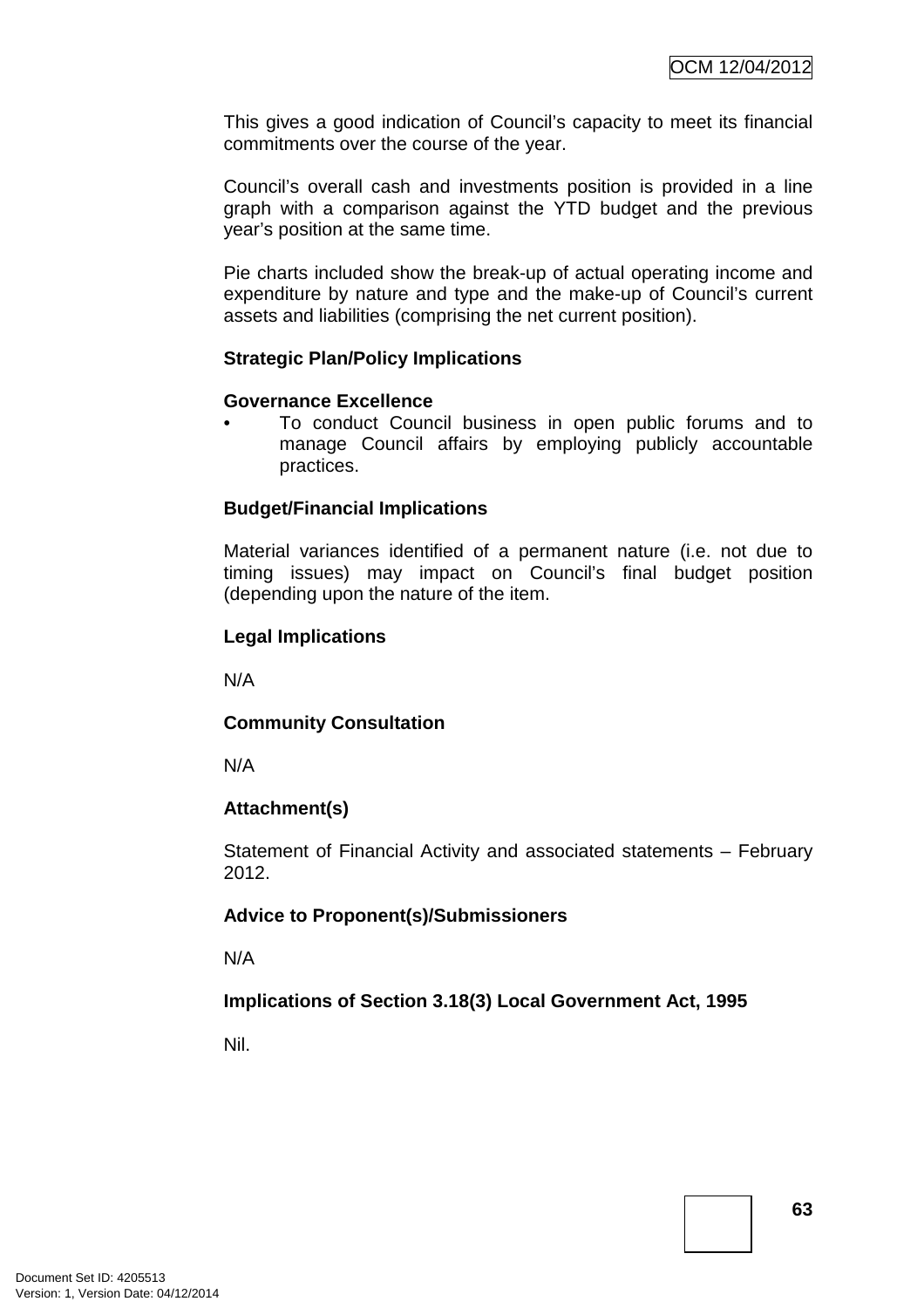This gives a good indication of Council's capacity to meet its financial commitments over the course of the year.

Council's overall cash and investments position is provided in a line graph with a comparison against the YTD budget and the previous year's position at the same time.

Pie charts included show the break-up of actual operating income and expenditure by nature and type and the make-up of Council's current assets and liabilities (comprising the net current position).

**Strategic Plan/Policy Implications**

**Governance Excellence**

- To conduct Council business in open public forums and to manage Council affairs by employing publicly accountable practices.

**Budget/Financial Implications**

Material variances identified of a permanent nature (i.e. not due to timing issues) may impact on Council's final budget position (depending upon the nature of the item.

**Legal Implications**

N/A

**Community Consultation**

N/A

**Attachment(s)**

Statement of Financial Activity and associated statements – February 2012.

**Advice to Proponent(s)/Submissioners**

N/A

**Implications of Section 3.18(3) Local Government Act, 1995**

Nil.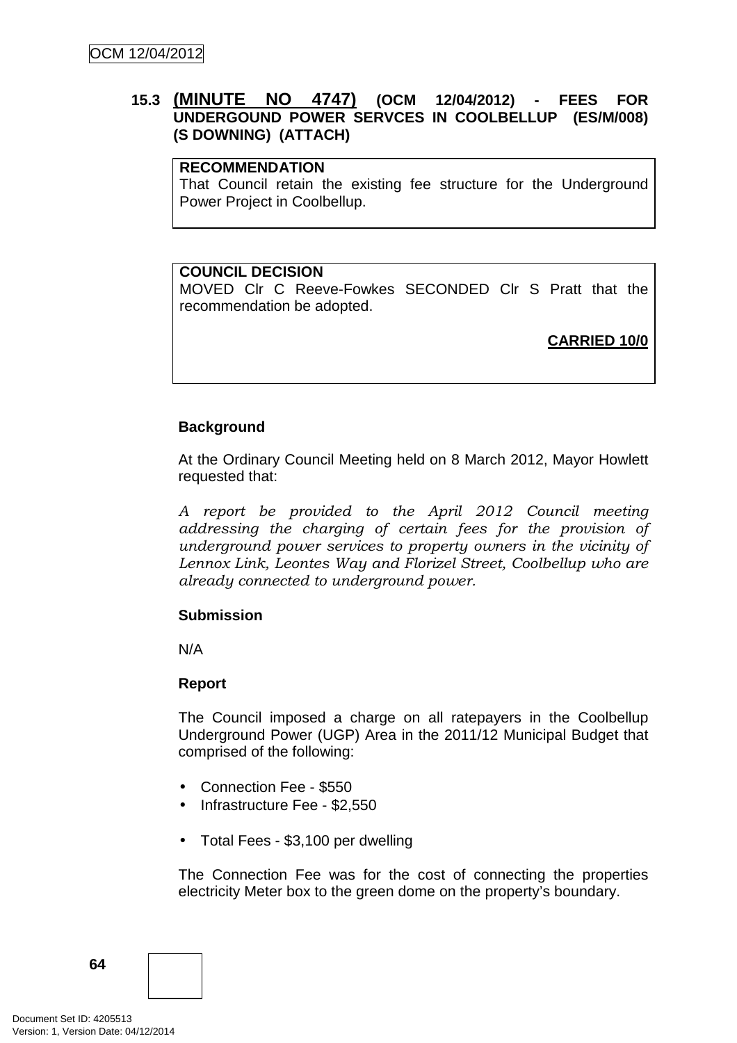### 15.3 (MINUTE NO 4747) (OCM 12/04/2012) - FEES FOR UNDERGOUND POWER SERVCES IN COOLBELLUP (ES/M/008) (S DOWNING) (ATTACH)

**RECOMMENDATION**
That Council retain the existing fee structure for the Underground Power Project in Coolbellup.

**COUNCIL DECISION**
MOVED Clr C Reeve-Fowkes SECONDED Clr S Pratt that the recommendation be adopted.

**CARRIED 10/0**

**Background**

At the Ordinary Council Meeting held on 8 March 2012, Mayor Howlett requested that:

*A report be provided to the April 2012 Council meeting addressing the charging of certain fees for the provision of underground power services to property owners in the vicinity of Lennox Link, Leontes Way and Florizel Street, Coolbellup who are already connected to underground power.*

**Submission**

N/A

**Report**

The Council imposed a charge on all ratepayers in the Coolbellup Underground Power (UGP) Area in the 2011/12 Municipal Budget that comprised of the following:

- Connection Fee - $550
- Infrastructure Fee - $2,550

- Total Fees - $3,100 per dwelling

The Connection Fee was for the cost of connecting the properties electricity Meter box to the green dome on the property's boundary.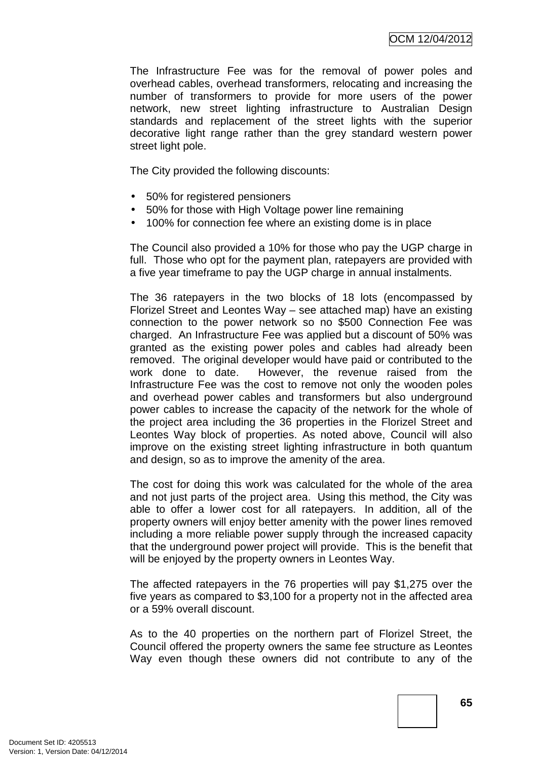The Infrastructure Fee was for the removal of power poles and overhead cables, overhead transformers, relocating and increasing the number of transformers to provide for more users of the power network, new street lighting infrastructure to Australian Design standards and replacement of the street lights with the superior decorative light range rather than the grey standard western power street light pole.

The City provided the following discounts:

- 50% for registered pensioners
- 50% for those with High Voltage power line remaining
- 100% for connection fee where an existing dome is in place

The Council also provided a 10% for those who pay the UGP charge in full. Those who opt for the payment plan, ratepayers are provided with a five year timeframe to pay the UGP charge in annual instalments.

The 36 ratepayers in the two blocks of 18 lots (encompassed by Florizel Street and Leontes Way – see attached map) have an existing connection to the power network so no $500 Connection Fee was charged. An Infrastructure Fee was applied but a discount of 50% was granted as the existing power poles and cables had already been removed. The original developer would have paid or contributed to the work done to date. However, the revenue raised from the Infrastructure Fee was the cost to remove not only the wooden poles and overhead power cables and transformers but also underground power cables to increase the capacity of the network for the whole of the project area including the 36 properties in the Florizel Street and Leontes Way block of properties. As noted above, Council will also improve on the existing street lighting infrastructure in both quantum and design, so as to improve the amenity of the area.

The cost for doing this work was calculated for the whole of the area and not just parts of the project area. Using this method, the City was able to offer a lower cost for all ratepayers. In addition, all of the property owners will enjoy better amenity with the power lines removed including a more reliable power supply through the increased capacity that the underground power project will provide. This is the benefit that will be enjoyed by the property owners in Leontes Way.

The affected ratepayers in the 76 properties will pay $1,275 over the five years as compared to $3,100 for a property not in the affected area or a 59% overall discount.

As to the 40 properties on the northern part of Florizel Street, the Council offered the property owners the same fee structure as Leontes Way even though these owners did not contribute to any of the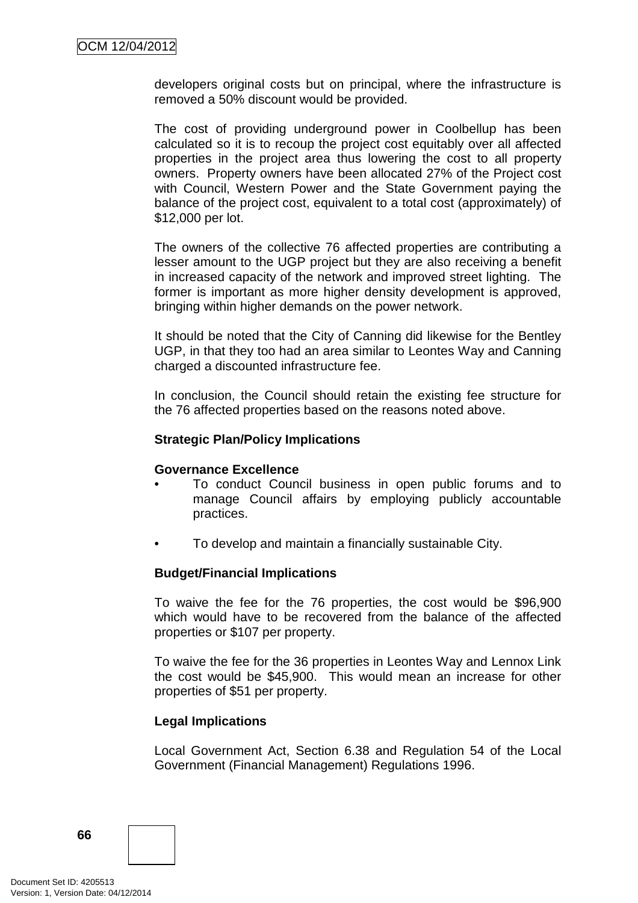developers original costs but on principal, where the infrastructure is removed a 50% discount would be provided.

The cost of providing underground power in Coolbellup has been calculated so it is to recoup the project cost equitably over all affected properties in the project area thus lowering the cost to all property owners. Property owners have been allocated 27% of the Project cost with Council, Western Power and the State Government paying the balance of the project cost, equivalent to a total cost (approximately) of $12,000 per lot.

The owners of the collective 76 affected properties are contributing a lesser amount to the UGP project but they are also receiving a benefit in increased capacity of the network and improved street lighting. The former is important as more higher density development is approved, bringing within higher demands on the power network.

It should be noted that the City of Canning did likewise for the Bentley UGP, in that they too had an area similar to Leontes Way and Canning charged a discounted infrastructure fee.

In conclusion, the Council should retain the existing fee structure for the 76 affected properties based on the reasons noted above.

**Strategic Plan/Policy Implications**

**Governance Excellence**

- To conduct Council business in open public forums and to manage Council affairs by employing publicly accountable practices.
- To develop and maintain a financially sustainable City.

**Budget/Financial Implications**

To waive the fee for the 76 properties, the cost would be $96,900 which would have to be recovered from the balance of the affected properties or $107 per property.

To waive the fee for the 36 properties in Leontes Way and Lennox Link the cost would be $45,900. This would mean an increase for other properties of $51 per property.

**Legal Implications**

Local Government Act, Section 6.38 and Regulation 54 of the Local Government (Financial Management) Regulations 1996.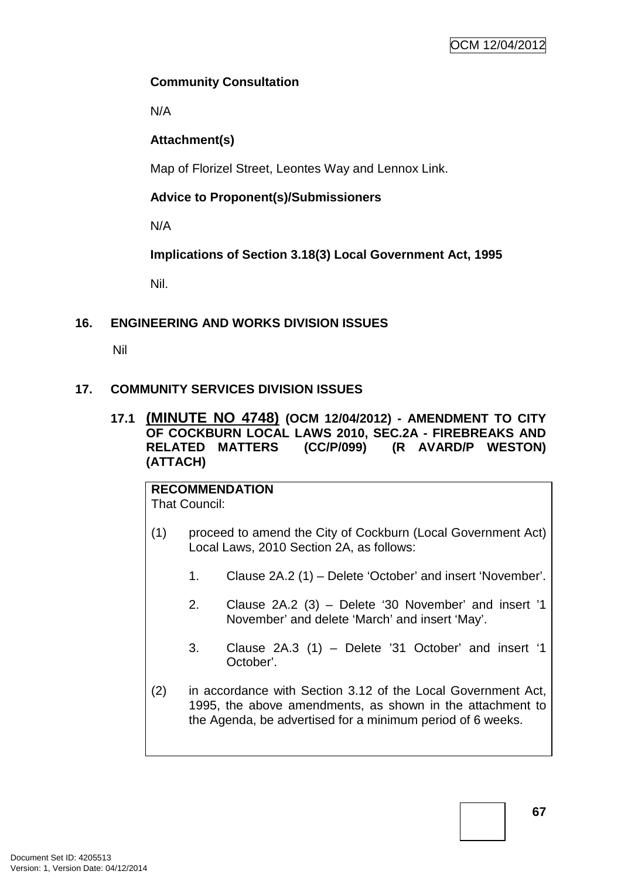**Community Consultation**

N/A

**Attachment(s)**

Map of Florizel Street, Leontes Way and Lennox Link.

**Advice to Proponent(s)/Submissioners**

N/A

**Implications of Section 3.18(3) Local Government Act, 1995**

Nil.

## 16. ENGINEERING AND WORKS DIVISION ISSUES

Nil

## 17. COMMUNITY SERVICES DIVISION ISSUES

### 17.1 (MINUTE NO 4748) (OCM 12/04/2012) - AMENDMENT TO CITY OF COCKBURN LOCAL LAWS 2010, SEC.2A - FIREBREAKS AND RELATED MATTERS (CC/P/099) (R AVARD/P WESTON) (ATTACH)

**RECOMMENDATION**

That Council:

(1) proceed to amend the City of Cockburn (Local Government Act) Local Laws, 2010 Section 2A, as follows:

1. Clause 2A.2 (1) – Delete 'October' and insert 'November'.

2. Clause 2A.2 (3) – Delete '30 November' and insert '1 November' and delete 'March' and insert 'May'.

3. Clause 2A.3 (1) – Delete '31 October' and insert '1 October'.

(2) in accordance with Section 3.12 of the Local Government Act, 1995, the above amendments, as shown in the attachment to the Agenda, be advertised for a minimum period of 6 weeks.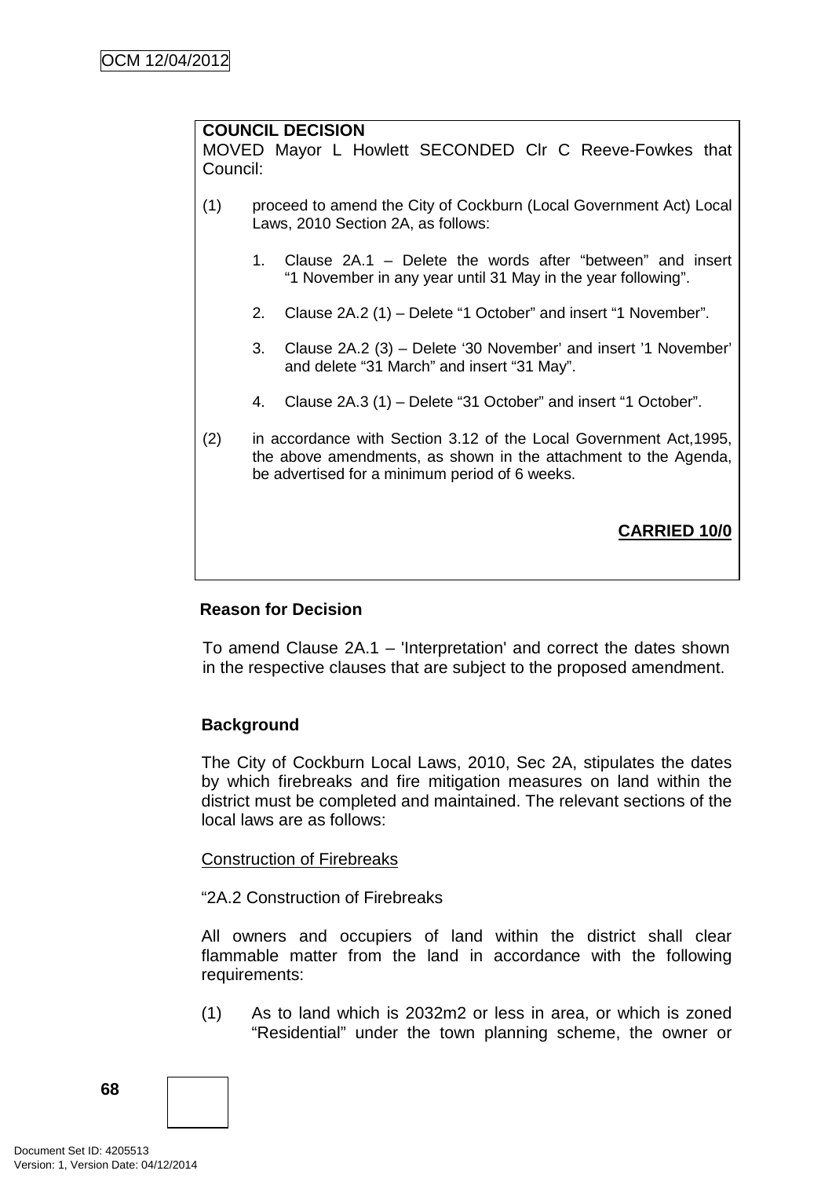**COUNCIL DECISION**
MOVED Mayor L Howlett SECONDED Clr C Reeve-Fowkes that Council:

(1) proceed to amend the City of Cockburn (Local Government Act) Local Laws, 2010 Section 2A, as follows:

1. Clause 2A.1 – Delete the words after "between" and insert "1 November in any year until 31 May in the year following".

2. Clause 2A.2 (1) – Delete "1 October" and insert "1 November".

3. Clause 2A.2 (3) – Delete '30 November' and insert '1 November' and delete "31 March" and insert "31 May".

4. Clause 2A.3 (1) – Delete "31 October" and insert "1 October".

(2) in accordance with Section 3.12 of the Local Government Act,1995, the above amendments, as shown in the attachment to the Agenda, be advertised for a minimum period of 6 weeks.

**CARRIED 10/0**

**Reason for Decision**

To amend Clause 2A.1 – 'Interpretation' and correct the dates shown in the respective clauses that are subject to the proposed amendment.

**Background**

The City of Cockburn Local Laws, 2010, Sec 2A, stipulates the dates by which firebreaks and fire mitigation measures on land within the district must be completed and maintained. The relevant sections of the local laws are as follows:

Construction of Firebreaks

"2A.2 Construction of Firebreaks

All owners and occupiers of land within the district shall clear flammable matter from the land in accordance with the following requirements:

(1) As to land which is 2032m2 or less in area, or which is zoned "Residential" under the town planning scheme, the owner or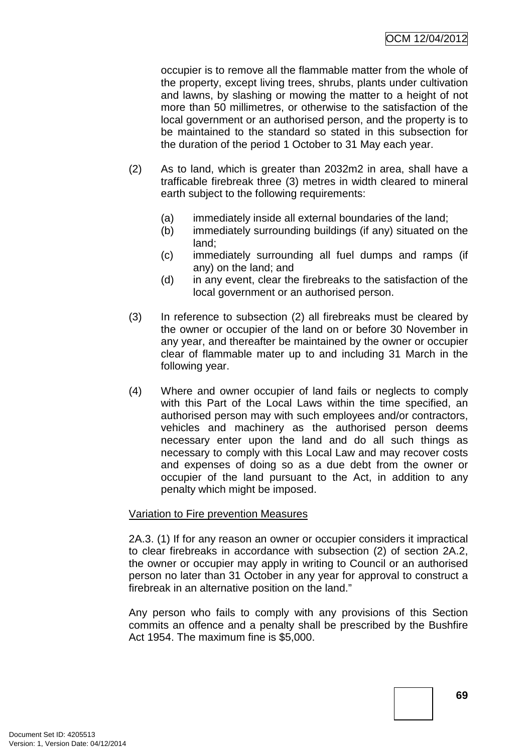occupier is to remove all the flammable matter from the whole of the property, except living trees, shrubs, plants under cultivation and lawns, by slashing or mowing the matter to a height of not more than 50 millimetres, or otherwise to the satisfaction of the local government or an authorised person, and the property is to be maintained to the standard so stated in this subsection for the duration of the period 1 October to 31 May each year.

(2) As to land, which is greater than 2032m2 in area, shall have a trafficable firebreak three (3) metres in width cleared to mineral earth subject to the following requirements:

(a) immediately inside all external boundaries of the land;
(b) immediately surrounding buildings (if any) situated on the land;
(c) immediately surrounding all fuel dumps and ramps (if any) on the land; and
(d) in any event, clear the firebreaks to the satisfaction of the local government or an authorised person.

(3) In reference to subsection (2) all firebreaks must be cleared by the owner or occupier of the land on or before 30 November in any year, and thereafter be maintained by the owner or occupier clear of flammable mater up to and including 31 March in the following year.

(4) Where and owner occupier of land fails or neglects to comply with this Part of the Local Laws within the time specified, an authorised person may with such employees and/or contractors, vehicles and machinery as the authorised person deems necessary enter upon the land and do all such things as necessary to comply with this Local Law and may recover costs and expenses of doing so as a due debt from the owner or occupier of the land pursuant to the Act, in addition to any penalty which might be imposed.

<u>Variation to Fire prevention Measures</u>

2A.3. (1) If for any reason an owner or occupier considers it impractical to clear firebreaks in accordance with subsection (2) of section 2A.2, the owner or occupier may apply in writing to Council or an authorised person no later than 31 October in any year for approval to construct a firebreak in an alternative position on the land."

Any person who fails to comply with any provisions of this Section commits an offence and a penalty shall be prescribed by the Bushfire Act 1954. The maximum fine is $5,000.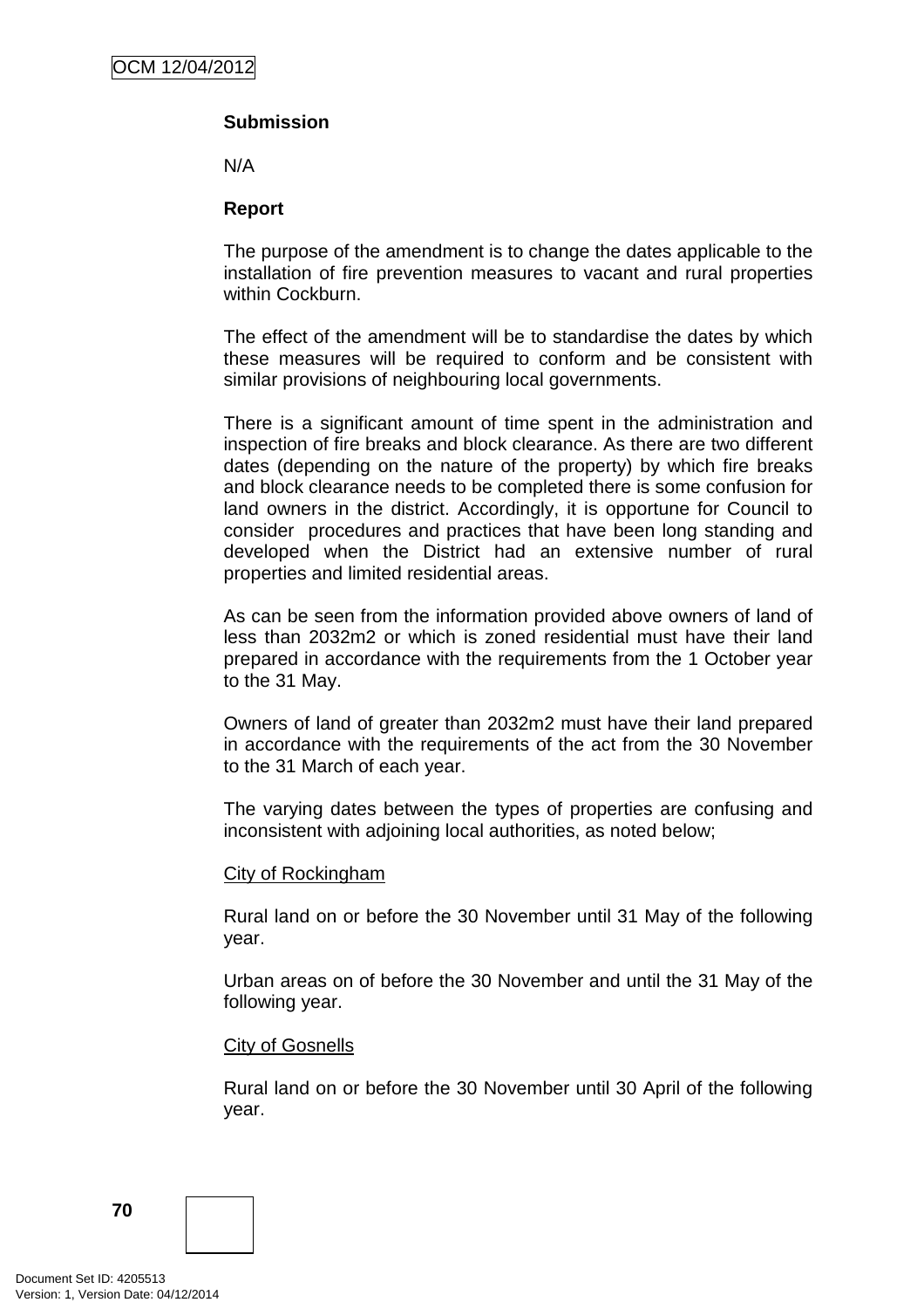**Submission**

N/A

**Report**

The purpose of the amendment is to change the dates applicable to the installation of fire prevention measures to vacant and rural properties within Cockburn.

The effect of the amendment will be to standardise the dates by which these measures will be required to conform and be consistent with similar provisions of neighbouring local governments.

There is a significant amount of time spent in the administration and inspection of fire breaks and block clearance. As there are two different dates (depending on the nature of the property) by which fire breaks and block clearance needs to be completed there is some confusion for land owners in the district. Accordingly, it is opportune for Council to consider procedures and practices that have been long standing and developed when the District had an extensive number of rural properties and limited residential areas.

As can be seen from the information provided above owners of land of less than 2032m2 or which is zoned residential must have their land prepared in accordance with the requirements from the 1 October year to the 31 May.

Owners of land of greater than 2032m2 must have their land prepared in accordance with the requirements of the act from the 30 November to the 31 March of each year.

The varying dates between the types of properties are confusing and inconsistent with adjoining local authorities, as noted below;

<u>City of Rockingham</u>

Rural land on or before the 30 November until 31 May of the following year.

Urban areas on of before the 30 November and until the 31 May of the following year.

<u>City of Gosnells</u>

Rural land on or before the 30 November until 30 April of the following year.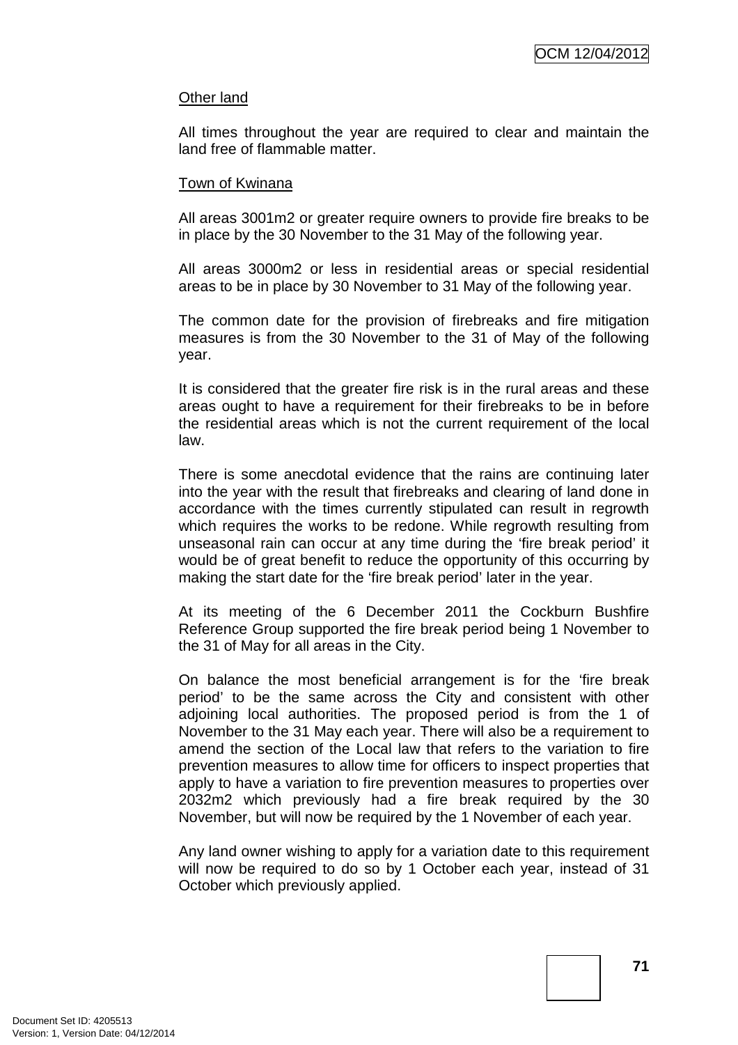Other land

All times throughout the year are required to clear and maintain the land free of flammable matter.

Town of Kwinana

All areas 3001m2 or greater require owners to provide fire breaks to be in place by the 30 November to the 31 May of the following year.

All areas 3000m2 or less in residential areas or special residential areas to be in place by 30 November to 31 May of the following year.

The common date for the provision of firebreaks and fire mitigation measures is from the 30 November to the 31 of May of the following year.

It is considered that the greater fire risk is in the rural areas and these areas ought to have a requirement for their firebreaks to be in before the residential areas which is not the current requirement of the local law.

There is some anecdotal evidence that the rains are continuing later into the year with the result that firebreaks and clearing of land done in accordance with the times currently stipulated can result in regrowth which requires the works to be redone. While regrowth resulting from unseasonal rain can occur at any time during the 'fire break period' it would be of great benefit to reduce the opportunity of this occurring by making the start date for the 'fire break period' later in the year.

At its meeting of the 6 December 2011 the Cockburn Bushfire Reference Group supported the fire break period being 1 November to the 31 of May for all areas in the City.

On balance the most beneficial arrangement is for the 'fire break period' to be the same across the City and consistent with other adjoining local authorities. The proposed period is from the 1 of November to the 31 May each year. There will also be a requirement to amend the section of the Local law that refers to the variation to fire prevention measures to allow time for officers to inspect properties that apply to have a variation to fire prevention measures to properties over 2032m2 which previously had a fire break required by the 30 November, but will now be required by the 1 November of each year.

Any land owner wishing to apply for a variation date to this requirement will now be required to do so by 1 October each year, instead of 31 October which previously applied.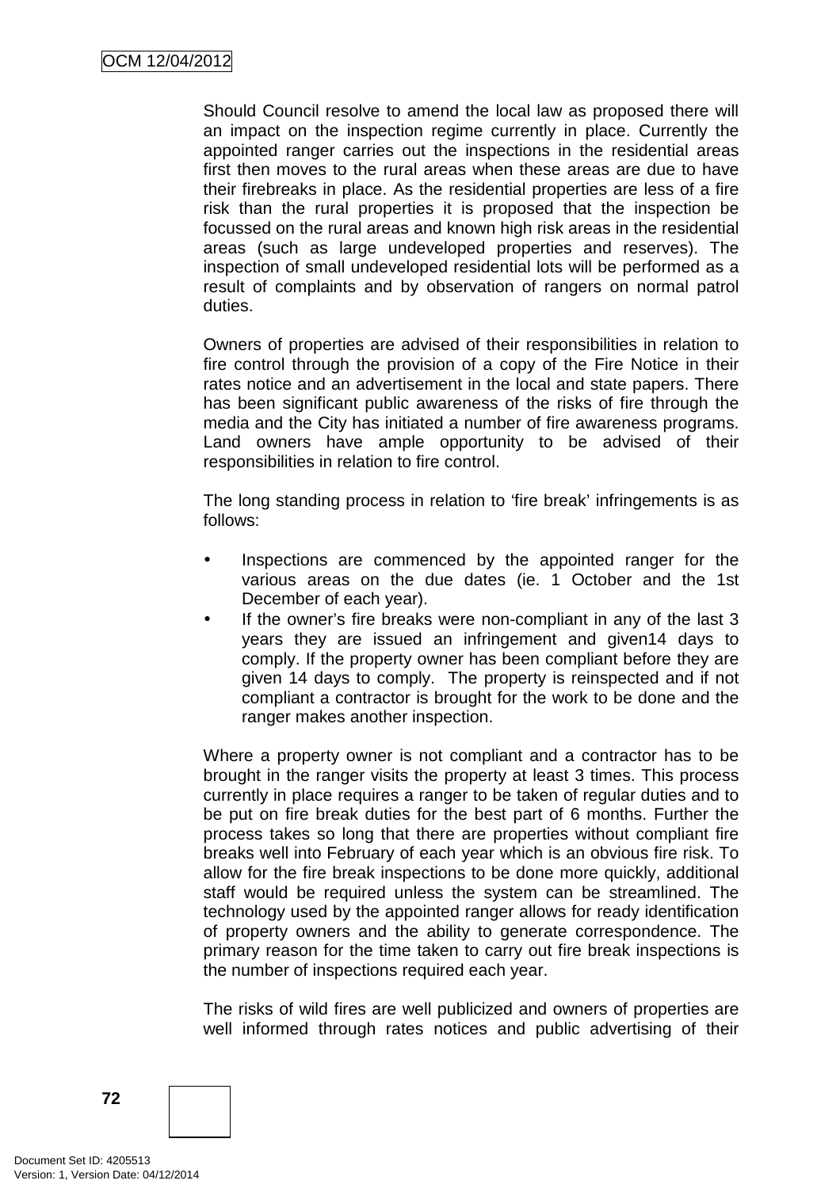Should Council resolve to amend the local law as proposed there will an impact on the inspection regime currently in place. Currently the appointed ranger carries out the inspections in the residential areas first then moves to the rural areas when these areas are due to have their firebreaks in place. As the residential properties are less of a fire risk than the rural properties it is proposed that the inspection be focussed on the rural areas and known high risk areas in the residential areas (such as large undeveloped properties and reserves). The inspection of small undeveloped residential lots will be performed as a result of complaints and by observation of rangers on normal patrol duties.

Owners of properties are advised of their responsibilities in relation to fire control through the provision of a copy of the Fire Notice in their rates notice and an advertisement in the local and state papers. There has been significant public awareness of the risks of fire through the media and the City has initiated a number of fire awareness programs. Land owners have ample opportunity to be advised of their responsibilities in relation to fire control.

The long standing process in relation to 'fire break' infringements is as follows:

- Inspections are commenced by the appointed ranger for the various areas on the due dates (ie. 1 October and the 1st December of each year).
- If the owner's fire breaks were non-compliant in any of the last 3 years they are issued an infringement and given14 days to comply. If the property owner has been compliant before they are given 14 days to comply. The property is reinspected and if not compliant a contractor is brought for the work to be done and the ranger makes another inspection.

Where a property owner is not compliant and a contractor has to be brought in the ranger visits the property at least 3 times. This process currently in place requires a ranger to be taken of regular duties and to be put on fire break duties for the best part of 6 months. Further the process takes so long that there are properties without compliant fire breaks well into February of each year which is an obvious fire risk. To allow for the fire break inspections to be done more quickly, additional staff would be required unless the system can be streamlined. The technology used by the appointed ranger allows for ready identification of property owners and the ability to generate correspondence. The primary reason for the time taken to carry out fire break inspections is the number of inspections required each year.

The risks of wild fires are well publicized and owners of properties are well informed through rates notices and public advertising of their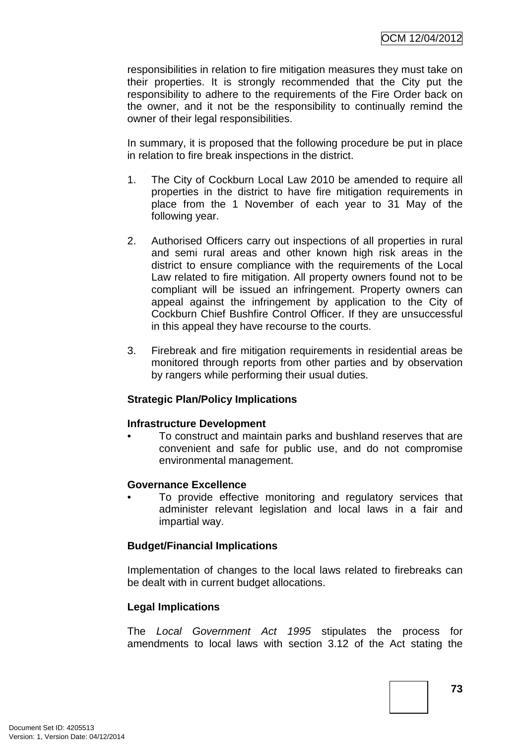responsibilities in relation to fire mitigation measures they must take on their properties. It is strongly recommended that the City put the responsibility to adhere to the requirements of the Fire Order back on the owner, and it not be the responsibility to continually remind the owner of their legal responsibilities.

In summary, it is proposed that the following procedure be put in place in relation to fire break inspections in the district.

1. The City of Cockburn Local Law 2010 be amended to require all properties in the district to have fire mitigation requirements in place from the 1 November of each year to 31 May of the following year.

2. Authorised Officers carry out inspections of all properties in rural and semi rural areas and other known high risk areas in the district to ensure compliance with the requirements of the Local Law related to fire mitigation. All property owners found not to be compliant will be issued an infringement. Property owners can appeal against the infringement by application to the City of Cockburn Chief Bushfire Control Officer. If they are unsuccessful in this appeal they have recourse to the courts.

3. Firebreak and fire mitigation requirements in residential areas be monitored through reports from other parties and by observation by rangers while performing their usual duties.

**Strategic Plan/Policy Implications**

**Infrastructure Development**

- To construct and maintain parks and bushland reserves that are convenient and safe for public use, and do not compromise environmental management.

**Governance Excellence**

- To provide effective monitoring and regulatory services that administer relevant legislation and local laws in a fair and impartial way.

**Budget/Financial Implications**

Implementation of changes to the local laws related to firebreaks can be dealt with in current budget allocations.

**Legal Implications**

The *Local Government Act 1995* stipulates the process for amendments to local laws with section 3.12 of the Act stating the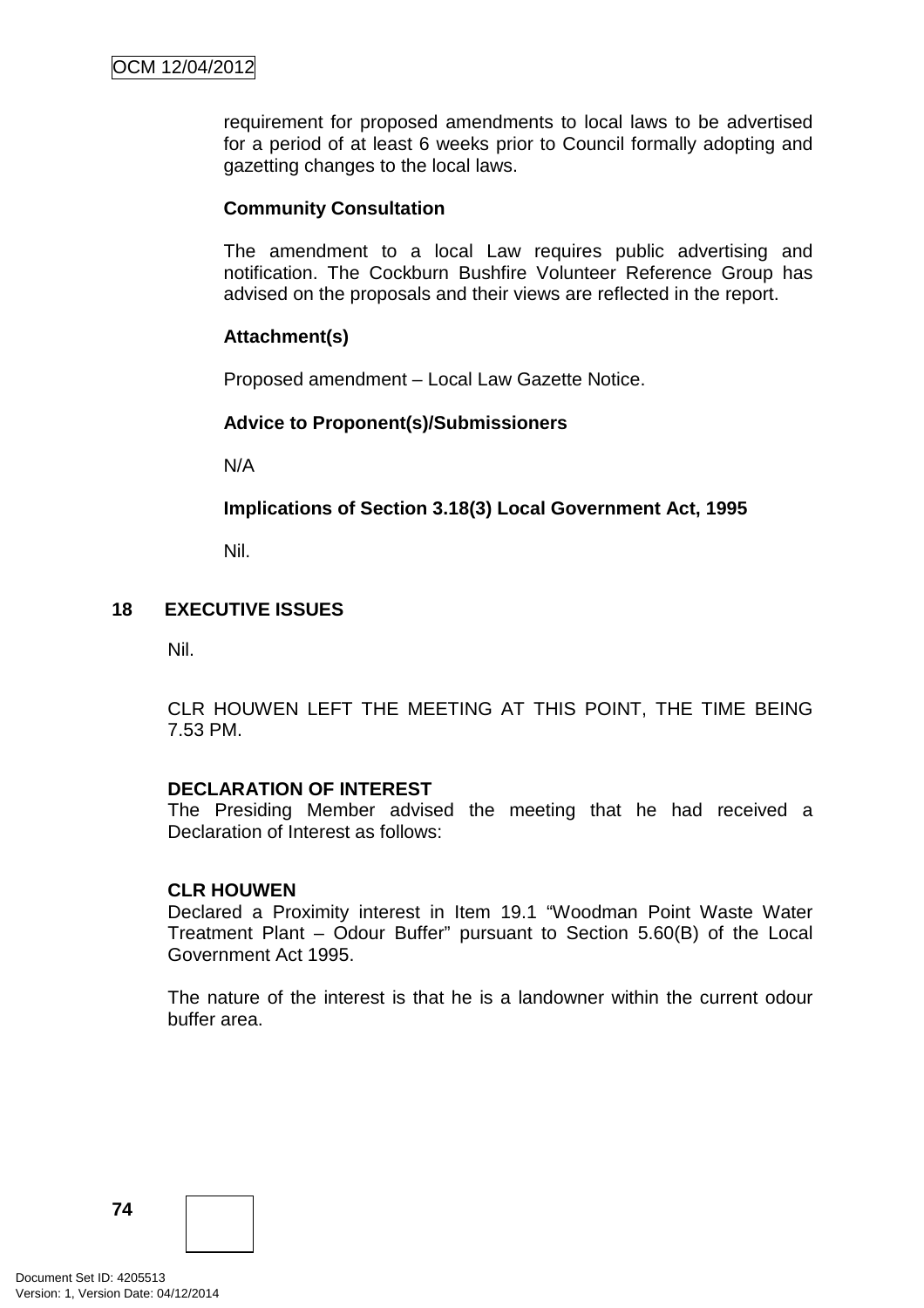requirement for proposed amendments to local laws to be advertised for a period of at least 6 weeks prior to Council formally adopting and gazetting changes to the local laws.

**Community Consultation**

The amendment to a local Law requires public advertising and notification. The Cockburn Bushfire Volunteer Reference Group has advised on the proposals and their views are reflected in the report.

**Attachment(s)**

Proposed amendment – Local Law Gazette Notice.

**Advice to Proponent(s)/Submissioners**

N/A

**Implications of Section 3.18(3) Local Government Act, 1995**

Nil.

## 18 EXECUTIVE ISSUES

Nil.

CLR HOUWEN LEFT THE MEETING AT THIS POINT, THE TIME BEING 7.53 PM.

**DECLARATION OF INTEREST**
The Presiding Member advised the meeting that he had received a Declaration of Interest as follows:

**CLR HOUWEN**
Declared a Proximity interest in Item 19.1 “Woodman Point Waste Water Treatment Plant – Odour Buffer” pursuant to Section 5.60(B) of the Local Government Act 1995.

The nature of the interest is that he is a landowner within the current odour buffer area.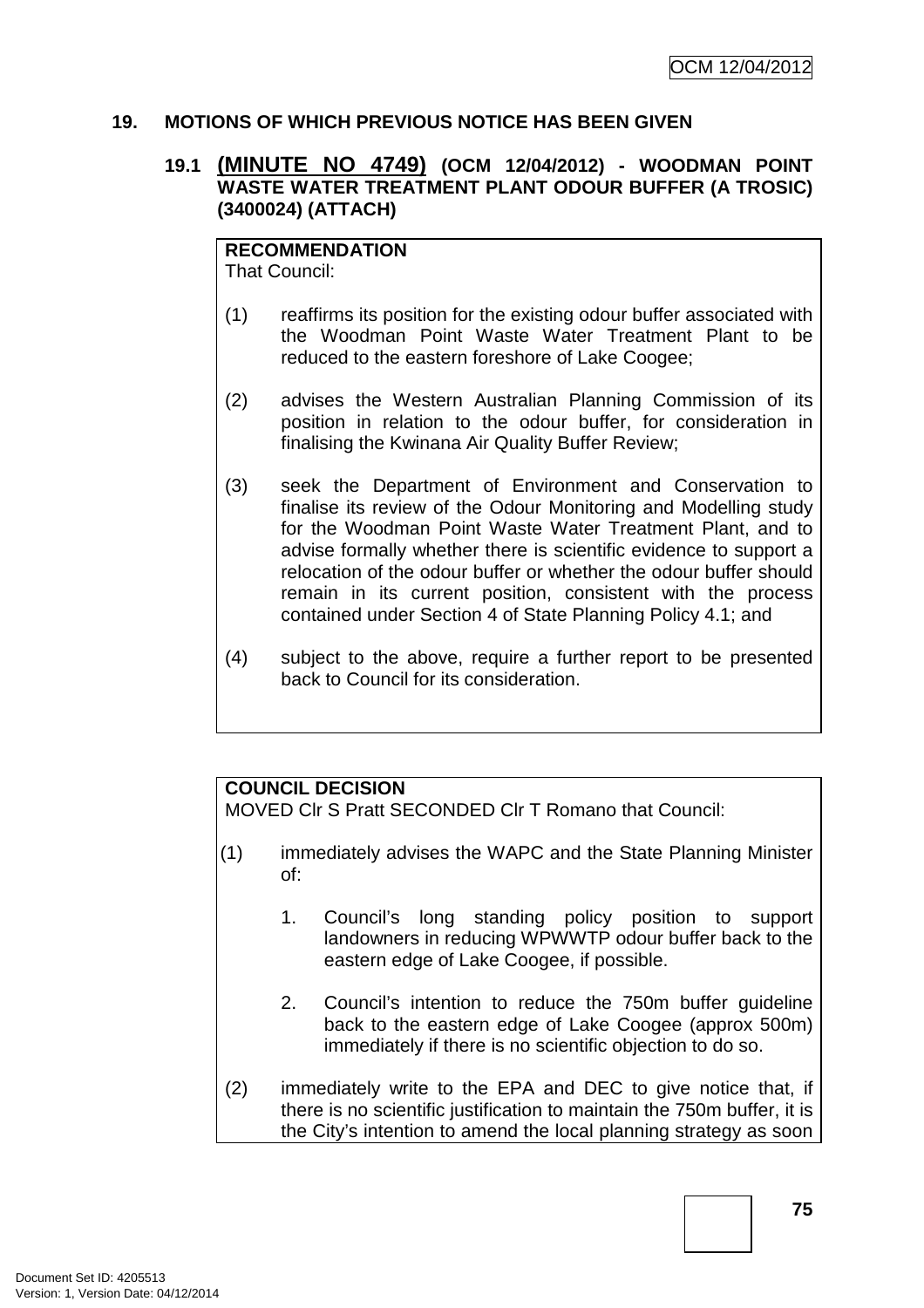## 19. MOTIONS OF WHICH PREVIOUS NOTICE HAS BEEN GIVEN

### 19.1 (MINUTE NO 4749) (OCM 12/04/2012) - WOODMAN POINT WASTE WATER TREATMENT PLANT ODOUR BUFFER (A TROSIC) (3400024) (ATTACH)

**RECOMMENDATION**
That Council:

(1) reaffirms its position for the existing odour buffer associated with the Woodman Point Waste Water Treatment Plant to be reduced to the eastern foreshore of Lake Coogee;

(2) advises the Western Australian Planning Commission of its position in relation to the odour buffer, for consideration in finalising the Kwinana Air Quality Buffer Review;

(3) seek the Department of Environment and Conservation to finalise its review of the Odour Monitoring and Modelling study for the Woodman Point Waste Water Treatment Plant, and to advise formally whether there is scientific evidence to support a relocation of the odour buffer or whether the odour buffer should remain in its current position, consistent with the process contained under Section 4 of State Planning Policy 4.1; and

(4) subject to the above, require a further report to be presented back to Council for its consideration.

**COUNCIL DECISION**
MOVED Clr S Pratt SECONDED Clr T Romano that Council:

(1) immediately advises the WAPC and the State Planning Minister of:

   1. Council's long standing policy position to support landowners in reducing WPWWTP odour buffer back to the eastern edge of Lake Coogee, if possible.

   2. Council's intention to reduce the 750m buffer guideline back to the eastern edge of Lake Coogee (approx 500m) immediately if there is no scientific objection to do so.

(2) immediately write to the EPA and DEC to give notice that, if there is no scientific justification to maintain the 750m buffer, it is the City's intention to amend the local planning strategy as soon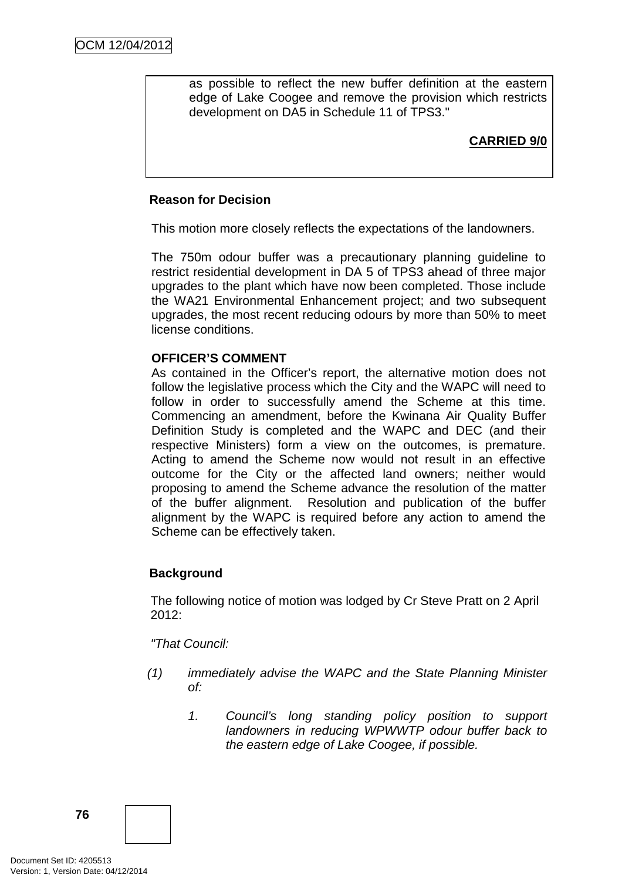as possible to reflect the new buffer definition at the eastern edge of Lake Coogee and remove the provision which restricts development on DA5 in Schedule 11 of TPS3."

**CARRIED 9/0**

**Reason for Decision**

This motion more closely reflects the expectations of the landowners.

The 750m odour buffer was a precautionary planning guideline to restrict residential development in DA 5 of TPS3 ahead of three major upgrades to the plant which have now been completed. Those include the WA21 Environmental Enhancement project; and two subsequent upgrades, the most recent reducing odours by more than 50% to meet license conditions.

**OFFICER'S COMMENT**

As contained in the Officer's report, the alternative motion does not follow the legislative process which the City and the WAPC will need to follow in order to successfully amend the Scheme at this time. Commencing an amendment, before the Kwinana Air Quality Buffer Definition Study is completed and the WAPC and DEC (and their respective Ministers) form a view on the outcomes, is premature. Acting to amend the Scheme now would not result in an effective outcome for the City or the affected land owners; neither would proposing to amend the Scheme advance the resolution of the matter of the buffer alignment. Resolution and publication of the buffer alignment by the WAPC is required before any action to amend the Scheme can be effectively taken.

**Background**

The following notice of motion was lodged by Cr Steve Pratt on 2 April 2012:

*"That Council:*

*(1) immediately advise the WAPC and the State Planning Minister of:*

*1. Council's long standing policy position to support landowners in reducing WPWWTP odour buffer back to the eastern edge of Lake Coogee, if possible.*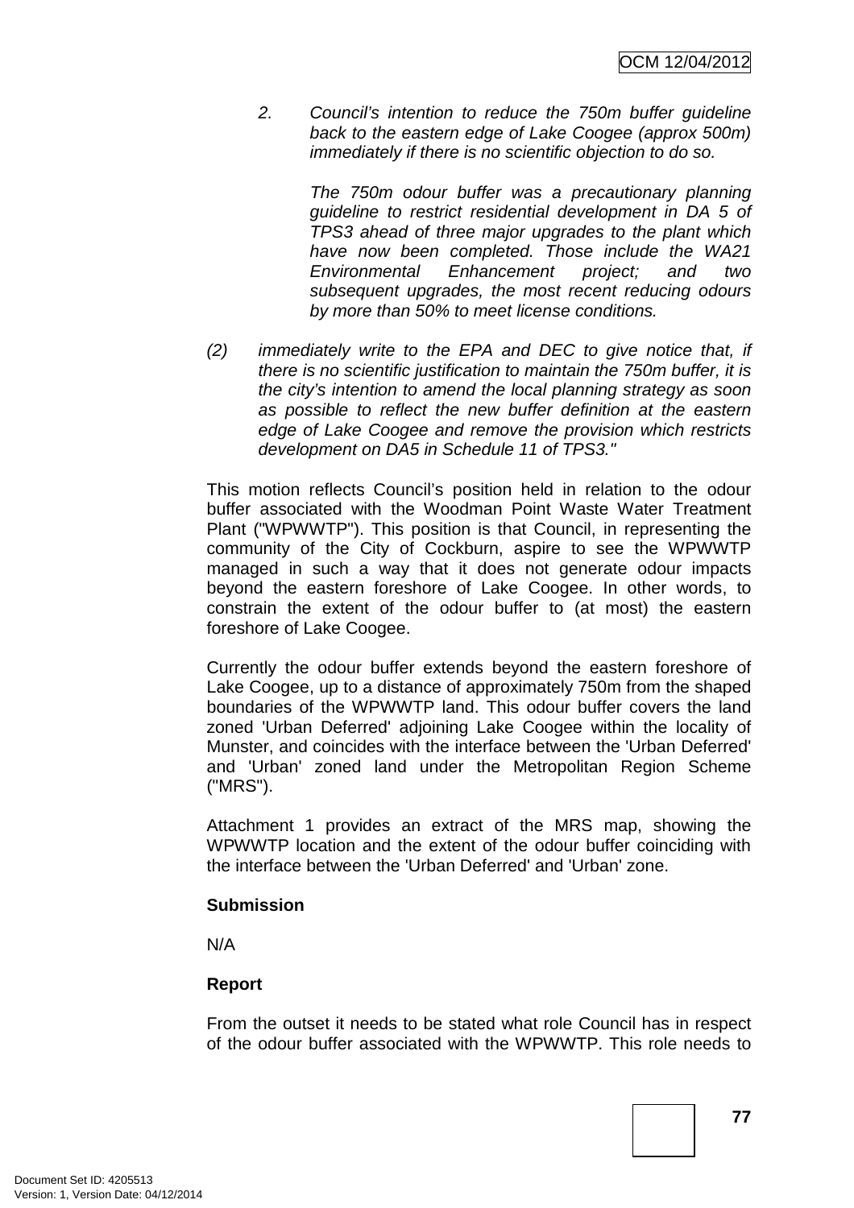2. *Council's intention to reduce the 750m buffer guideline back to the eastern edge of Lake Coogee (approx 500m) immediately if there is no scientific objection to do so.*

   *The 750m odour buffer was a precautionary planning guideline to restrict residential development in DA 5 of TPS3 ahead of three major upgrades to the plant which have now been completed. Those include the WA21 Environmental Enhancement project; and two subsequent upgrades, the most recent reducing odours by more than 50% to meet license conditions.*

(2) *immediately write to the EPA and DEC to give notice that, if there is no scientific justification to maintain the 750m buffer, it is the city's intention to amend the local planning strategy as soon as possible to reflect the new buffer definition at the eastern edge of Lake Coogee and remove the provision which restricts development on DA5 in Schedule 11 of TPS3."*

This motion reflects Council's position held in relation to the odour buffer associated with the Woodman Point Waste Water Treatment Plant ("WPWWTP"). This position is that Council, in representing the community of the City of Cockburn, aspire to see the WPWWTP managed in such a way that it does not generate odour impacts beyond the eastern foreshore of Lake Coogee. In other words, to constrain the extent of the odour buffer to (at most) the eastern foreshore of Lake Coogee.

Currently the odour buffer extends beyond the eastern foreshore of Lake Coogee, up to a distance of approximately 750m from the shaped boundaries of the WPWWTP land. This odour buffer covers the land zoned 'Urban Deferred' adjoining Lake Coogee within the locality of Munster, and coincides with the interface between the 'Urban Deferred' and 'Urban' zoned land under the Metropolitan Region Scheme ("MRS").

Attachment 1 provides an extract of the MRS map, showing the WPWWTP location and the extent of the odour buffer coinciding with the interface between the 'Urban Deferred' and 'Urban' zone.

**Submission**

N/A

**Report**

From the outset it needs to be stated what role Council has in respect of the odour buffer associated with the WPWWTP. This role needs to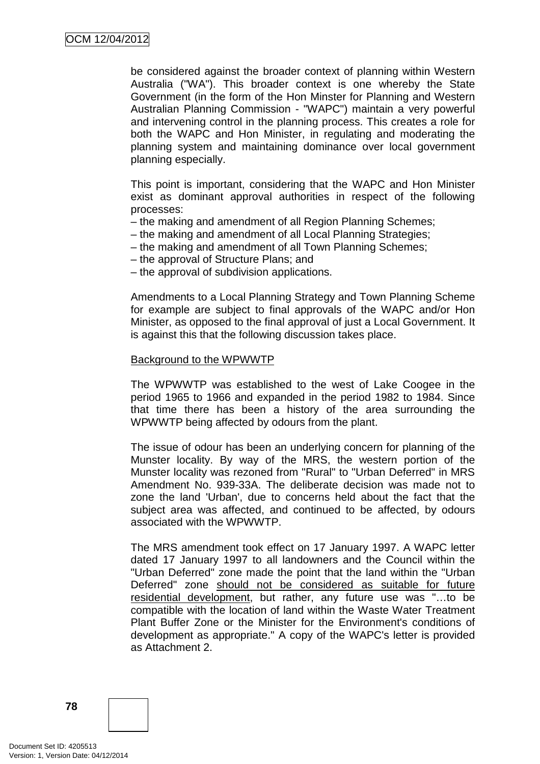be considered against the broader context of planning within Western Australia ("WA"). This broader context is one whereby the State Government (in the form of the Hon Minster for Planning and Western Australian Planning Commission - "WAPC") maintain a very powerful and intervening control in the planning process. This creates a role for both the WAPC and Hon Minister, in regulating and moderating the planning system and maintaining dominance over local government planning especially.

This point is important, considering that the WAPC and Hon Minister exist as dominant approval authorities in respect of the following processes:

– the making and amendment of all Region Planning Schemes;
– the making and amendment of all Local Planning Strategies;
– the making and amendment of all Town Planning Schemes;
– the approval of Structure Plans; and
– the approval of subdivision applications.

Amendments to a Local Planning Strategy and Town Planning Scheme for example are subject to final approvals of the WAPC and/or Hon Minister, as opposed to the final approval of just a Local Government. It is against this that the following discussion takes place.

<u>Background to the WPWWTP</u>

The WPWWTP was established to the west of Lake Coogee in the period 1965 to 1966 and expanded in the period 1982 to 1984. Since that time there has been a history of the area surrounding the WPWWTP being affected by odours from the plant.

The issue of odour has been an underlying concern for planning of the Munster locality. By way of the MRS, the western portion of the Munster locality was rezoned from "Rural" to "Urban Deferred" in MRS Amendment No. 939-33A. The deliberate decision was made not to zone the land 'Urban', due to concerns held about the fact that the subject area was affected, and continued to be affected, by odours associated with the WPWWTP.

The MRS amendment took effect on 17 January 1997. A WAPC letter dated 17 January 1997 to all landowners and the Council within the "Urban Deferred" zone made the point that the land within the "Urban Deferred" zone <u>should not be considered as suitable for future residential development</u>, but rather, any future use was "…to be compatible with the location of land within the Waste Water Treatment Plant Buffer Zone or the Minister for the Environment's conditions of development as appropriate." A copy of the WAPC's letter is provided as Attachment 2.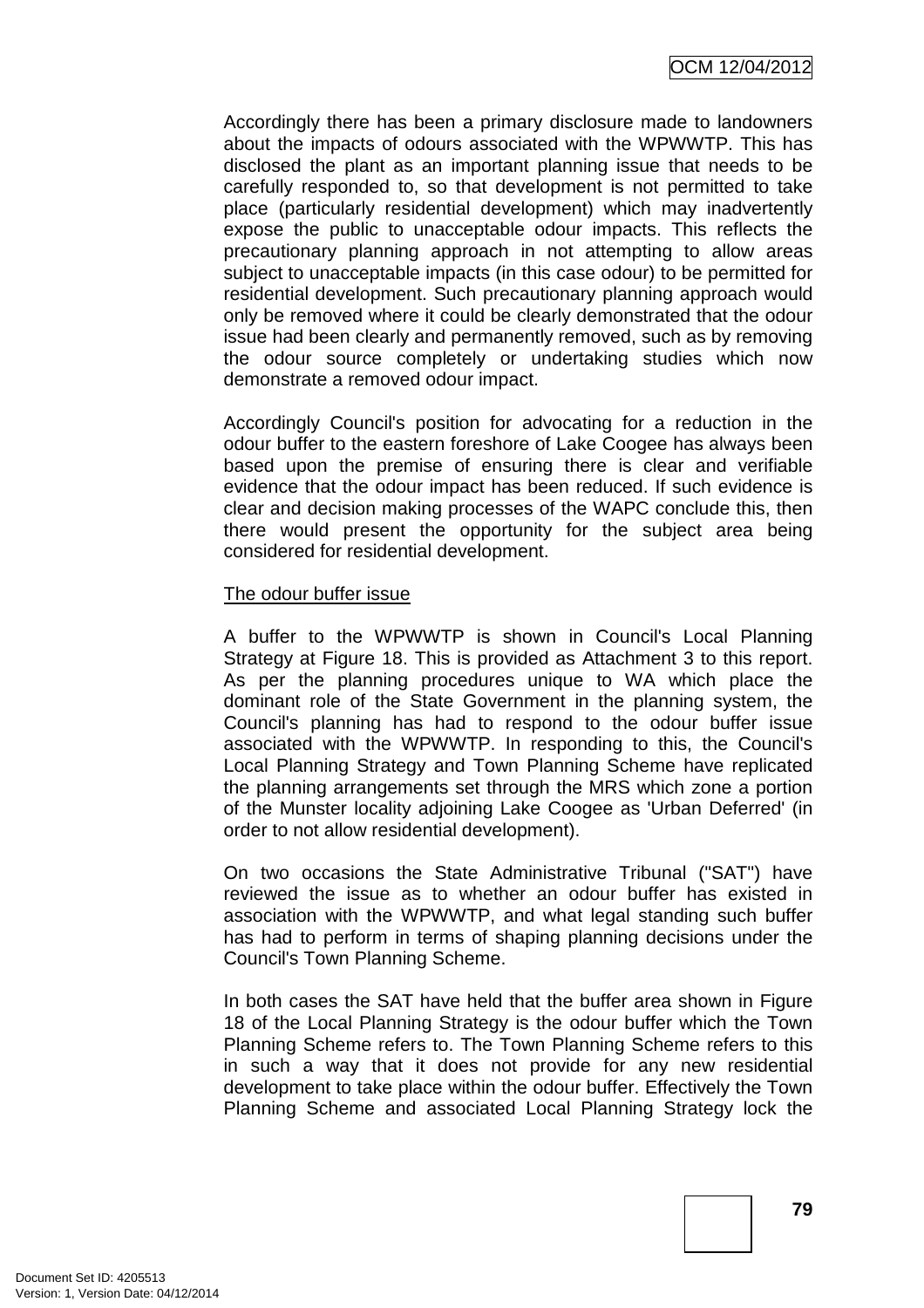Accordingly there has been a primary disclosure made to landowners about the impacts of odours associated with the WPWWTP. This has disclosed the plant as an important planning issue that needs to be carefully responded to, so that development is not permitted to take place (particularly residential development) which may inadvertently expose the public to unacceptable odour impacts. This reflects the precautionary planning approach in not attempting to allow areas subject to unacceptable impacts (in this case odour) to be permitted for residential development. Such precautionary planning approach would only be removed where it could be clearly demonstrated that the odour issue had been clearly and permanently removed, such as by removing the odour source completely or undertaking studies which now demonstrate a removed odour impact.

Accordingly Council's position for advocating for a reduction in the odour buffer to the eastern foreshore of Lake Coogee has always been based upon the premise of ensuring there is clear and verifiable evidence that the odour impact has been reduced. If such evidence is clear and decision making processes of the WAPC conclude this, then there would present the opportunity for the subject area being considered for residential development.

<u>The odour buffer issue</u>

A buffer to the WPWWTP is shown in Council's Local Planning Strategy at Figure 18. This is provided as Attachment 3 to this report. As per the planning procedures unique to WA which place the dominant role of the State Government in the planning system, the Council's planning has had to respond to the odour buffer issue associated with the WPWWTP. In responding to this, the Council's Local Planning Strategy and Town Planning Scheme have replicated the planning arrangements set through the MRS which zone a portion of the Munster locality adjoining Lake Coogee as 'Urban Deferred' (in order to not allow residential development).

On two occasions the State Administrative Tribunal ("SAT") have reviewed the issue as to whether an odour buffer has existed in association with the WPWWTP, and what legal standing such buffer has had to perform in terms of shaping planning decisions under the Council's Town Planning Scheme.

In both cases the SAT have held that the buffer area shown in Figure 18 of the Local Planning Strategy is the odour buffer which the Town Planning Scheme refers to. The Town Planning Scheme refers to this in such a way that it does not provide for any new residential development to take place within the odour buffer. Effectively the Town Planning Scheme and associated Local Planning Strategy lock the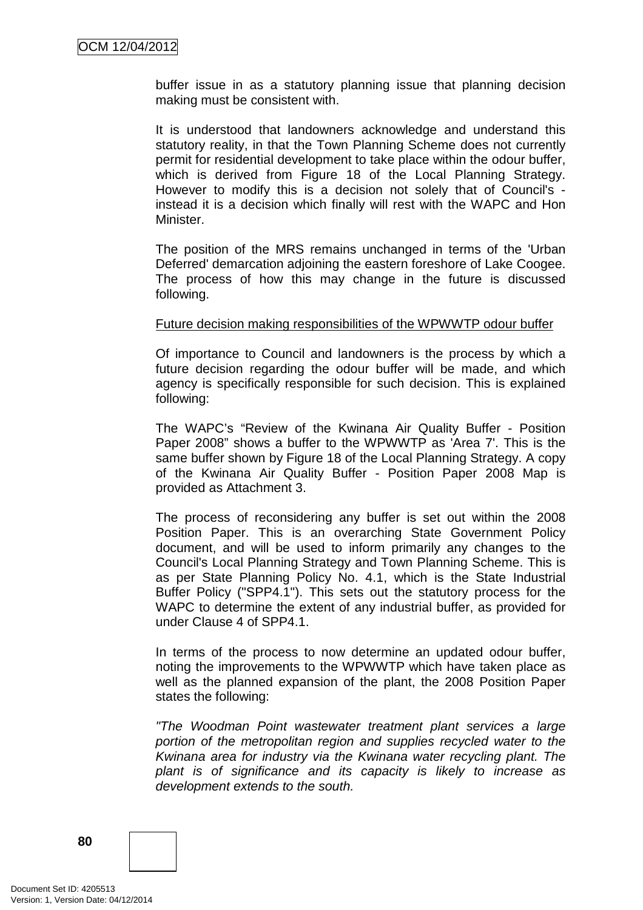buffer issue in as a statutory planning issue that planning decision making must be consistent with.

It is understood that landowners acknowledge and understand this statutory reality, in that the Town Planning Scheme does not currently permit for residential development to take place within the odour buffer, which is derived from Figure 18 of the Local Planning Strategy. However to modify this is a decision not solely that of Council's - instead it is a decision which finally will rest with the WAPC and Hon Minister.

The position of the MRS remains unchanged in terms of the 'Urban Deferred' demarcation adjoining the eastern foreshore of Lake Coogee. The process of how this may change in the future is discussed following.

<u>Future decision making responsibilities of the WPWWTP odour buffer</u>

Of importance to Council and landowners is the process by which a future decision regarding the odour buffer will be made, and which agency is specifically responsible for such decision. This is explained following:

The WAPC's "Review of the Kwinana Air Quality Buffer - Position Paper 2008" shows a buffer to the WPWWTP as 'Area 7'. This is the same buffer shown by Figure 18 of the Local Planning Strategy. A copy of the Kwinana Air Quality Buffer - Position Paper 2008 Map is provided as Attachment 3.

The process of reconsidering any buffer is set out within the 2008 Position Paper. This is an overarching State Government Policy document, and will be used to inform primarily any changes to the Council's Local Planning Strategy and Town Planning Scheme. This is as per State Planning Policy No. 4.1, which is the State Industrial Buffer Policy ("SPP4.1"). This sets out the statutory process for the WAPC to determine the extent of any industrial buffer, as provided for under Clause 4 of SPP4.1.

In terms of the process to now determine an updated odour buffer, noting the improvements to the WPWWTP which have taken place as well as the planned expansion of the plant, the 2008 Position Paper states the following:

*"The Woodman Point wastewater treatment plant services a large portion of the metropolitan region and supplies recycled water to the Kwinana area for industry via the Kwinana water recycling plant. The plant is of significance and its capacity is likely to increase as development extends to the south.*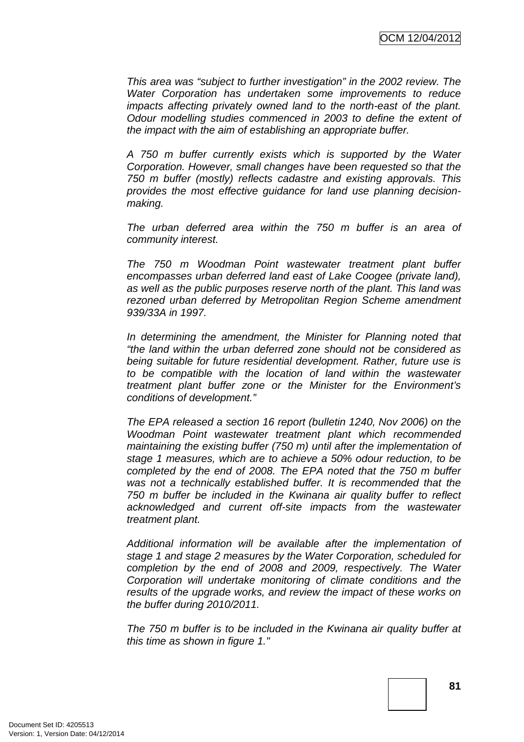*This area was "subject to further investigation" in the 2002 review. The Water Corporation has undertaken some improvements to reduce impacts affecting privately owned land to the north-east of the plant. Odour modelling studies commenced in 2003 to define the extent of the impact with the aim of establishing an appropriate buffer.*

*A 750 m buffer currently exists which is supported by the Water Corporation. However, small changes have been requested so that the 750 m buffer (mostly) reflects cadastre and existing approvals. This provides the most effective guidance for land use planning decision-making.*

*The urban deferred area within the 750 m buffer is an area of community interest.*

*The 750 m Woodman Point wastewater treatment plant buffer encompasses urban deferred land east of Lake Coogee (private land), as well as the public purposes reserve north of the plant. This land was rezoned urban deferred by Metropolitan Region Scheme amendment 939/33A in 1997.*

*In determining the amendment, the Minister for Planning noted that "the land within the urban deferred zone should not be considered as being suitable for future residential development. Rather, future use is to be compatible with the location of land within the wastewater treatment plant buffer zone or the Minister for the Environment's conditions of development."*

*The EPA released a section 16 report (bulletin 1240, Nov 2006) on the Woodman Point wastewater treatment plant which recommended maintaining the existing buffer (750 m) until after the implementation of stage 1 measures, which are to achieve a 50% odour reduction, to be completed by the end of 2008. The EPA noted that the 750 m buffer was not a technically established buffer. It is recommended that the 750 m buffer be included in the Kwinana air quality buffer to reflect acknowledged and current off-site impacts from the wastewater treatment plant.*

*Additional information will be available after the implementation of stage 1 and stage 2 measures by the Water Corporation, scheduled for completion by the end of 2008 and 2009, respectively. The Water Corporation will undertake monitoring of climate conditions and the results of the upgrade works, and review the impact of these works on the buffer during 2010/2011.*

*The 750 m buffer is to be included in the Kwinana air quality buffer at this time as shown in figure 1."*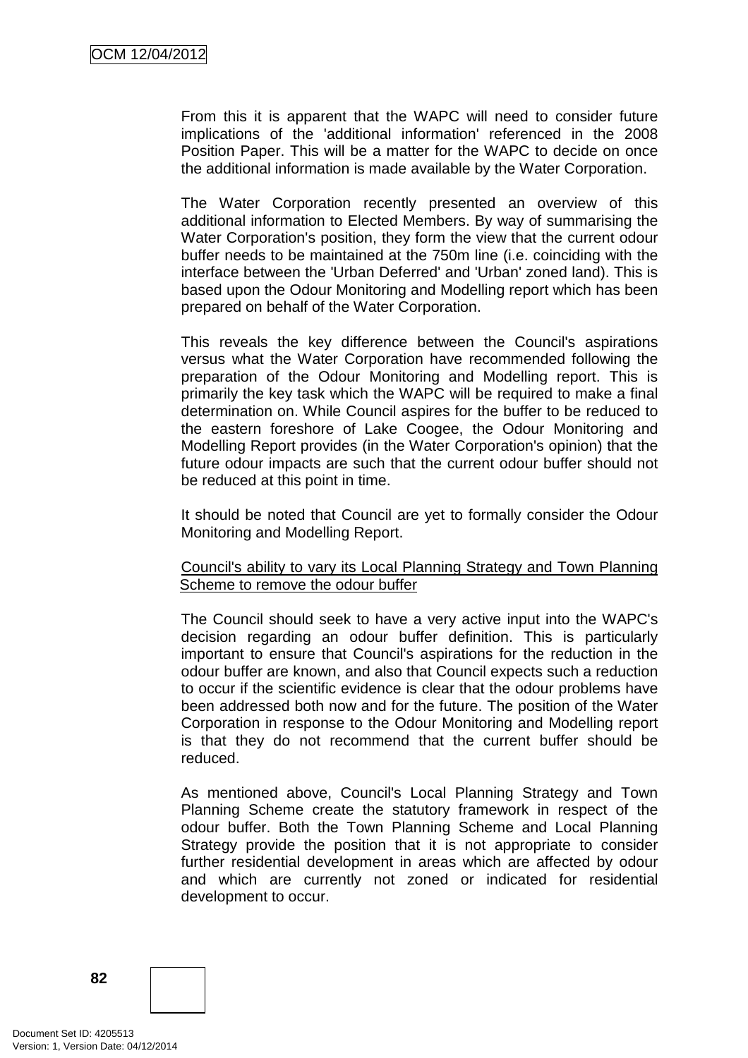From this it is apparent that the WAPC will need to consider future implications of the 'additional information' referenced in the 2008 Position Paper. This will be a matter for the WAPC to decide on once the additional information is made available by the Water Corporation.

The Water Corporation recently presented an overview of this additional information to Elected Members. By way of summarising the Water Corporation's position, they form the view that the current odour buffer needs to be maintained at the 750m line (i.e. coinciding with the interface between the 'Urban Deferred' and 'Urban' zoned land). This is based upon the Odour Monitoring and Modelling report which has been prepared on behalf of the Water Corporation.

This reveals the key difference between the Council's aspirations versus what the Water Corporation have recommended following the preparation of the Odour Monitoring and Modelling report. This is primarily the key task which the WAPC will be required to make a final determination on. While Council aspires for the buffer to be reduced to the eastern foreshore of Lake Coogee, the Odour Monitoring and Modelling Report provides (in the Water Corporation's opinion) that the future odour impacts are such that the current odour buffer should not be reduced at this point in time.

It should be noted that Council are yet to formally consider the Odour Monitoring and Modelling Report.

<u>Council's ability to vary its Local Planning Strategy and Town Planning Scheme to remove the odour buffer</u>

The Council should seek to have a very active input into the WAPC's decision regarding an odour buffer definition. This is particularly important to ensure that Council's aspirations for the reduction in the odour buffer are known, and also that Council expects such a reduction to occur if the scientific evidence is clear that the odour problems have been addressed both now and for the future. The position of the Water Corporation in response to the Odour Monitoring and Modelling report is that they do not recommend that the current buffer should be reduced.

As mentioned above, Council's Local Planning Strategy and Town Planning Scheme create the statutory framework in respect of the odour buffer. Both the Town Planning Scheme and Local Planning Strategy provide the position that it is not appropriate to consider further residential development in areas which are affected by odour and which are currently not zoned or indicated for residential development to occur.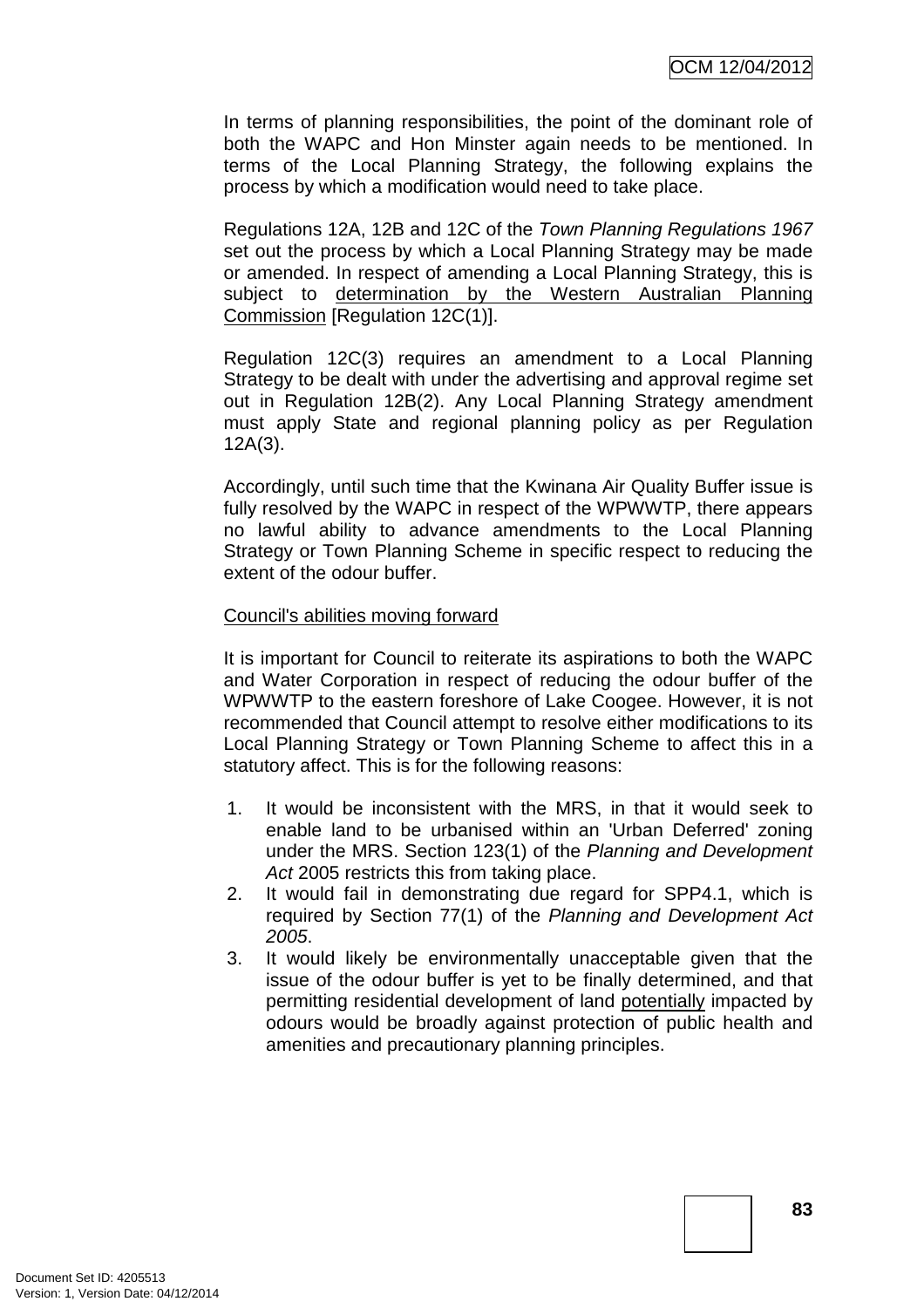In terms of planning responsibilities, the point of the dominant role of both the WAPC and Hon Minster again needs to be mentioned. In terms of the Local Planning Strategy, the following explains the process by which a modification would need to take place.

Regulations 12A, 12B and 12C of the *Town Planning Regulations 1967* set out the process by which a Local Planning Strategy may be made or amended. In respect of amending a Local Planning Strategy, this is subject to <u>determination by the Western Australian Planning Commission</u> [Regulation 12C(1)].

Regulation 12C(3) requires an amendment to a Local Planning Strategy to be dealt with under the advertising and approval regime set out in Regulation 12B(2). Any Local Planning Strategy amendment must apply State and regional planning policy as per Regulation 12A(3).

Accordingly, until such time that the Kwinana Air Quality Buffer issue is fully resolved by the WAPC in respect of the WPWWTP, there appears no lawful ability to advance amendments to the Local Planning Strategy or Town Planning Scheme in specific respect to reducing the extent of the odour buffer.

<u>Council's abilities moving forward</u>

It is important for Council to reiterate its aspirations to both the WAPC and Water Corporation in respect of reducing the odour buffer of the WPWWTP to the eastern foreshore of Lake Coogee. However, it is not recommended that Council attempt to resolve either modifications to its Local Planning Strategy or Town Planning Scheme to affect this in a statutory affect. This is for the following reasons:

1. It would be inconsistent with the MRS, in that it would seek to enable land to be urbanised within an 'Urban Deferred' zoning under the MRS. Section 123(1) of the *Planning and Development Act* 2005 restricts this from taking place.
2. It would fail in demonstrating due regard for SPP4.1, which is required by Section 77(1) of the *Planning and Development Act 2005*.
3. It would likely be environmentally unacceptable given that the issue of the odour buffer is yet to be finally determined, and that permitting residential development of land <u>potentially</u> impacted by odours would be broadly against protection of public health and amenities and precautionary planning principles.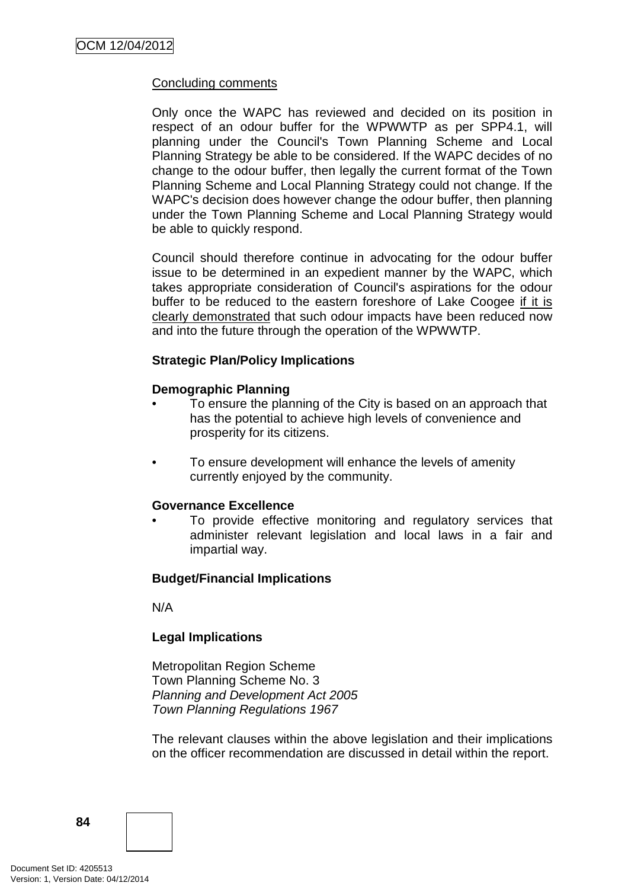Concluding comments

Only once the WAPC has reviewed and decided on its position in respect of an odour buffer for the WPWWTP as per SPP4.1, will planning under the Council's Town Planning Scheme and Local Planning Strategy be able to be considered. If the WAPC decides of no change to the odour buffer, then legally the current format of the Town Planning Scheme and Local Planning Strategy could not change. If the WAPC's decision does however change the odour buffer, then planning under the Town Planning Scheme and Local Planning Strategy would be able to quickly respond.

Council should therefore continue in advocating for the odour buffer issue to be determined in an expedient manner by the WAPC, which takes appropriate consideration of Council's aspirations for the odour buffer to be reduced to the eastern foreshore of Lake Coogee <u>if it is clearly demonstrated</u> that such odour impacts have been reduced now and into the future through the operation of the WPWWTP.

**Strategic Plan/Policy Implications**

**Demographic Planning**

- To ensure the planning of the City is based on an approach that has the potential to achieve high levels of convenience and prosperity for its citizens.

- To ensure development will enhance the levels of amenity currently enjoyed by the community.

**Governance Excellence**

- To provide effective monitoring and regulatory services that administer relevant legislation and local laws in a fair and impartial way.

**Budget/Financial Implications**

N/A

**Legal Implications**

Metropolitan Region Scheme
Town Planning Scheme No. 3
*Planning and Development Act 2005*
*Town Planning Regulations 1967*

The relevant clauses within the above legislation and their implications on the officer recommendation are discussed in detail within the report.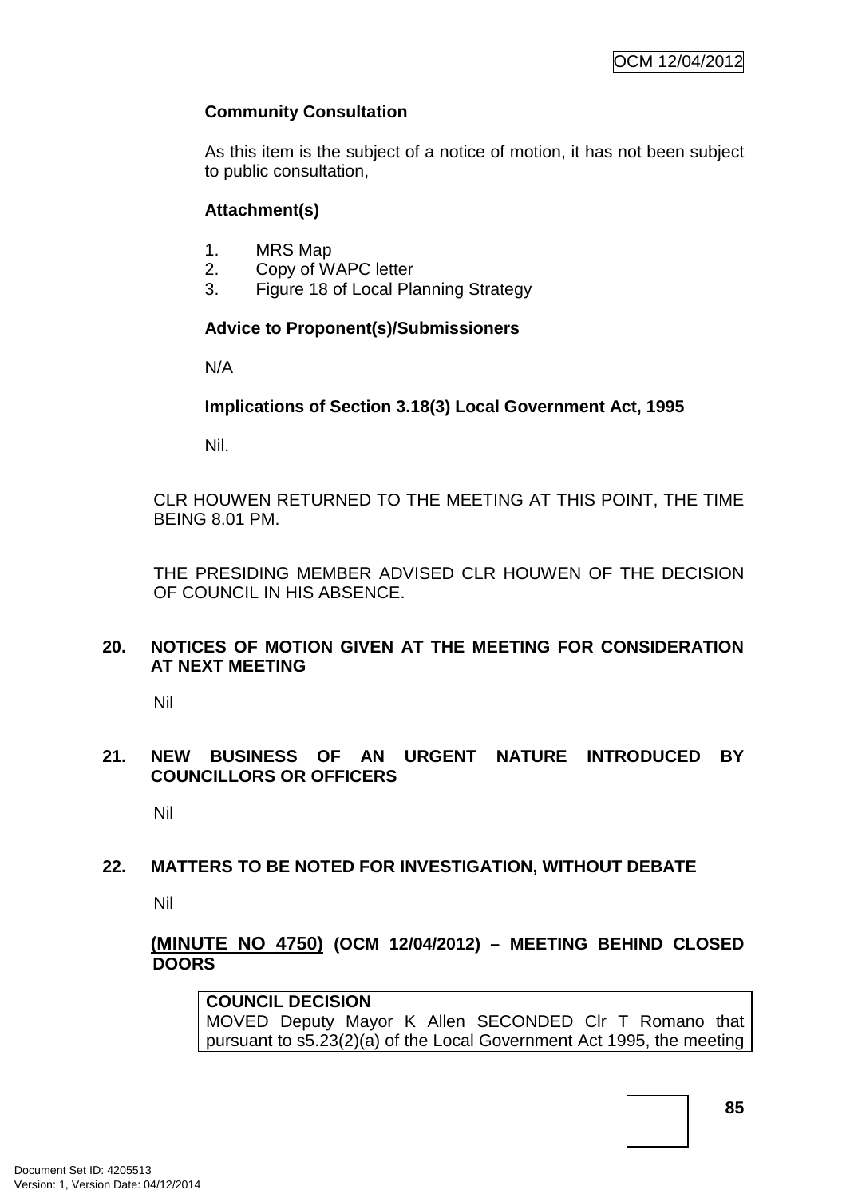**Community Consultation**

As this item is the subject of a notice of motion, it has not been subject to public consultation,

**Attachment(s)**

1. MRS Map
2. Copy of WAPC letter
3. Figure 18 of Local Planning Strategy

**Advice to Proponent(s)/Submissioners**

N/A

**Implications of Section 3.18(3) Local Government Act, 1995**

Nil.

CLR HOUWEN RETURNED TO THE MEETING AT THIS POINT, THE TIME BEING 8.01 PM.

THE PRESIDING MEMBER ADVISED CLR HOUWEN OF THE DECISION OF COUNCIL IN HIS ABSENCE.

## 20. NOTICES OF MOTION GIVEN AT THE MEETING FOR CONSIDERATION AT NEXT MEETING

Nil

## 21. NEW BUSINESS OF AN URGENT NATURE INTRODUCED BY COUNCILLORS OR OFFICERS

Nil

## 22. MATTERS TO BE NOTED FOR INVESTIGATION, WITHOUT DEBATE

Nil

**(MINUTE NO 4750) (OCM 12/04/2012) – MEETING BEHIND CLOSED DOORS**

**COUNCIL DECISION**
MOVED Deputy Mayor K Allen SECONDED Clr T Romano that pursuant to s5.23(2)(a) of the Local Government Act 1995, the meeting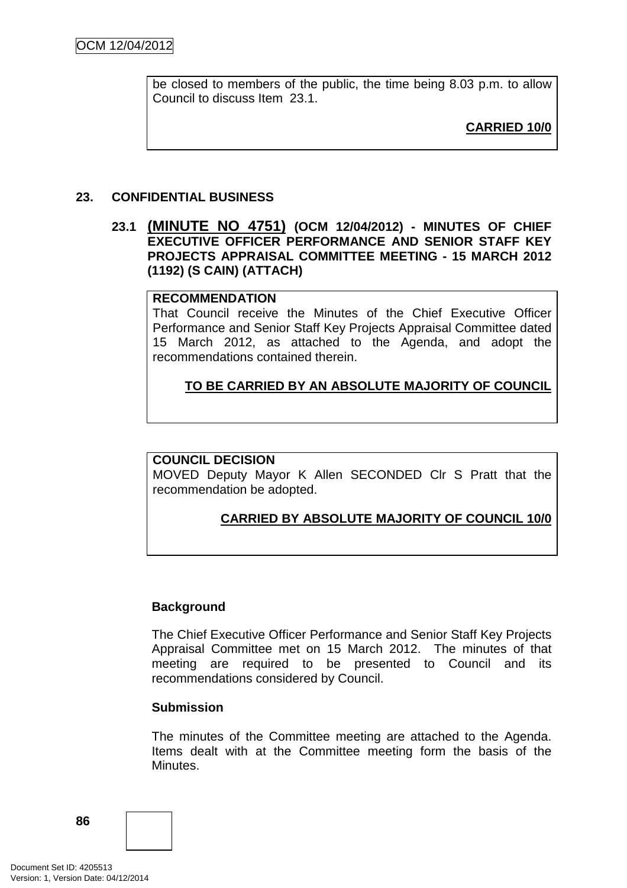be closed to members of the public, the time being 8.03 p.m. to allow Council to discuss Item 23.1.

**CARRIED 10/0**

## 23. CONFIDENTIAL BUSINESS

### 23.1 (MINUTE NO 4751) (OCM 12/04/2012) - MINUTES OF CHIEF EXECUTIVE OFFICER PERFORMANCE AND SENIOR STAFF KEY PROJECTS APPRAISAL COMMITTEE MEETING - 15 MARCH 2012 (1192) (S CAIN) (ATTACH)

**RECOMMENDATION**
That Council receive the Minutes of the Chief Executive Officer Performance and Senior Staff Key Projects Appraisal Committee dated 15 March 2012, as attached to the Agenda, and adopt the recommendations contained therein.

**TO BE CARRIED BY AN ABSOLUTE MAJORITY OF COUNCIL**

**COUNCIL DECISION**
MOVED Deputy Mayor K Allen SECONDED Clr S Pratt that the recommendation be adopted.

**CARRIED BY ABSOLUTE MAJORITY OF COUNCIL 10/0**

**Background**

The Chief Executive Officer Performance and Senior Staff Key Projects Appraisal Committee met on 15 March 2012. The minutes of that meeting are required to be presented to Council and its recommendations considered by Council.

**Submission**

The minutes of the Committee meeting are attached to the Agenda. Items dealt with at the Committee meeting form the basis of the Minutes.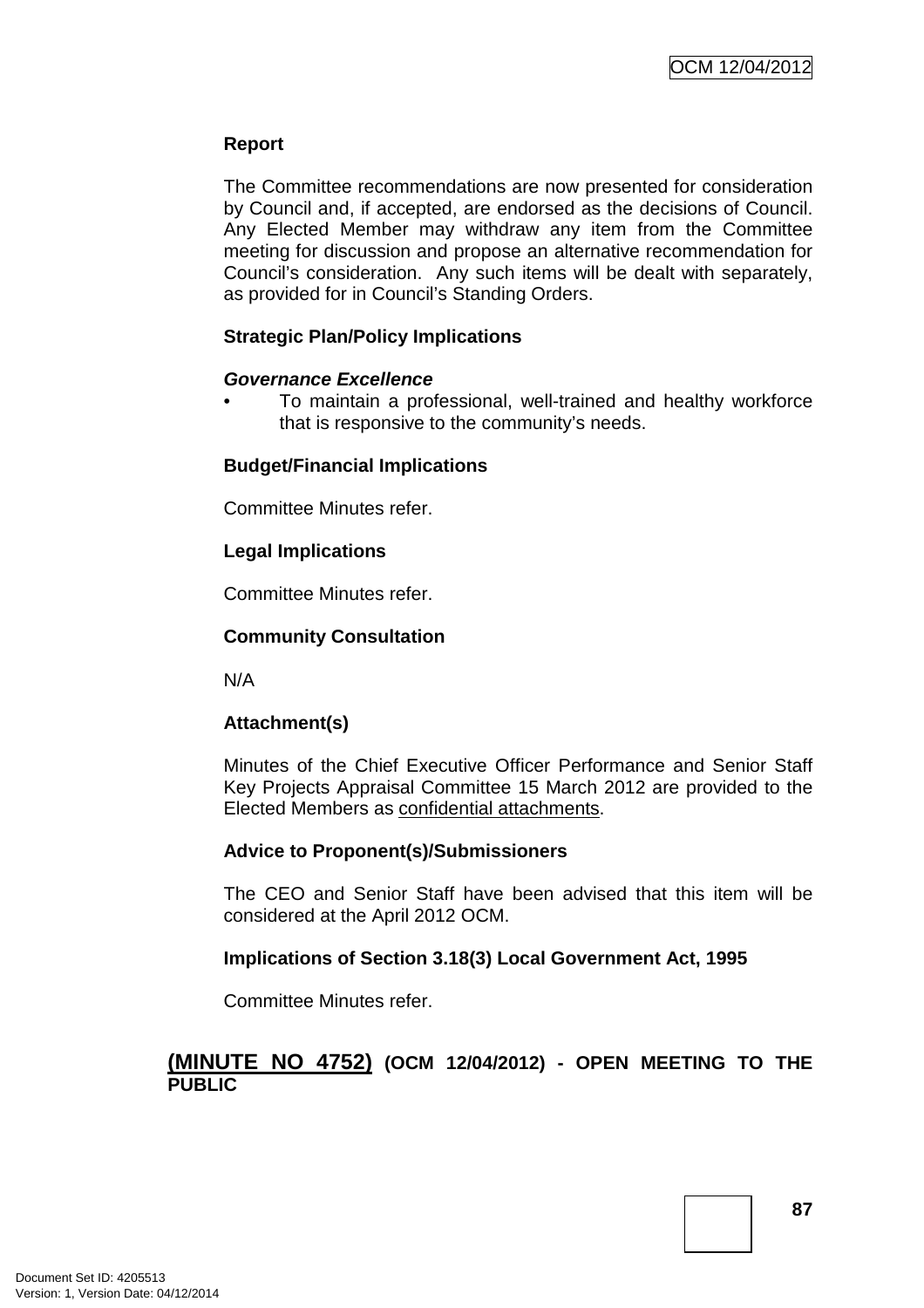**Report**

The Committee recommendations are now presented for consideration by Council and, if accepted, are endorsed as the decisions of Council. Any Elected Member may withdraw any item from the Committee meeting for discussion and propose an alternative recommendation for Council's consideration. Any such items will be dealt with separately, as provided for in Council's Standing Orders.

**Strategic Plan/Policy Implications**

***Governance Excellence***

- To maintain a professional, well-trained and healthy workforce that is responsive to the community's needs.

**Budget/Financial Implications**

Committee Minutes refer.

**Legal Implications**

Committee Minutes refer.

**Community Consultation**

N/A

**Attachment(s)**

Minutes of the Chief Executive Officer Performance and Senior Staff Key Projects Appraisal Committee 15 March 2012 are provided to the Elected Members as confidential attachments.

**Advice to Proponent(s)/Submissioners**

The CEO and Senior Staff have been advised that this item will be considered at the April 2012 OCM.

**Implications of Section 3.18(3) Local Government Act, 1995**

Committee Minutes refer.

**(MINUTE NO 4752) (OCM 12/04/2012) - OPEN MEETING TO THE PUBLIC**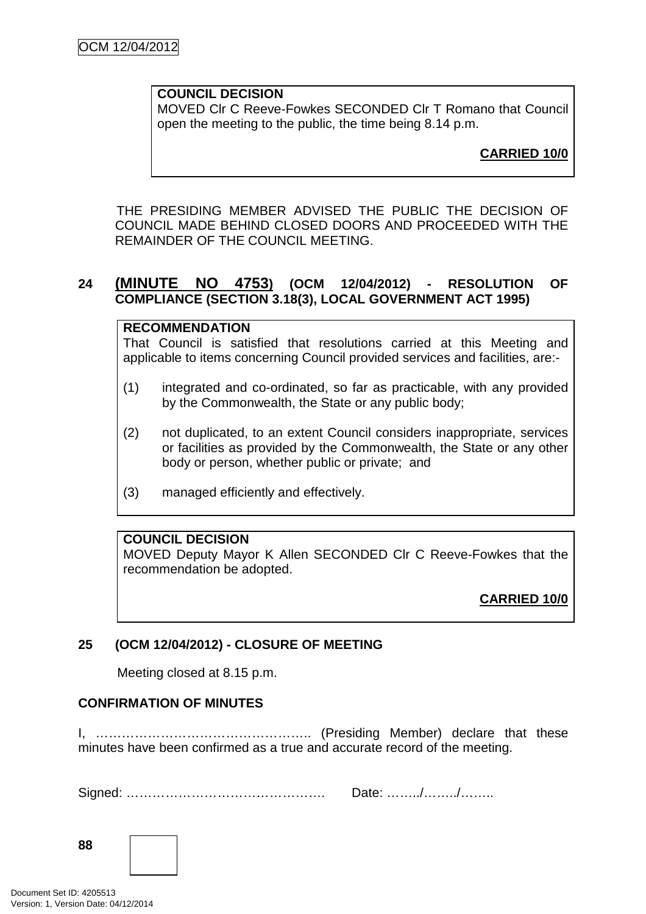**COUNCIL DECISION**
MOVED Clr C Reeve-Fowkes SECONDED Clr T Romano that Council open the meeting to the public, the time being 8.14 p.m.

**CARRIED 10/0**

THE PRESIDING MEMBER ADVISED THE PUBLIC THE DECISION OF COUNCIL MADE BEHIND CLOSED DOORS AND PROCEEDED WITH THE REMAINDER OF THE COUNCIL MEETING.

## 24 (MINUTE NO 4753) (OCM 12/04/2012) - RESOLUTION OF COMPLIANCE (SECTION 3.18(3), LOCAL GOVERNMENT ACT 1995)

**RECOMMENDATION**
That Council is satisfied that resolutions carried at this Meeting and applicable to items concerning Council provided services and facilities, are:-

(1) integrated and co-ordinated, so far as practicable, with any provided by the Commonwealth, the State or any public body;

(2) not duplicated, to an extent Council considers inappropriate, services or facilities as provided by the Commonwealth, the State or any other body or person, whether public or private; and

(3) managed efficiently and effectively.

**COUNCIL DECISION**
MOVED Deputy Mayor K Allen SECONDED Clr C Reeve-Fowkes that the recommendation be adopted.

**CARRIED 10/0**

## 25 (OCM 12/04/2012) - CLOSURE OF MEETING

Meeting closed at 8.15 p.m.

**CONFIRMATION OF MINUTES**

I, ………………………………………….. (Presiding Member) declare that these minutes have been confirmed as a true and accurate record of the meeting.

Signed: ………………………………………. Date: ……../……../……..